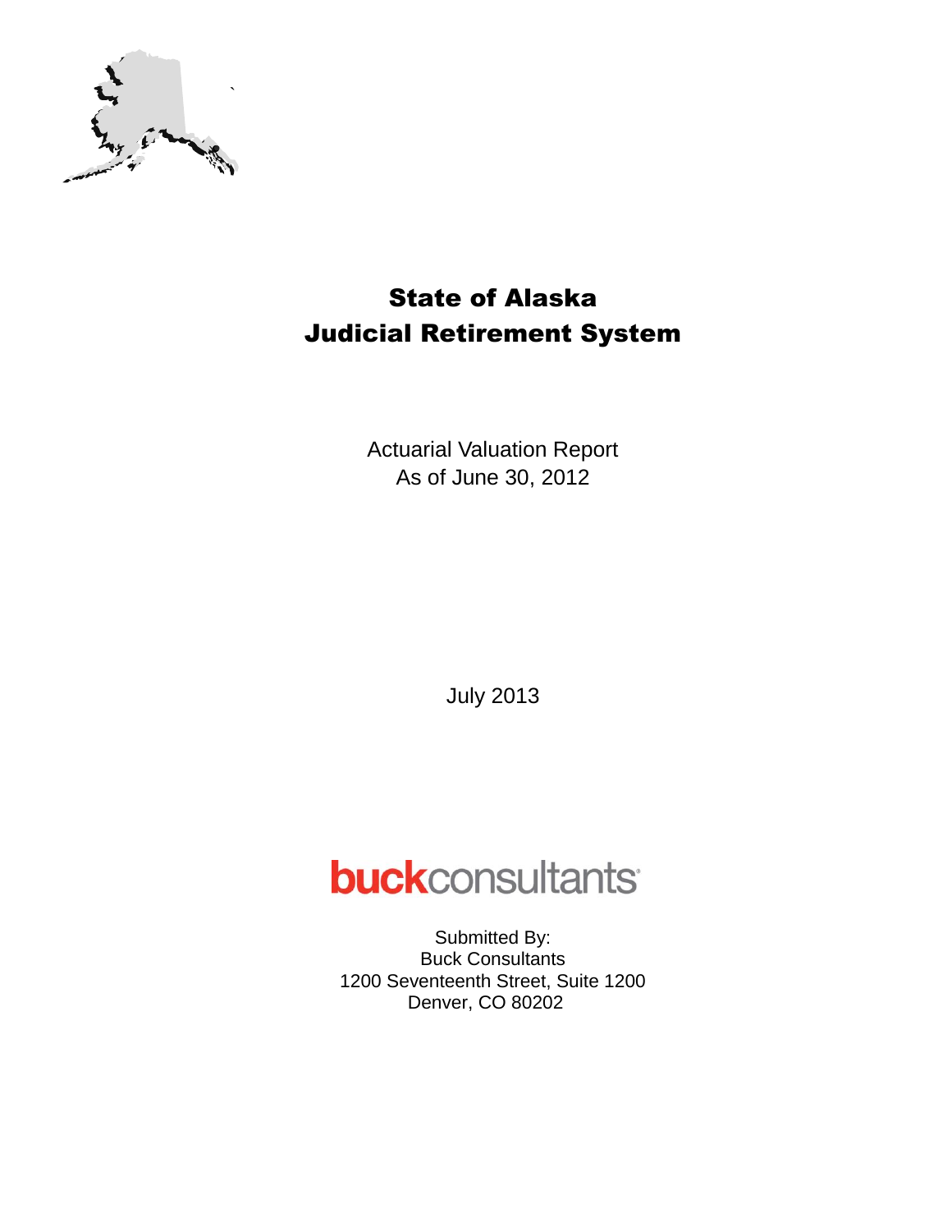# State of Alaska
# Judicial Retirement System

Actuarial Valuation Report
As of June 30, 2012

July 2013

**buck**consultants

Submitted By:
Buck Consultants
1200 Seventeenth Street, Suite 1200
Denver, CO 80202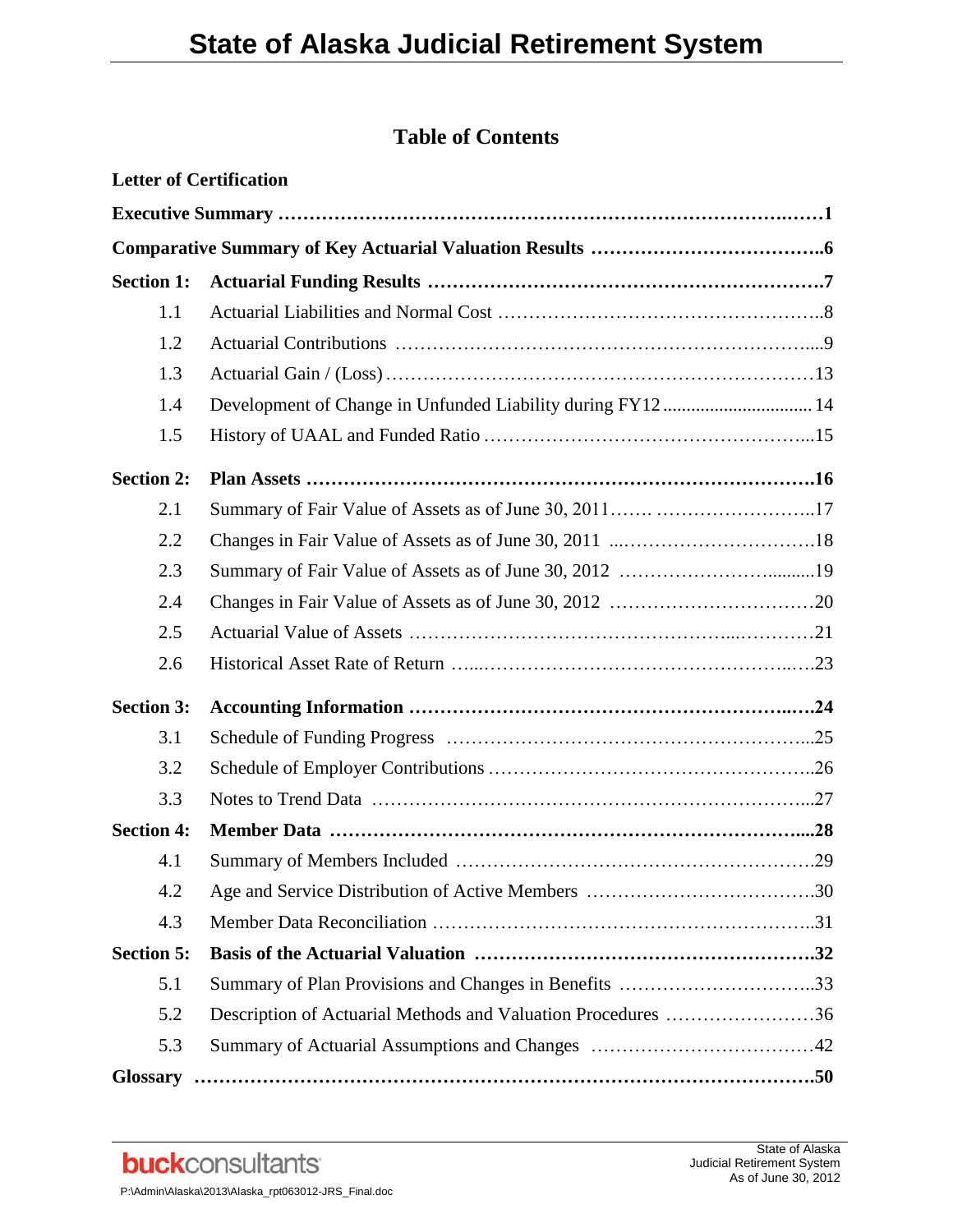## Table of Contents

**Letter of Certification**

**Executive Summary** ........ **1**

**Comparative Summary of Key Actuarial Valuation Results** ........ **6**

| | | |
|---|---|---|
| **Section 1:** | **Actuarial Funding Results** | **7** |
| 1.1 | Actuarial Liabilities and Normal Cost | 8 |
| 1.2 | Actuarial Contributions | 9 |
| 1.3 | Actuarial Gain / (Loss) | 13 |
| 1.4 | Development of Change in Unfunded Liability during FY12 | 14 |
| 1.5 | History of UAAL and Funded Ratio | 15 |
| **Section 2:** | **Plan Assets** | **16** |
| 2.1 | Summary of Fair Value of Assets as of June 30, 2011 | 17 |
| 2.2 | Changes in Fair Value of Assets as of June 30, 2011 | 18 |
| 2.3 | Summary of Fair Value of Assets as of June 30, 2012 | 19 |
| 2.4 | Changes in Fair Value of Assets as of June 30, 2012 | 20 |
| 2.5 | Actuarial Value of Assets | 21 |
| 2.6 | Historical Asset Rate of Return | 23 |
| **Section 3:** | **Accounting Information** | **24** |
| 3.1 | Schedule of Funding Progress | 25 |
| 3.2 | Schedule of Employer Contributions | 26 |
| 3.3 | Notes to Trend Data | 27 |
| **Section 4:** | **Member Data** | **28** |
| 4.1 | Summary of Members Included | 29 |
| 4.2 | Age and Service Distribution of Active Members | 30 |
| 4.3 | Member Data Reconciliation | 31 |
| **Section 5:** | **Basis of the Actuarial Valuation** | **32** |
| 5.1 | Summary of Plan Provisions and Changes in Benefits | 33 |
| 5.2 | Description of Actuarial Methods and Valuation Procedures | 36 |
| 5.3 | Summary of Actuarial Assumptions and Changes | 42 |

**Glossary** ........ **50**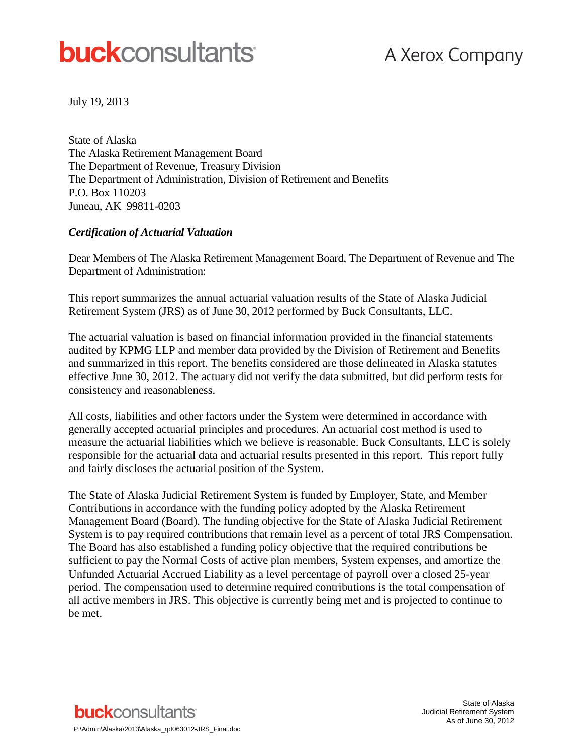July 19, 2013

State of Alaska
The Alaska Retirement Management Board
The Department of Revenue, Treasury Division
The Department of Administration, Division of Retirement and Benefits
P.O. Box 110203
Juneau, AK 99811-0203

***Certification of Actuarial Valuation***

Dear Members of The Alaska Retirement Management Board, The Department of Revenue and The Department of Administration:

This report summarizes the annual actuarial valuation results of the State of Alaska Judicial Retirement System (JRS) as of June 30, 2012 performed by Buck Consultants, LLC.

The actuarial valuation is based on financial information provided in the financial statements audited by KPMG LLP and member data provided by the Division of Retirement and Benefits and summarized in this report. The benefits considered are those delineated in Alaska statutes effective June 30, 2012. The actuary did not verify the data submitted, but did perform tests for consistency and reasonableness.

All costs, liabilities and other factors under the System were determined in accordance with generally accepted actuarial principles and procedures. An actuarial cost method is used to measure the actuarial liabilities which we believe is reasonable. Buck Consultants, LLC is solely responsible for the actuarial data and actuarial results presented in this report. This report fully and fairly discloses the actuarial position of the System.

The State of Alaska Judicial Retirement System is funded by Employer, State, and Member Contributions in accordance with the funding policy adopted by the Alaska Retirement Management Board (Board). The funding objective for the State of Alaska Judicial Retirement System is to pay required contributions that remain level as a percent of total JRS Compensation. The Board has also established a funding policy objective that the required contributions be sufficient to pay the Normal Costs of active plan members, System expenses, and amortize the Unfunded Actuarial Accrued Liability as a level percentage of payroll over a closed 25-year period. The compensation used to determine required contributions is the total compensation of all active members in JRS. This objective is currently being met and is projected to continue to be met.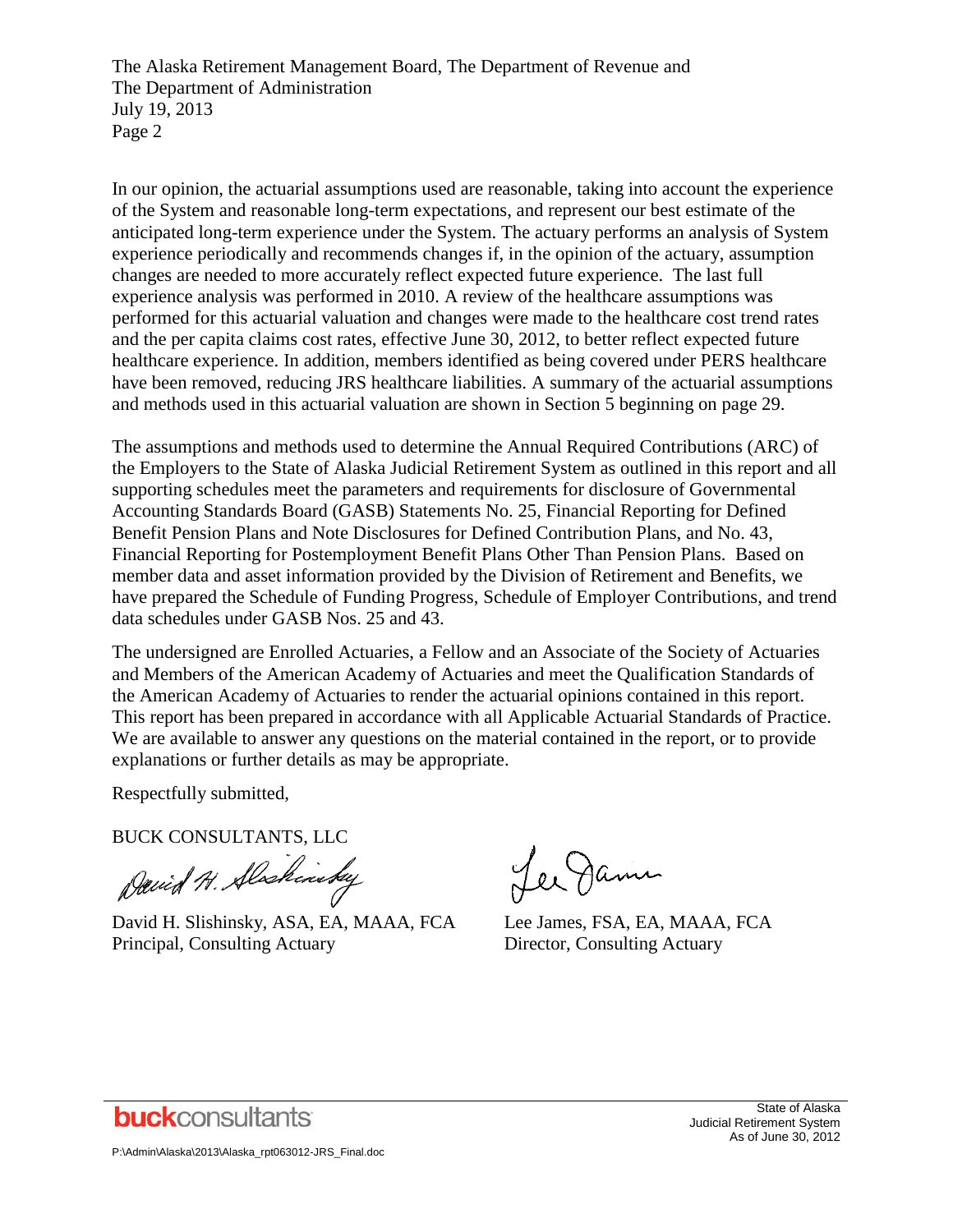In our opinion, the actuarial assumptions used are reasonable, taking into account the experience of the System and reasonable long-term expectations, and represent our best estimate of the anticipated long-term experience under the System. The actuary performs an analysis of System experience periodically and recommends changes if, in the opinion of the actuary, assumption changes are needed to more accurately reflect expected future experience. The last full experience analysis was performed in 2010. A review of the healthcare assumptions was performed for this actuarial valuation and changes were made to the healthcare cost trend rates and the per capita claims cost rates, effective June 30, 2012, to better reflect expected future healthcare experience. In addition, members identified as being covered under PERS healthcare have been removed, reducing JRS healthcare liabilities. A summary of the actuarial assumptions and methods used in this actuarial valuation are shown in Section 5 beginning on page 29.

The assumptions and methods used to determine the Annual Required Contributions (ARC) of the Employers to the State of Alaska Judicial Retirement System as outlined in this report and all supporting schedules meet the parameters and requirements for disclosure of Governmental Accounting Standards Board (GASB) Statements No. 25, Financial Reporting for Defined Benefit Pension Plans and Note Disclosures for Defined Contribution Plans, and No. 43, Financial Reporting for Postemployment Benefit Plans Other Than Pension Plans. Based on member data and asset information provided by the Division of Retirement and Benefits, we have prepared the Schedule of Funding Progress, Schedule of Employer Contributions, and trend data schedules under GASB Nos. 25 and 43.

The undersigned are Enrolled Actuaries, a Fellow and an Associate of the Society of Actuaries and Members of the American Academy of Actuaries and meet the Qualification Standards of the American Academy of Actuaries to render the actuarial opinions contained in this report. This report has been prepared in accordance with all Applicable Actuarial Standards of Practice. We are available to answer any questions on the material contained in the report, or to provide explanations or further details as may be appropriate.

Respectfully submitted,

BUCK CONSULTANTS, LLC

David H. Slishinsky, ASA, EA, MAAA, FCA
Principal, Consulting Actuary

Lee James, FSA, EA, MAAA, FCA
Director, Consulting Actuary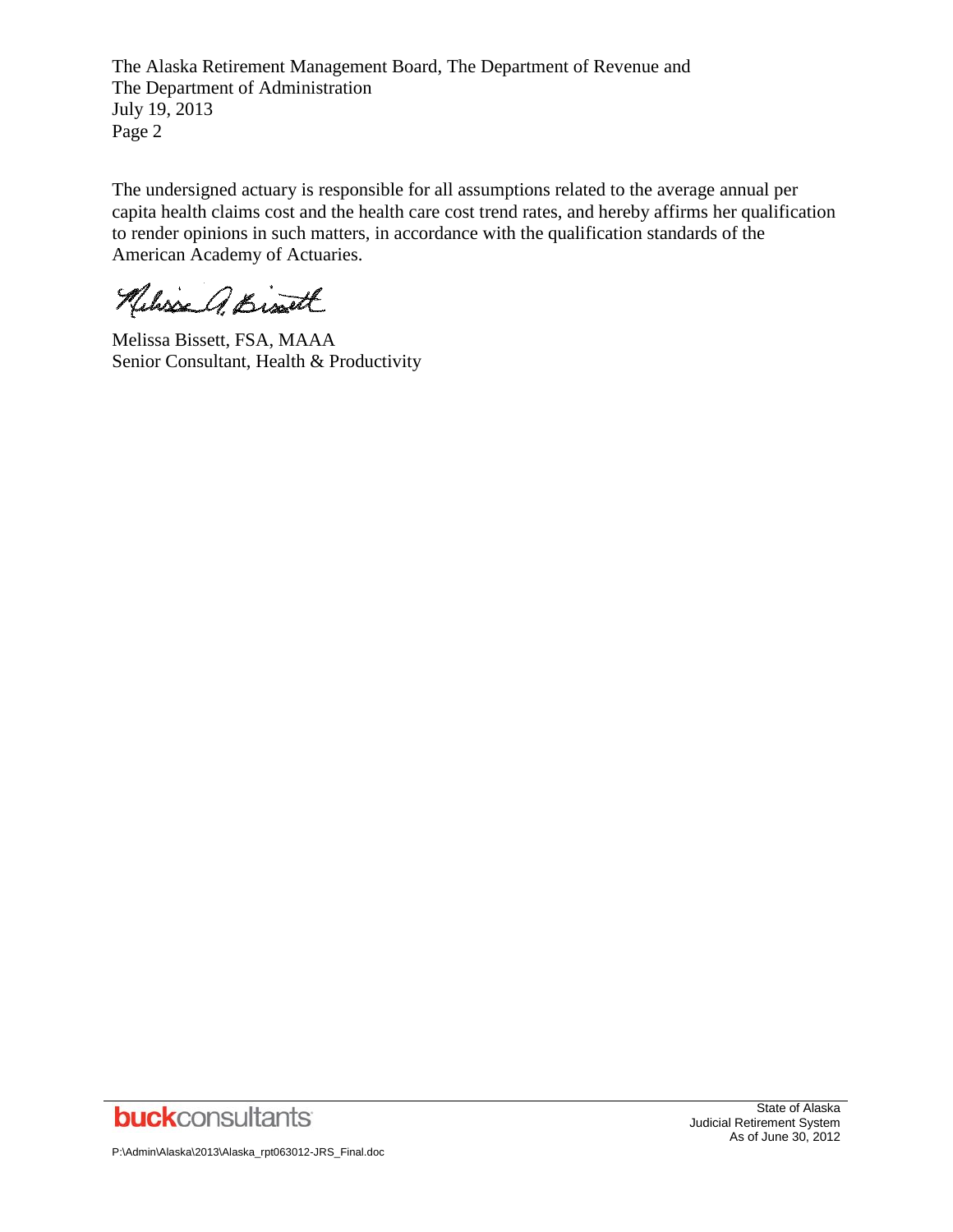The undersigned actuary is responsible for all assumptions related to the average annual per capita health claims cost and the health care cost trend rates, and hereby affirms her qualification to render opinions in such matters, in accordance with the qualification standards of the American Academy of Actuaries.

Melissa Bissett, FSA, MAAA
Senior Consultant, Health & Productivity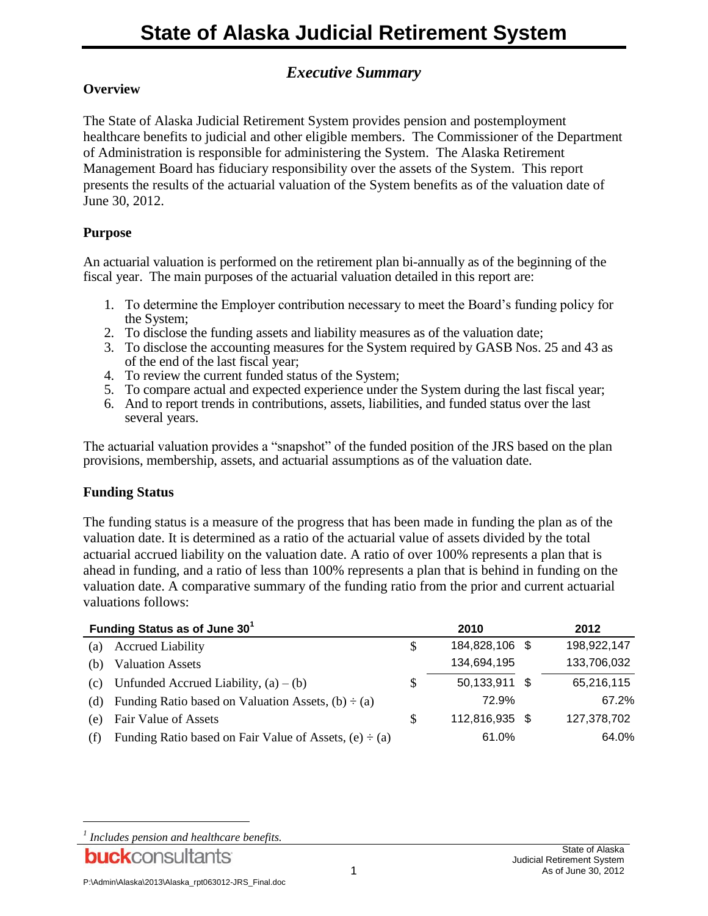## Executive Summary

### Overview

The State of Alaska Judicial Retirement System provides pension and postemployment healthcare benefits to judicial and other eligible members. The Commissioner of the Department of Administration is responsible for administering the System. The Alaska Retirement Management Board has fiduciary responsibility over the assets of the System. This report presents the results of the actuarial valuation of the System benefits as of the valuation date of June 30, 2012.

### Purpose

An actuarial valuation is performed on the retirement plan bi-annually as of the beginning of the fiscal year. The main purposes of the actuarial valuation detailed in this report are:

1. To determine the Employer contribution necessary to meet the Board's funding policy for the System;
2. To disclose the funding assets and liability measures as of the valuation date;
3. To disclose the accounting measures for the System required by GASB Nos. 25 and 43 as of the end of the last fiscal year;
4. To review the current funded status of the System;
5. To compare actual and expected experience under the System during the last fiscal year;
6. And to report trends in contributions, assets, liabilities, and funded status over the last several years.

The actuarial valuation provides a "snapshot" of the funded position of the JRS based on the plan provisions, membership, assets, and actuarial assumptions as of the valuation date.

### Funding Status

The funding status is a measure of the progress that has been made in funding the plan as of the valuation date. It is determined as a ratio of the actuarial value of assets divided by the total actuarial accrued liability on the valuation date. A ratio of over 100% represents a plan that is ahead in funding, and a ratio of less than 100% represents a plan that is behind in funding on the valuation date. A comparative summary of the funding ratio from the prior and current actuarial valuations follows:

| | Funding Status as of June 30[1] | 2010 | 2012 |
|---|---|---|---|
| (a) | Accrued Liability | $ 184,828,106 | $ 198,922,147 |
| (b) | Valuation Assets | 134,694,195 | 133,706,032 |
| (c) | Unfunded Accrued Liability, (a) – (b) | $ 50,133,911 | $ 65,216,115 |
| (d) | Funding Ratio based on Valuation Assets, (b) ÷ (a) | 72.9% | 67.2% |
| (e) | Fair Value of Assets | $ 112,816,935 | $ 127,378,702 |
| (f) | Funding Ratio based on Fair Value of Assets, (e) ÷ (a) | 61.0% | 64.0% |

[1] *Includes pension and healthcare benefits.*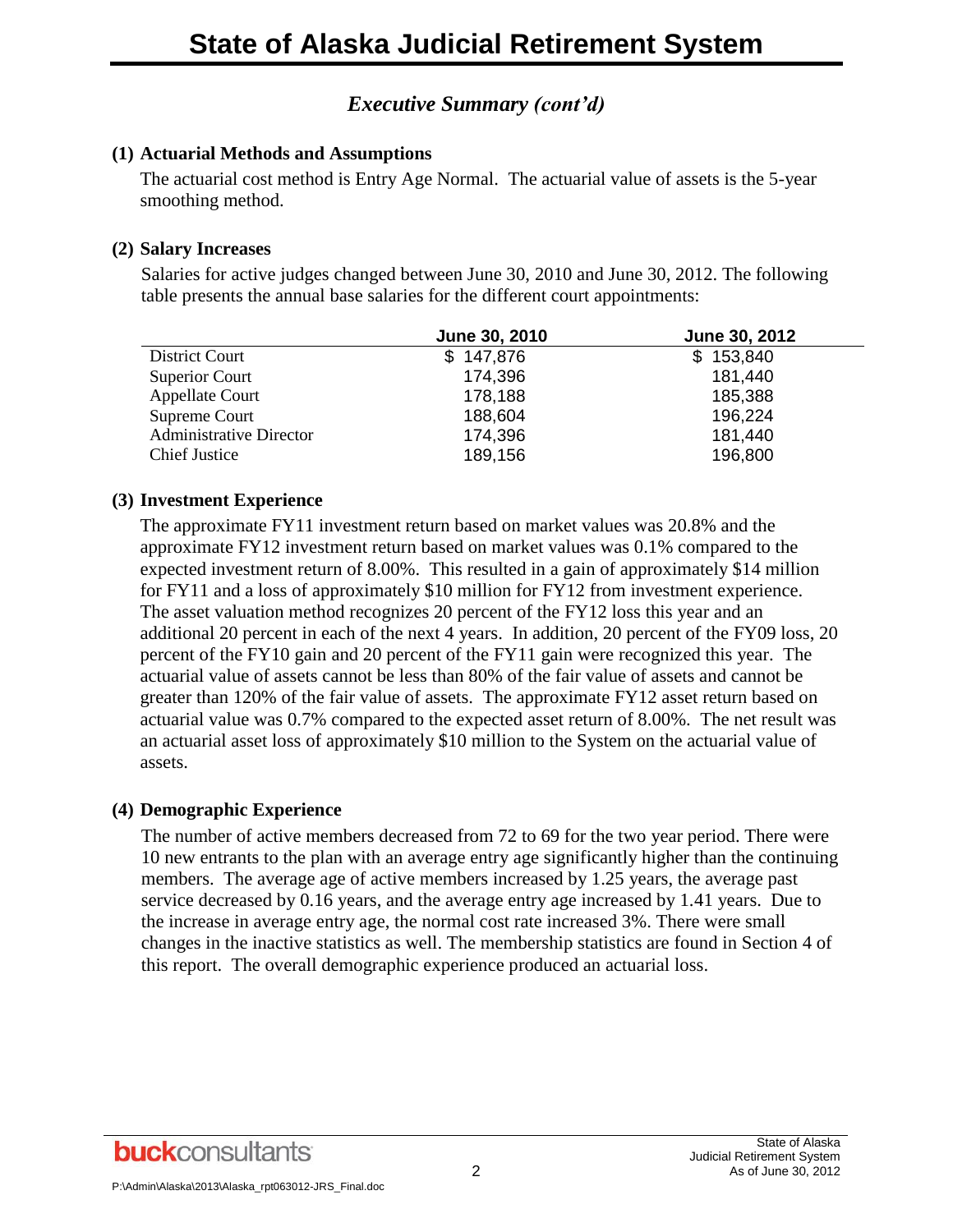## Executive Summary (cont'd)

### (1) Actuarial Methods and Assumptions

The actuarial cost method is Entry Age Normal. The actuarial value of assets is the 5-year smoothing method.

### (2) Salary Increases

Salaries for active judges changed between June 30, 2010 and June 30, 2012. The following table presents the annual base salaries for the different court appointments:

| | June 30, 2010 | June 30, 2012 |
|---|---|---|
| District Court | $ 147,876 | $ 153,840 |
| Superior Court | 174,396 | 181,440 |
| Appellate Court | 178,188 | 185,388 |
| Supreme Court | 188,604 | 196,224 |
| Administrative Director | 174,396 | 181,440 |
| Chief Justice | 189,156 | 196,800 |

### (3) Investment Experience

The approximate FY11 investment return based on market values was 20.8% and the approximate FY12 investment return based on market values was 0.1% compared to the expected investment return of 8.00%. This resulted in a gain of approximately $14 million for FY11 and a loss of approximately $10 million for FY12 from investment experience. The asset valuation method recognizes 20 percent of the FY12 loss this year and an additional 20 percent in each of the next 4 years. In addition, 20 percent of the FY09 loss, 20 percent of the FY10 gain and 20 percent of the FY11 gain were recognized this year. The actuarial value of assets cannot be less than 80% of the fair value of assets and cannot be greater than 120% of the fair value of assets. The approximate FY12 asset return based on actuarial value was 0.7% compared to the expected asset return of 8.00%. The net result was an actuarial asset loss of approximately $10 million to the System on the actuarial value of assets.

### (4) Demographic Experience

The number of active members decreased from 72 to 69 for the two year period. There were 10 new entrants to the plan with an average entry age significantly higher than the continuing members. The average age of active members increased by 1.25 years, the average past service decreased by 0.16 years, and the average entry age increased by 1.41 years. Due to the increase in average entry age, the normal cost rate increased 3%. There were small changes in the inactive statistics as well. The membership statistics are found in Section 4 of this report. The overall demographic experience produced an actuarial loss.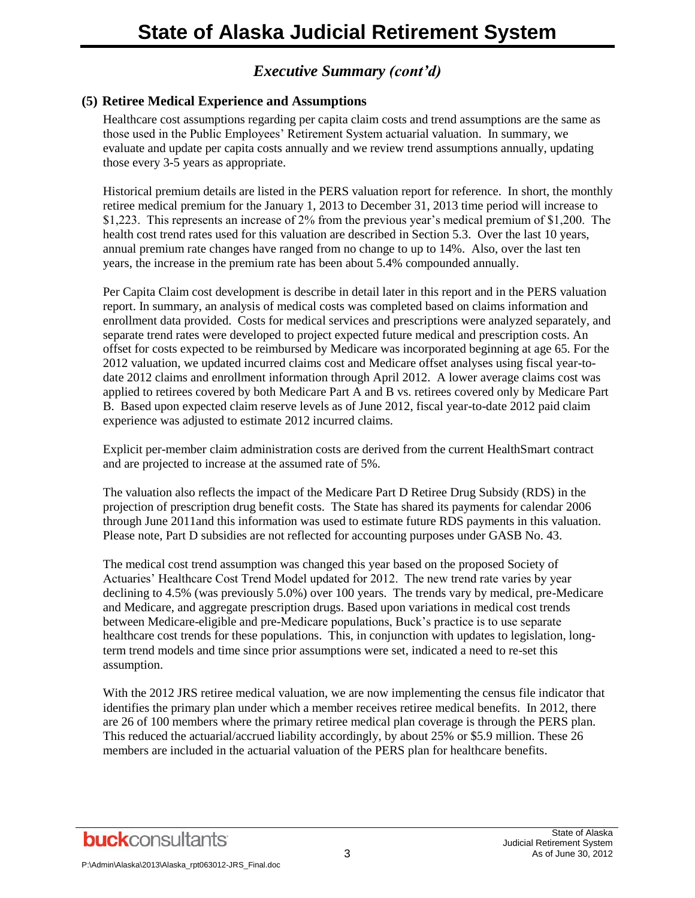## *Executive Summary (cont'd)*

### (5) Retiree Medical Experience and Assumptions

Healthcare cost assumptions regarding per capita claim costs and trend assumptions are the same as those used in the Public Employees' Retirement System actuarial valuation. In summary, we evaluate and update per capita costs annually and we review trend assumptions annually, updating those every 3-5 years as appropriate.

Historical premium details are listed in the PERS valuation report for reference. In short, the monthly retiree medical premium for the January 1, 2013 to December 31, 2013 time period will increase to \$1,223. This represents an increase of 2% from the previous year's medical premium of \$1,200. The health cost trend rates used for this valuation are described in Section 5.3. Over the last 10 years, annual premium rate changes have ranged from no change to up to 14%. Also, over the last ten years, the increase in the premium rate has been about 5.4% compounded annually.

Per Capita Claim cost development is describe in detail later in this report and in the PERS valuation report. In summary, an analysis of medical costs was completed based on claims information and enrollment data provided. Costs for medical services and prescriptions were analyzed separately, and separate trend rates were developed to project expected future medical and prescription costs. An offset for costs expected to be reimbursed by Medicare was incorporated beginning at age 65. For the 2012 valuation, we updated incurred claims cost and Medicare offset analyses using fiscal year-to-date 2012 claims and enrollment information through April 2012. A lower average claims cost was applied to retirees covered by both Medicare Part A and B vs. retirees covered only by Medicare Part B. Based upon expected claim reserve levels as of June 2012, fiscal year-to-date 2012 paid claim experience was adjusted to estimate 2012 incurred claims.

Explicit per-member claim administration costs are derived from the current HealthSmart contract and are projected to increase at the assumed rate of 5%.

The valuation also reflects the impact of the Medicare Part D Retiree Drug Subsidy (RDS) in the projection of prescription drug benefit costs. The State has shared its payments for calendar 2006 through June 2011and this information was used to estimate future RDS payments in this valuation. Please note, Part D subsidies are not reflected for accounting purposes under GASB No. 43.

The medical cost trend assumption was changed this year based on the proposed Society of Actuaries' Healthcare Cost Trend Model updated for 2012. The new trend rate varies by year declining to 4.5% (was previously 5.0%) over 100 years. The trends vary by medical, pre-Medicare and Medicare, and aggregate prescription drugs. Based upon variations in medical cost trends between Medicare-eligible and pre-Medicare populations, Buck's practice is to use separate healthcare cost trends for these populations. This, in conjunction with updates to legislation, long-term trend models and time since prior assumptions were set, indicated a need to re-set this assumption.

With the 2012 JRS retiree medical valuation, we are now implementing the census file indicator that identifies the primary plan under which a member receives retiree medical benefits. In 2012, there are 26 of 100 members where the primary retiree medical plan coverage is through the PERS plan. This reduced the actuarial/accrued liability accordingly, by about 25% or \$5.9 million. These 26 members are included in the actuarial valuation of the PERS plan for healthcare benefits.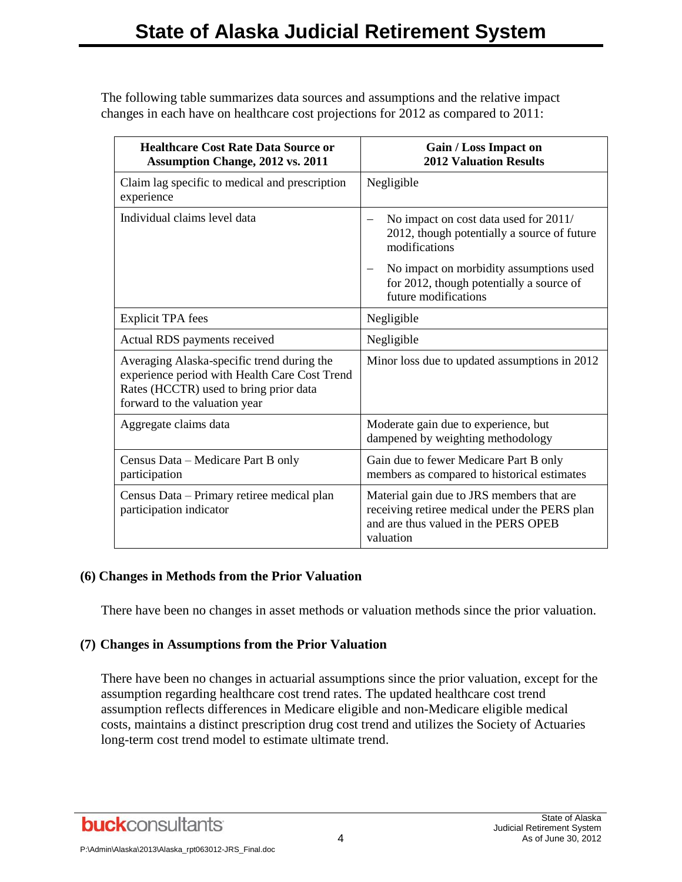The following table summarizes data sources and assumptions and the relative impact changes in each have on healthcare cost projections for 2012 as compared to 2011:

| Healthcare Cost Rate Data Source or Assumption Change, 2012 vs. 2011 | Gain / Loss Impact on 2012 Valuation Results |
|---|---|
| Claim lag specific to medical and prescription experience | Negligible |
| Individual claims level data | – No impact on cost data used for 2011/ 2012, though potentially a source of future modifications<br>– No impact on morbidity assumptions used for 2012, though potentially a source of future modifications |
| Explicit TPA fees | Negligible |
| Actual RDS payments received | Negligible |
| Averaging Alaska-specific trend during the experience period with Health Care Cost Trend Rates (HCCTR) used to bring prior data forward to the valuation year | Minor loss due to updated assumptions in 2012 |
| Aggregate claims data | Moderate gain due to experience, but dampened by weighting methodology |
| Census Data – Medicare Part B only participation | Gain due to fewer Medicare Part B only members as compared to historical estimates |
| Census Data – Primary retiree medical plan participation indicator | Material gain due to JRS members that are receiving retiree medical under the PERS plan and are thus valued in the PERS OPEB valuation |

**(6) Changes in Methods from the Prior Valuation**

There have been no changes in asset methods or valuation methods since the prior valuation.

**(7) Changes in Assumptions from the Prior Valuation**

There have been no changes in actuarial assumptions since the prior valuation, except for the assumption regarding healthcare cost trend rates. The updated healthcare cost trend assumption reflects differences in Medicare eligible and non-Medicare eligible medical costs, maintains a distinct prescription drug cost trend and utilizes the Society of Actuaries long-term cost trend model to estimate ultimate trend.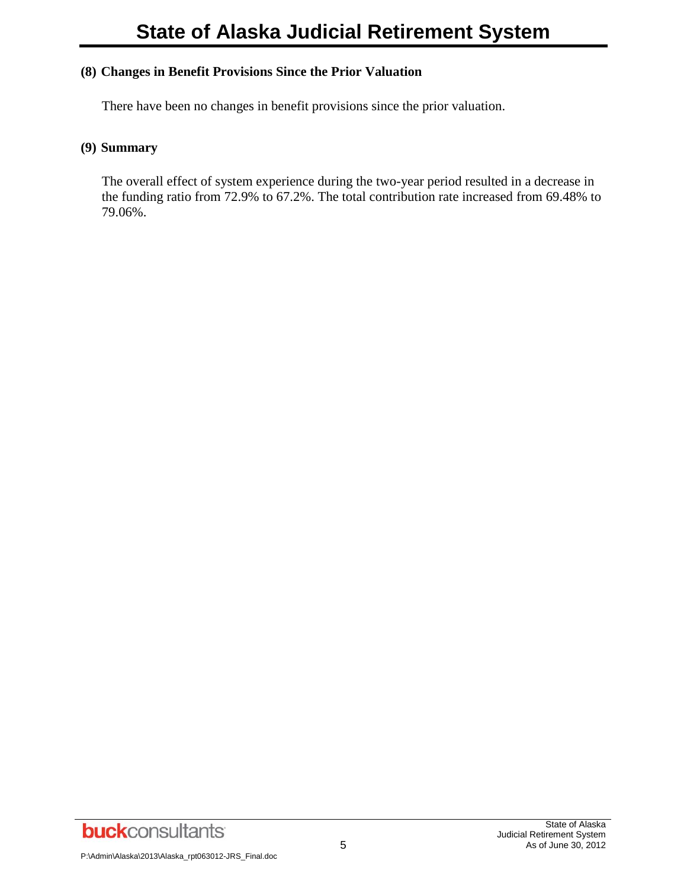### (8) Changes in Benefit Provisions Since the Prior Valuation

There have been no changes in benefit provisions since the prior valuation.

### (9) Summary

The overall effect of system experience during the two-year period resulted in a decrease in the funding ratio from 72.9% to 67.2%. The total contribution rate increased from 69.48% to 79.06%.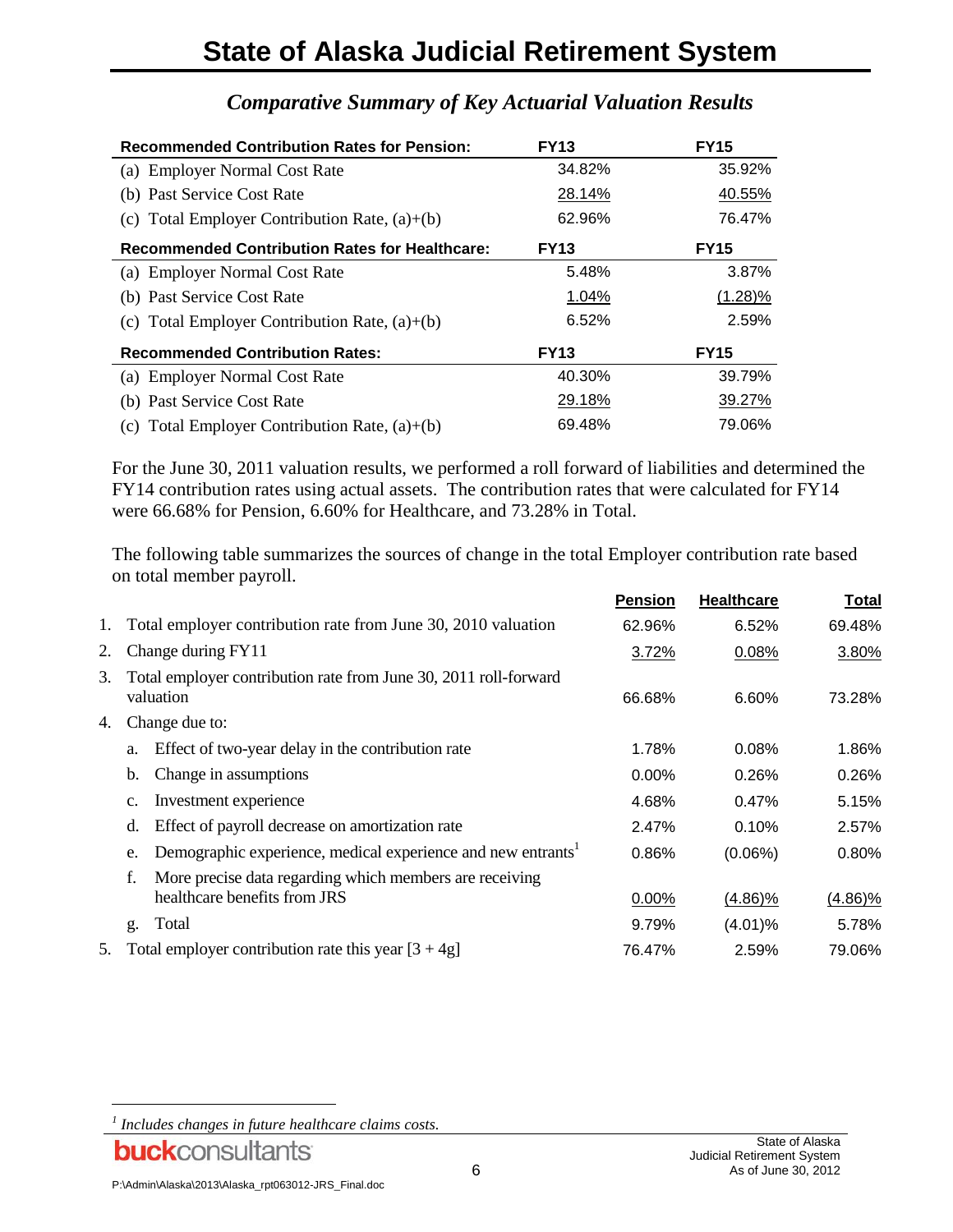# State of Alaska Judicial Retirement System

## *Comparative Summary of Key Actuarial Valuation Results*

| Recommended Contribution Rates for Pension: | FY13 | FY15 |
|---|---|---|
| (a) Employer Normal Cost Rate | 34.82% | 35.92% |
| (b) Past Service Cost Rate | 28.14% | 40.55% |
| (c) Total Employer Contribution Rate, (a)+(b) | 62.96% | 76.47% |

| Recommended Contribution Rates for Healthcare: | FY13 | FY15 |
|---|---|---|
| (a) Employer Normal Cost Rate | 5.48% | 3.87% |
| (b) Past Service Cost Rate | 1.04% | (1.28)% |
| (c) Total Employer Contribution Rate, (a)+(b) | 6.52% | 2.59% |

| Recommended Contribution Rates: | FY13 | FY15 |
|---|---|---|
| (a) Employer Normal Cost Rate | 40.30% | 39.79% |
| (b) Past Service Cost Rate | 29.18% | 39.27% |
| (c) Total Employer Contribution Rate, (a)+(b) | 69.48% | 79.06% |

For the June 30, 2011 valuation results, we performed a roll forward of liabilities and determined the FY14 contribution rates using actual assets. The contribution rates that were calculated for FY14 were 66.68% for Pension, 6.60% for Healthcare, and 73.28% in Total.

The following table summarizes the sources of change in the total Employer contribution rate based on total member payroll.

| | Pension | Healthcare | Total |
|---|---|---|---|
| 1. Total employer contribution rate from June 30, 2010 valuation | 62.96% | 6.52% | 69.48% |
| 2. Change during FY11 | 3.72% | 0.08% | 3.80% |
| 3. Total employer contribution rate from June 30, 2011 roll-forward valuation | 66.68% | 6.60% | 73.28% |
| 4. Change due to: | | | |
| a. Effect of two-year delay in the contribution rate | 1.78% | 0.08% | 1.86% |
| b. Change in assumptions | 0.00% | 0.26% | 0.26% |
| c. Investment experience | 4.68% | 0.47% | 5.15% |
| d. Effect of payroll decrease on amortization rate | 2.47% | 0.10% | 2.57% |
| e. Demographic experience, medical experience and new entrants[1] | 0.86% | (0.06%) | 0.80% |
| f. More precise data regarding which members are receiving healthcare benefits from JRS | 0.00% | (4.86)% | (4.86)% |
| g. Total | 9.79% | (4.01)% | 5.78% |
| 5. Total employer contribution rate this year [3 + 4g] | 76.47% | 2.59% | 79.06% |

[1] *Includes changes in future healthcare claims costs.*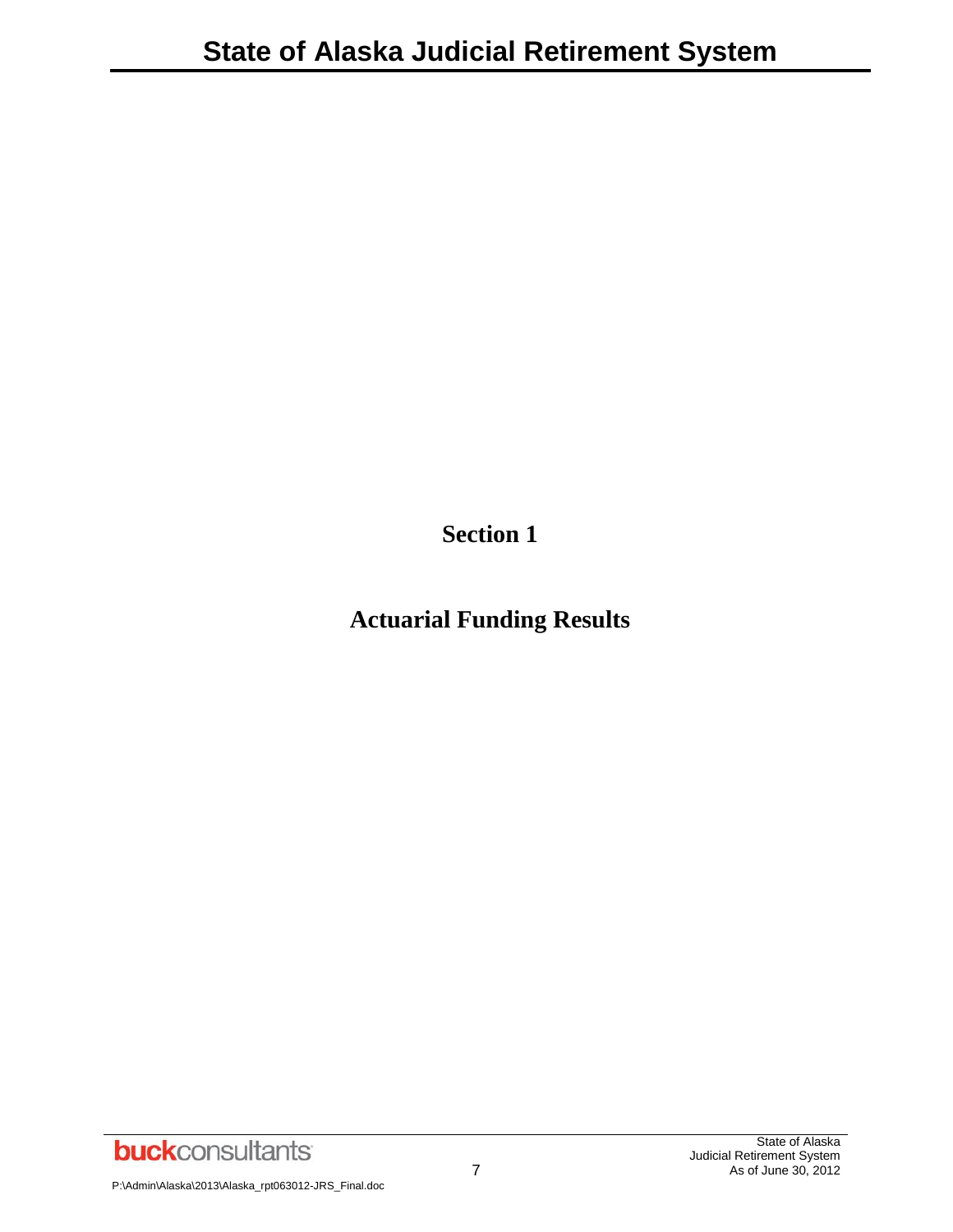# Section 1

# Actuarial Funding Results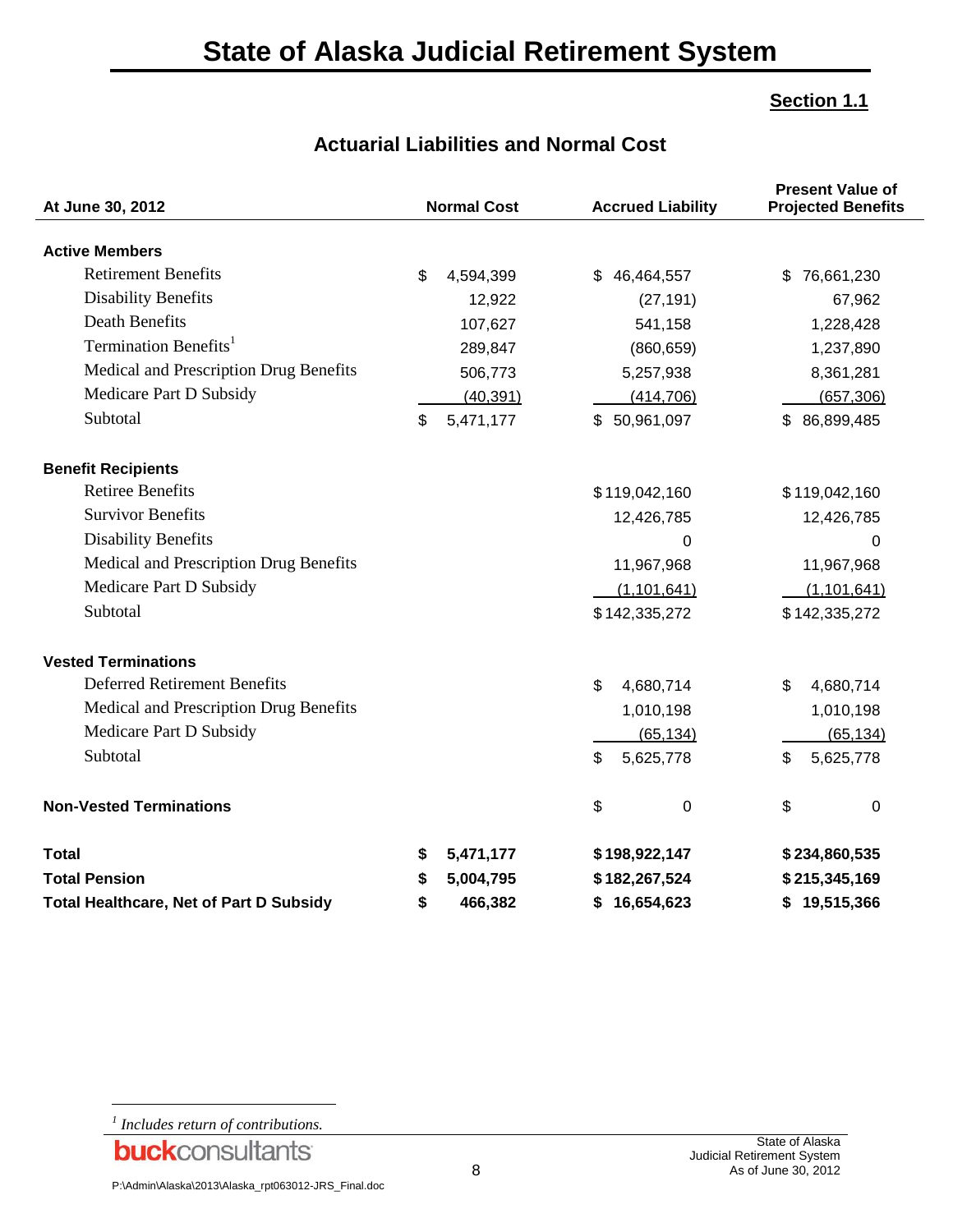# State of Alaska Judicial Retirement System

## Section 1.1

### Actuarial Liabilities and Normal Cost

| At June 30, 2012 | Normal Cost | Accrued Liability | Present Value of Projected Benefits |
|---|---|---|---|
| **Active Members** | | | |
| Retirement Benefits | $ 4,594,399 | $ 46,464,557 | $ 76,661,230 |
| Disability Benefits | 12,922 | (27,191) | 67,962 |
| Death Benefits | 107,627 | 541,158 | 1,228,428 |
| Termination Benefits[1] | 289,847 | (860,659) | 1,237,890 |
| Medical and Prescription Drug Benefits | 506,773 | 5,257,938 | 8,361,281 |
| Medicare Part D Subsidy | (40,391) | (414,706) | (657,306) |
| Subtotal | $ 5,471,177 | $ 50,961,097 | $ 86,899,485 |
| **Benefit Recipients** | | | |
| Retiree Benefits | | $ 119,042,160 | $ 119,042,160 |
| Survivor Benefits | | 12,426,785 | 12,426,785 |
| Disability Benefits | | 0 | 0 |
| Medical and Prescription Drug Benefits | | 11,967,968 | 11,967,968 |
| Medicare Part D Subsidy | | (1,101,641) | (1,101,641) |
| Subtotal | | $ 142,335,272 | $ 142,335,272 |
| **Vested Terminations** | | | |
| Deferred Retirement Benefits | | $ 4,680,714 | $ 4,680,714 |
| Medical and Prescription Drug Benefits | | 1,010,198 | 1,010,198 |
| Medicare Part D Subsidy | | (65,134) | (65,134) |
| Subtotal | | $ 5,625,778 | $ 5,625,778 |
| **Non-Vested Terminations** | | $ 0 | $ 0 |
| **Total** | **$ 5,471,177** | **$ 198,922,147** | **$ 234,860,535** |
| **Total Pension** | **$ 5,004,795** | **$ 182,267,524** | **$ 215,345,169** |
| **Total Healthcare, Net of Part D Subsidy** | **$ 466,382** | **$ 16,654,623** | **$ 19,515,366** |

[1] *Includes return of contributions.*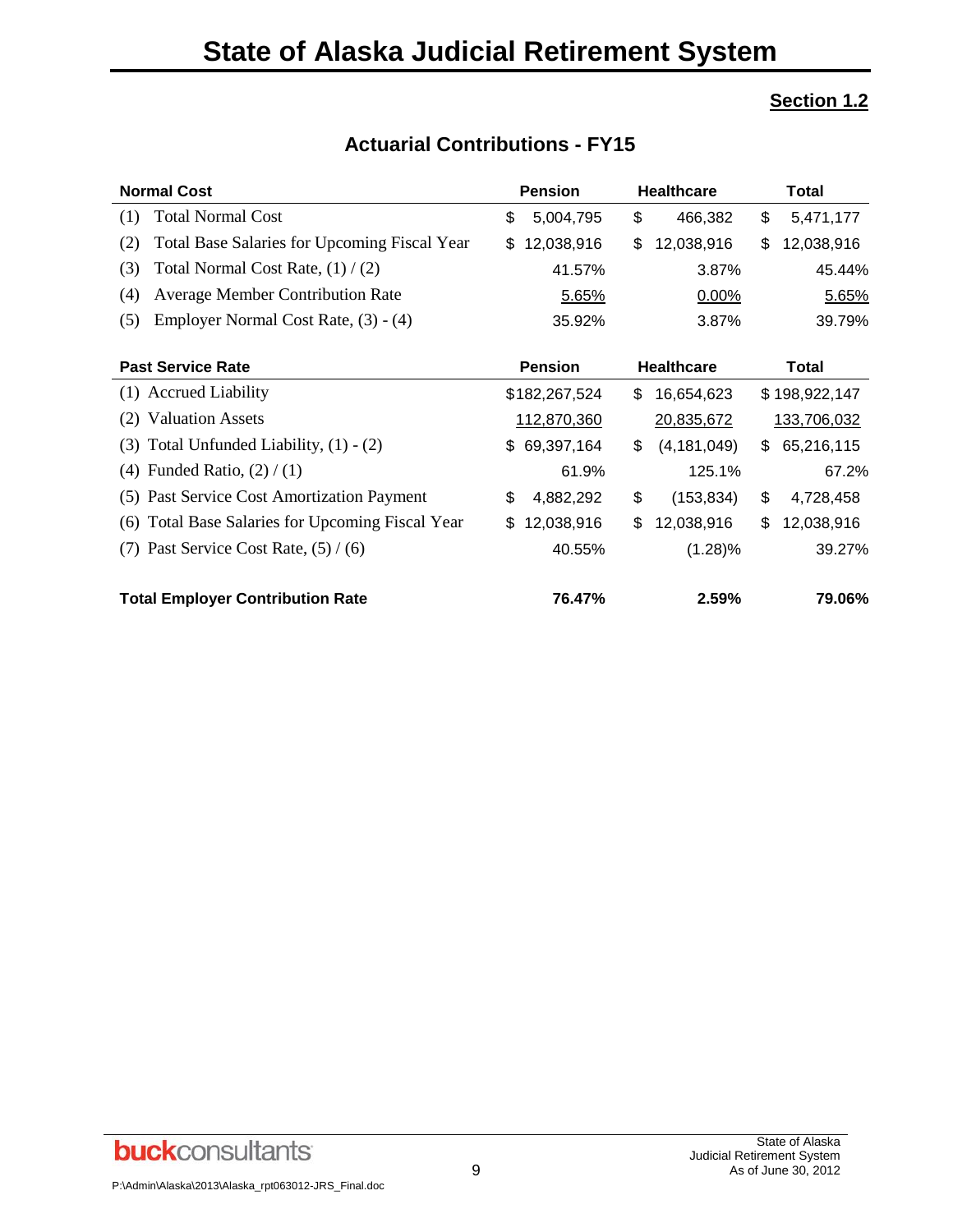# State of Alaska Judicial Retirement System

**Section 1.2**

## Actuarial Contributions - FY15

| Normal Cost | Pension | Healthcare | Total |
|---|---|---|---|
| (1) Total Normal Cost | $ 5,004,795 | $ 466,382 | $ 5,471,177 |
| (2) Total Base Salaries for Upcoming Fiscal Year | $ 12,038,916 | $ 12,038,916 | $ 12,038,916 |
| (3) Total Normal Cost Rate, (1) / (2) | 41.57% | 3.87% | 45.44% |
| (4) Average Member Contribution Rate | 5.65% | 0.00% | 5.65% |
| (5) Employer Normal Cost Rate, (3) - (4) | 35.92% | 3.87% | 39.79% |

| Past Service Rate | Pension | Healthcare | Total |
|---|---|---|---|
| (1) Accrued Liability | $182,267,524 | $ 16,654,623 | $ 198,922,147 |
| (2) Valuation Assets | 112,870,360 | 20,835,672 | 133,706,032 |
| (3) Total Unfunded Liability, (1) - (2) | $ 69,397,164 | $ (4,181,049) | $ 65,216,115 |
| (4) Funded Ratio, (2) / (1) | 61.9% | 125.1% | 67.2% |
| (5) Past Service Cost Amortization Payment | $ 4,882,292 | $ (153,834) | $ 4,728,458 |
| (6) Total Base Salaries for Upcoming Fiscal Year | $ 12,038,916 | $ 12,038,916 | $ 12,038,916 |
| (7) Past Service Cost Rate, (5) / (6) | 40.55% | (1.28)% | 39.27% |
| **Total Employer Contribution Rate** | **76.47%** | **2.59%** | **79.06%** |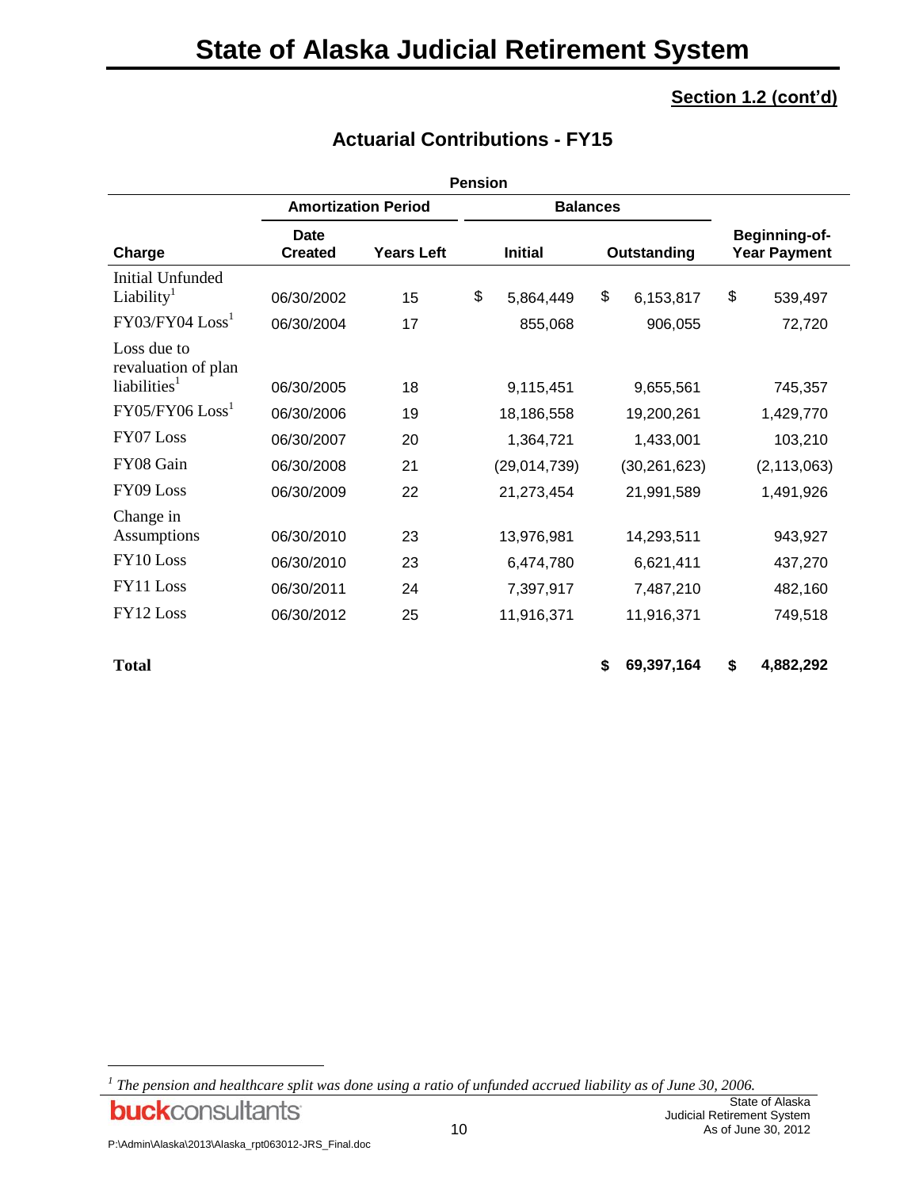## Section 1.2 (cont'd)

## Actuarial Contributions - FY15

| | Pension | | | | |
|---|---|---|---|---|---|
| | Amortization Period | | Balances | | |
| Charge | Date Created | Years Left | Initial | Outstanding | Beginning-of-Year Payment |
| Initial Unfunded Liability[1] | 06/30/2002 | 15 | $ 5,864,449 | $ 6,153,817 | $ 539,497 |
| FY03/FY04 Loss[1] | 06/30/2004 | 17 | 855,068 | 906,055 | 72,720 |
| Loss due to revaluation of plan liabilities[1] | 06/30/2005 | 18 | 9,115,451 | 9,655,561 | 745,357 |
| FY05/FY06 Loss[1] | 06/30/2006 | 19 | 18,186,558 | 19,200,261 | 1,429,770 |
| FY07 Loss | 06/30/2007 | 20 | 1,364,721 | 1,433,001 | 103,210 |
| FY08 Gain | 06/30/2008 | 21 | (29,014,739) | (30,261,623) | (2,113,063) |
| FY09 Loss | 06/30/2009 | 22 | 21,273,454 | 21,991,589 | 1,491,926 |
| Change in Assumptions | 06/30/2010 | 23 | 13,976,981 | 14,293,511 | 943,927 |
| FY10 Loss | 06/30/2010 | 23 | 6,474,780 | 6,621,411 | 437,270 |
| FY11 Loss | 06/30/2011 | 24 | 7,397,917 | 7,487,210 | 482,160 |
| FY12 Loss | 06/30/2012 | 25 | 11,916,371 | 11,916,371 | 749,518 |
| **Total** | | | | **$ 69,397,164** | **$ 4,882,292** |

[1] *The pension and healthcare split was done using a ratio of unfunded accrued liability as of June 30, 2006.*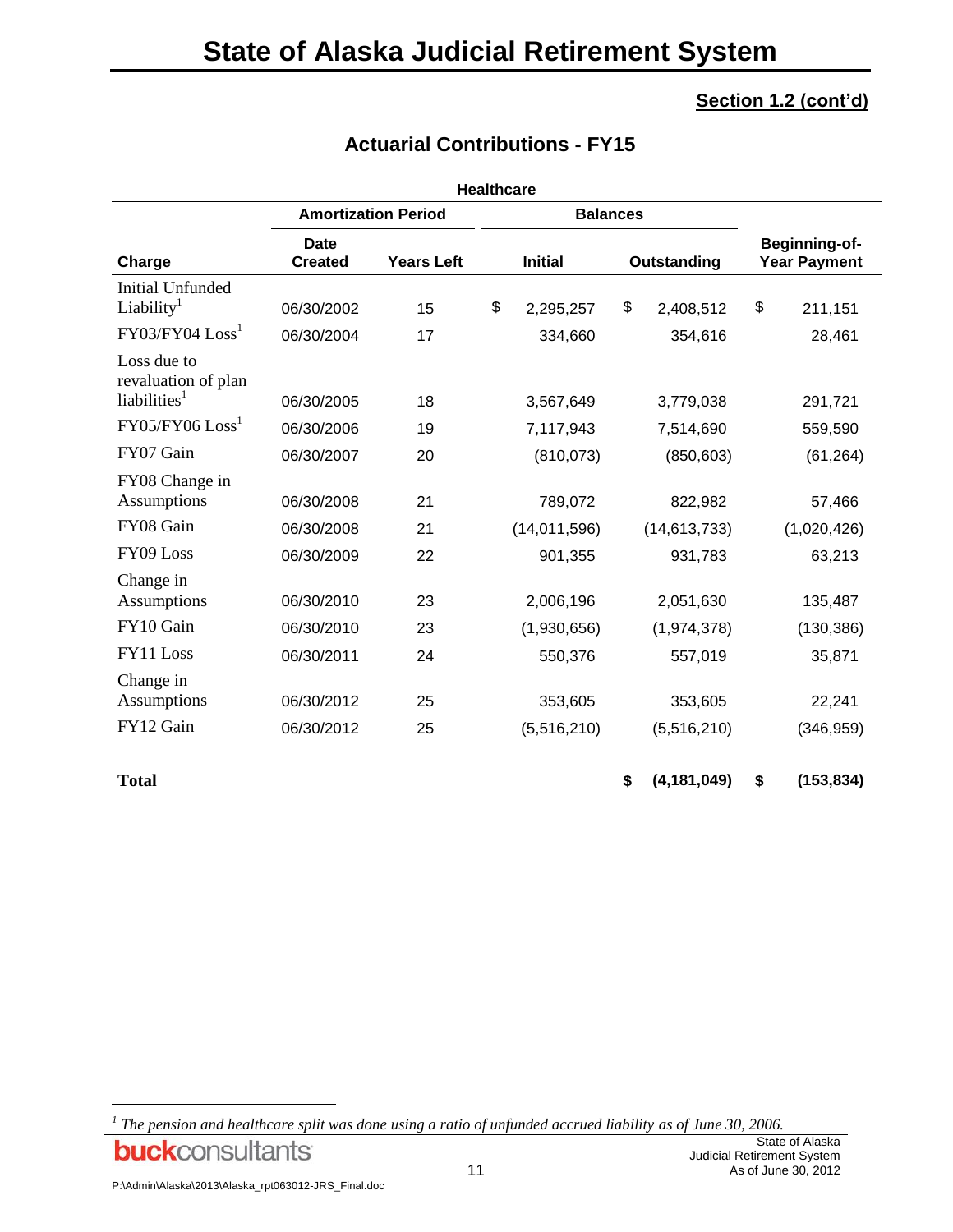# State of Alaska Judicial Retirement System

**Section 1.2 (cont'd)**

## Actuarial Contributions - FY15

| Healthcare | | | | | |
|---|---|---|---|---|---|
| | Amortization Period | | Balances | | |
| Charge | Date Created | Years Left | Initial | Outstanding | Beginning-of-Year Payment |
| Initial Unfunded Liability[1] | 06/30/2002 | 15 | $ 2,295,257 | $ 2,408,512 | $ 211,151 |
| FY03/FY04 Loss[1] | 06/30/2004 | 17 | 334,660 | 354,616 | 28,461 |
| Loss due to revaluation of plan liabilities[1] | 06/30/2005 | 18 | 3,567,649 | 3,779,038 | 291,721 |
| FY05/FY06 Loss[1] | 06/30/2006 | 19 | 7,117,943 | 7,514,690 | 559,590 |
| FY07 Gain | 06/30/2007 | 20 | (810,073) | (850,603) | (61,264) |
| FY08 Change in Assumptions | 06/30/2008 | 21 | 789,072 | 822,982 | 57,466 |
| FY08 Gain | 06/30/2008 | 21 | (14,011,596) | (14,613,733) | (1,020,426) |
| FY09 Loss | 06/30/2009 | 22 | 901,355 | 931,783 | 63,213 |
| Change in Assumptions | 06/30/2010 | 23 | 2,006,196 | 2,051,630 | 135,487 |
| FY10 Gain | 06/30/2010 | 23 | (1,930,656) | (1,974,378) | (130,386) |
| FY11 Loss | 06/30/2011 | 24 | 550,376 | 557,019 | 35,871 |
| Change in Assumptions | 06/30/2012 | 25 | 353,605 | 353,605 | 22,241 |
| FY12 Gain | 06/30/2012 | 25 | (5,516,210) | (5,516,210) | (346,959) |
| **Total** | | | | **$ (4,181,049)** | **$ (153,834)** |

[1] *The pension and healthcare split was done using a ratio of unfunded accrued liability as of June 30, 2006.*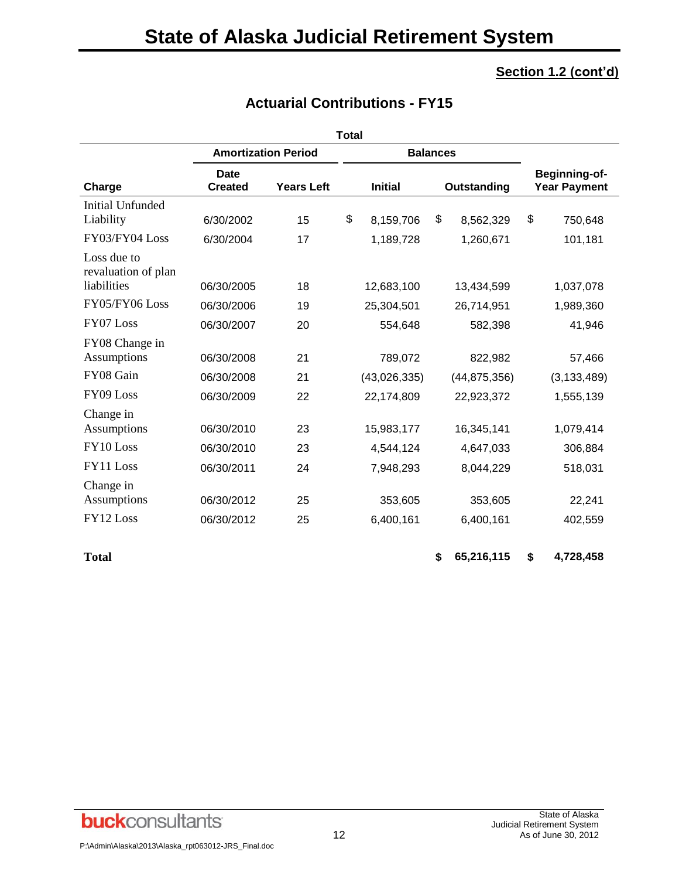# State of Alaska Judicial Retirement System

**Section 1.2 (cont'd)**

## Actuarial Contributions - FY15

| | Total | | | | |
|---|---|---|---|---|---|
| | Amortization Period | | Balances | | |
| Charge | Date Created | Years Left | Initial | Outstanding | Beginning-of-Year Payment |
| Initial Unfunded Liability | 6/30/2002 | 15 | $ 8,159,706 | $ 8,562,329 | $ 750,648 |
| FY03/FY04 Loss | 6/30/2004 | 17 | 1,189,728 | 1,260,671 | 101,181 |
| Loss due to revaluation of plan liabilities | 06/30/2005 | 18 | 12,683,100 | 13,434,599 | 1,037,078 |
| FY05/FY06 Loss | 06/30/2006 | 19 | 25,304,501 | 26,714,951 | 1,989,360 |
| FY07 Loss | 06/30/2007 | 20 | 554,648 | 582,398 | 41,946 |
| FY08 Change in Assumptions | 06/30/2008 | 21 | 789,072 | 822,982 | 57,466 |
| FY08 Gain | 06/30/2008 | 21 | (43,026,335) | (44,875,356) | (3,133,489) |
| FY09 Loss | 06/30/2009 | 22 | 22,174,809 | 22,923,372 | 1,555,139 |
| Change in Assumptions | 06/30/2010 | 23 | 15,983,177 | 16,345,141 | 1,079,414 |
| FY10 Loss | 06/30/2010 | 23 | 4,544,124 | 4,647,033 | 306,884 |
| FY11 Loss | 06/30/2011 | 24 | 7,948,293 | 8,044,229 | 518,031 |
| Change in Assumptions | 06/30/2012 | 25 | 353,605 | 353,605 | 22,241 |
| FY12 Loss | 06/30/2012 | 25 | 6,400,161 | 6,400,161 | 402,559 |
| **Total** | | | | **$ 65,216,115** | **$ 4,728,458** |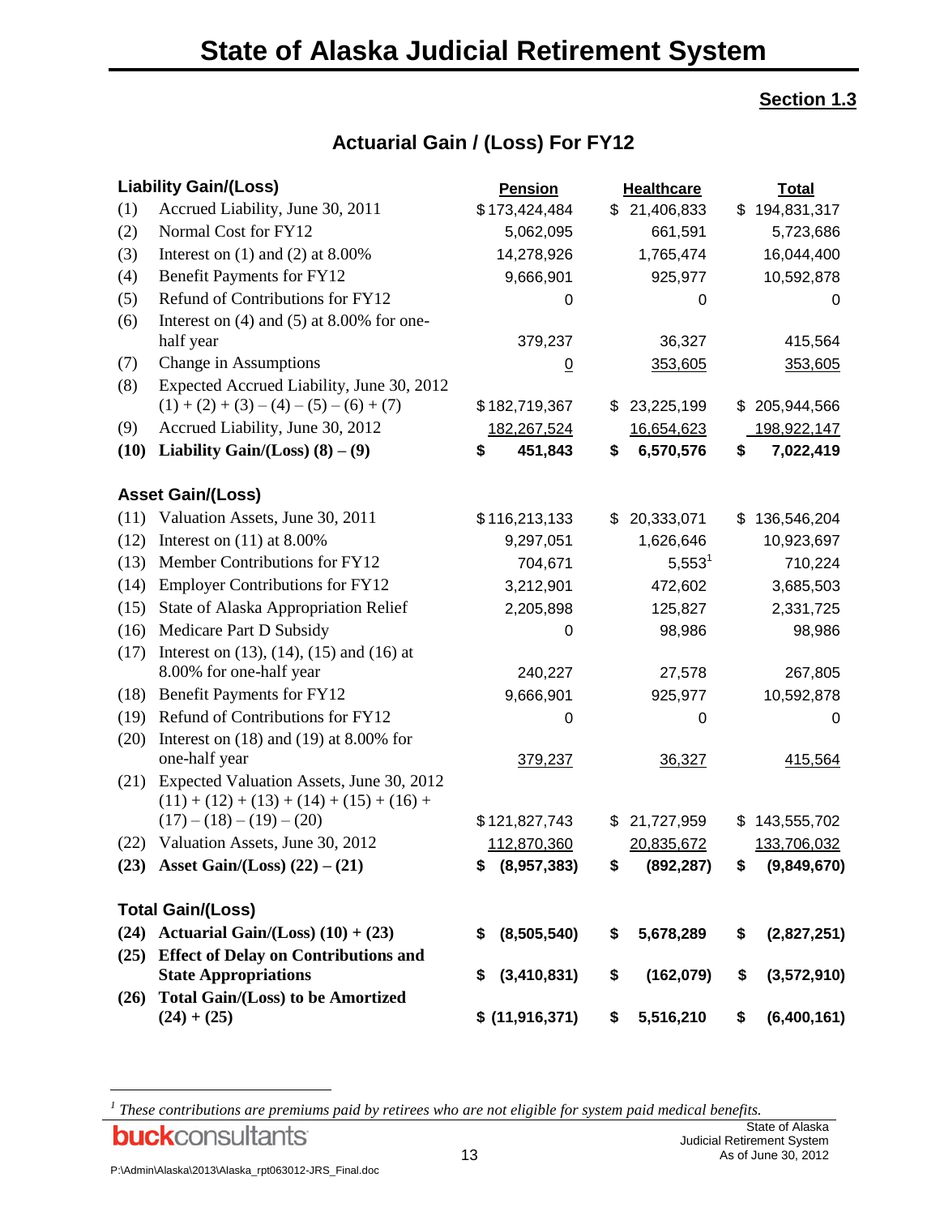# State of Alaska Judicial Retirement System

**Section 1.3**

## Actuarial Gain / (Loss) For FY12

| | Liability Gain/(Loss) | Pension | Healthcare | Total |
|---|---|---|---|---|
| (1) | Accrued Liability, June 30, 2011 | $173,424,484 | $ 21,406,833 | $ 194,831,317 |
| (2) | Normal Cost for FY12 | 5,062,095 | 661,591 | 5,723,686 |
| (3) | Interest on (1) and (2) at 8.00% | 14,278,926 | 1,765,474 | 16,044,400 |
| (4) | Benefit Payments for FY12 | 9,666,901 | 925,977 | 10,592,878 |
| (5) | Refund of Contributions for FY12 | 0 | 0 | 0 |
| (6) | Interest on (4) and (5) at 8.00% for one-half year | 379,237 | 36,327 | 415,564 |
| (7) | Change in Assumptions | 0 | 353,605 | 353,605 |
| (8) | Expected Accrued Liability, June 30, 2012 (1) + (2) + (3) – (4) – (5) – (6) + (7) | $182,719,367 | $ 23,225,199 | $ 205,944,566 |
| (9) | Accrued Liability, June 30, 2012 | 182,267,524 | 16,654,623 | 198,922,147 |
| **(10)** | **Liability Gain/(Loss) (8) – (9)** | **$ 451,843** | **$ 6,570,576** | **$ 7,022,419** |
| | **Asset Gain/(Loss)** | | | |
| (11) | Valuation Assets, June 30, 2011 | $116,213,133 | $ 20,333,071 | $ 136,546,204 |
| (12) | Interest on (11) at 8.00% | 9,297,051 | 1,626,646 | 10,923,697 |
| (13) | Member Contributions for FY12 | 704,671 | 5,553[1] | 710,224 |
| (14) | Employer Contributions for FY12 | 3,212,901 | 472,602 | 3,685,503 |
| (15) | State of Alaska Appropriation Relief | 2,205,898 | 125,827 | 2,331,725 |
| (16) | Medicare Part D Subsidy | 0 | 98,986 | 98,986 |
| (17) | Interest on (13), (14), (15) and (16) at 8.00% for one-half year | 240,227 | 27,578 | 267,805 |
| (18) | Benefit Payments for FY12 | 9,666,901 | 925,977 | 10,592,878 |
| (19) | Refund of Contributions for FY12 | 0 | 0 | 0 |
| (20) | Interest on (18) and (19) at 8.00% for one-half year | 379,237 | 36,327 | 415,564 |
| (21) | Expected Valuation Assets, June 30, 2012 (11) + (12) + (13) + (14) + (15) + (16) + (17) – (18) – (19) – (20) | $121,827,743 | $ 21,727,959 | $ 143,555,702 |
| (22) | Valuation Assets, June 30, 2012 | 112,870,360 | 20,835,672 | 133,706,032 |
| **(23)** | **Asset Gain/(Loss) (22) – (21)** | **$ (8,957,383)** | **$ (892,287)** | **$ (9,849,670)** |
| | **Total Gain/(Loss)** | | | |
| **(24)** | **Actuarial Gain/(Loss) (10) + (23)** | **$ (8,505,540)** | **$ 5,678,289** | **$ (2,827,251)** |
| **(25)** | **Effect of Delay on Contributions and State Appropriations** | **$ (3,410,831)** | **$ (162,079)** | **$ (3,572,910)** |
| **(26)** | **Total Gain/(Loss) to be Amortized (24) + (25)** | **$ (11,916,371)** | **$ 5,516,210** | **$ (6,400,161)** |

[1] *These contributions are premiums paid by retirees who are not eligible for system paid medical benefits.*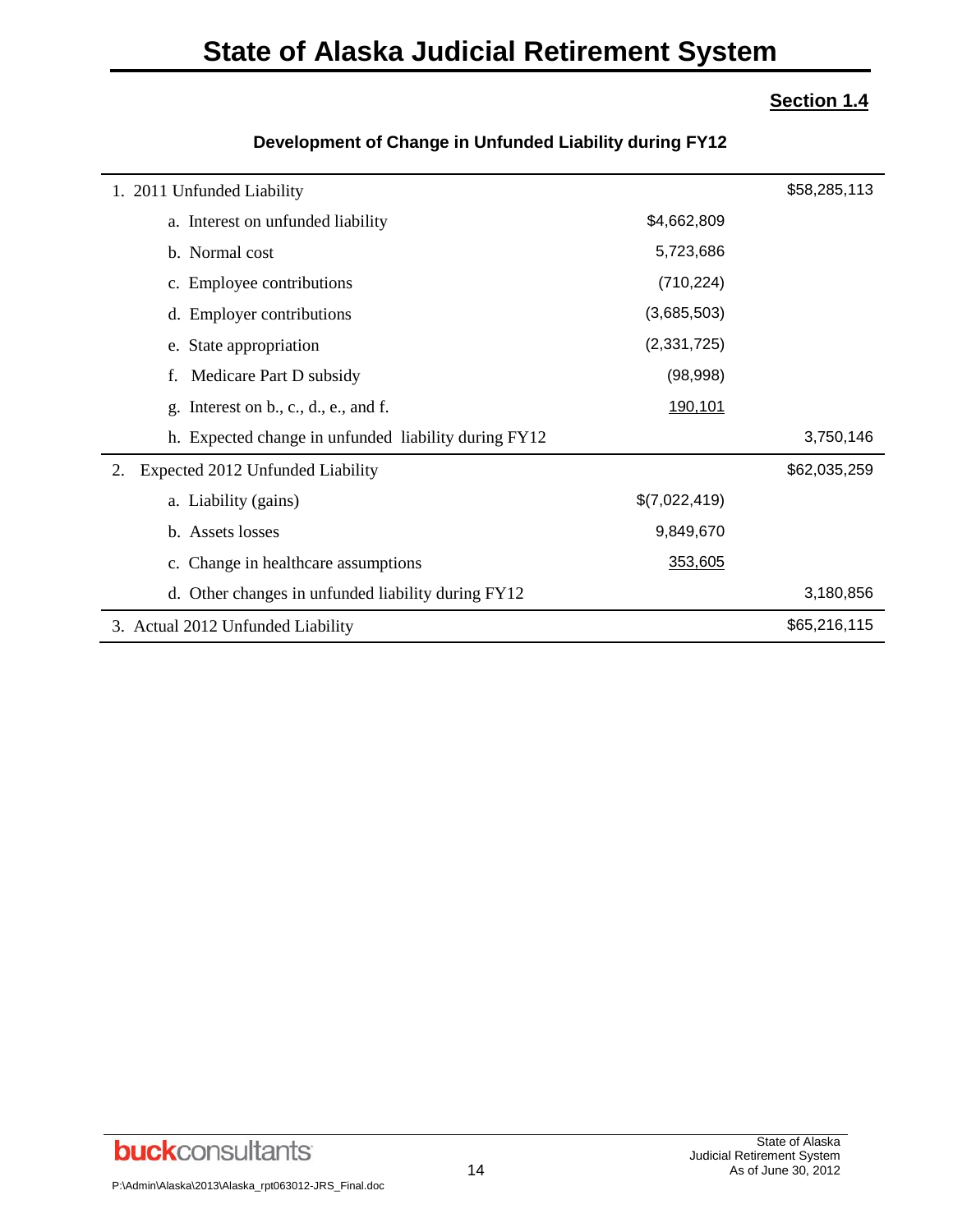# State of Alaska Judicial Retirement System

**Section 1.4**

### Development of Change in Unfunded Liability during FY12

| | | |
|---|---|---|
| 1. 2011 Unfunded Liability | | $58,285,113 |
| a. Interest on unfunded liability | $4,662,809 | |
| b. Normal cost | 5,723,686 | |
| c. Employee contributions | (710,224) | |
| d. Employer contributions | (3,685,503) | |
| e. State appropriation | (2,331,725) | |
| f. Medicare Part D subsidy | (98,998) | |
| g. Interest on b., c., d., e., and f. | 190,101 | |
| h. Expected change in unfunded liability during FY12 | | 3,750,146 |
| 2. Expected 2012 Unfunded Liability | | $62,035,259 |
| a. Liability (gains) | $(7,022,419) | |
| b. Assets losses | 9,849,670 | |
| c. Change in healthcare assumptions | 353,605 | |
| d. Other changes in unfunded liability during FY12 | | 3,180,856 |
| 3. Actual 2012 Unfunded Liability | | $65,216,115 |

P:\Admin\Alaska\2013\Alaska_rpt063012-JRS_Final.doc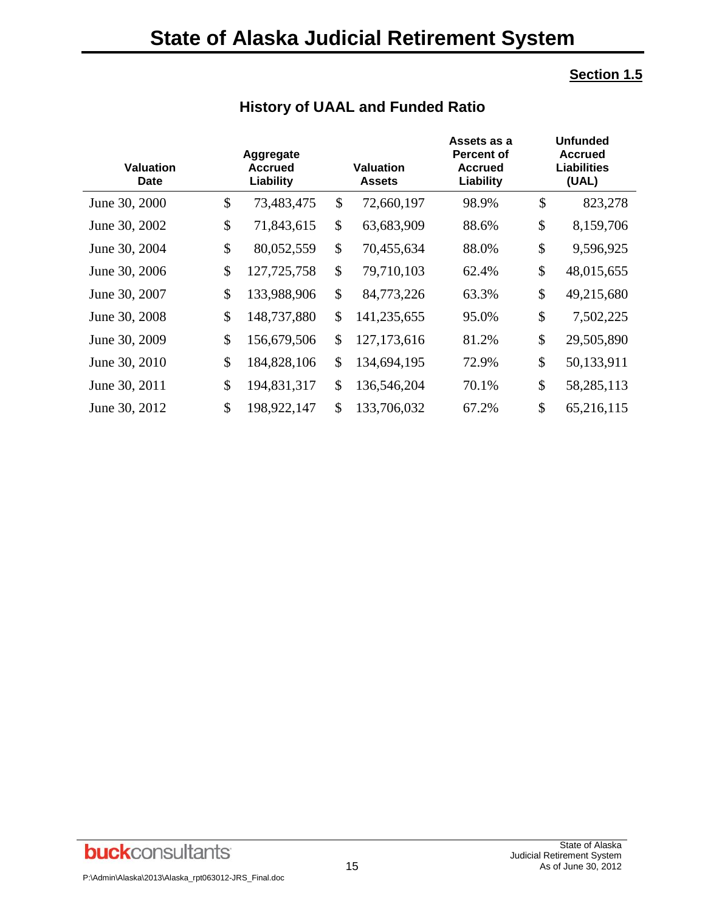# State of Alaska Judicial Retirement System

**Section 1.5**

## History of UAAL and Funded Ratio

| Valuation Date | Aggregate Accrued Liability | Valuation Assets | Assets as a Percent of Accrued Liability | Unfunded Accrued Liabilities (UAL) |
|---|---|---|---|---|
| June 30, 2000 | $ 73,483,475 | $ 72,660,197 | 98.9% | $ 823,278 |
| June 30, 2002 | $ 71,843,615 | $ 63,683,909 | 88.6% | $ 8,159,706 |
| June 30, 2004 | $ 80,052,559 | $ 70,455,634 | 88.0% | $ 9,596,925 |
| June 30, 2006 | $ 127,725,758 | $ 79,710,103 | 62.4% | $ 48,015,655 |
| June 30, 2007 | $ 133,988,906 | $ 84,773,226 | 63.3% | $ 49,215,680 |
| June 30, 2008 | $ 148,737,880 | $ 141,235,655 | 95.0% | $ 7,502,225 |
| June 30, 2009 | $ 156,679,506 | $ 127,173,616 | 81.2% | $ 29,505,890 |
| June 30, 2010 | $ 184,828,106 | $ 134,694,195 | 72.9% | $ 50,133,911 |
| June 30, 2011 | $ 194,831,317 | $ 136,546,204 | 70.1% | $ 58,285,113 |
| June 30, 2012 | $ 198,922,147 | $ 133,706,032 | 67.2% | $ 65,216,115 |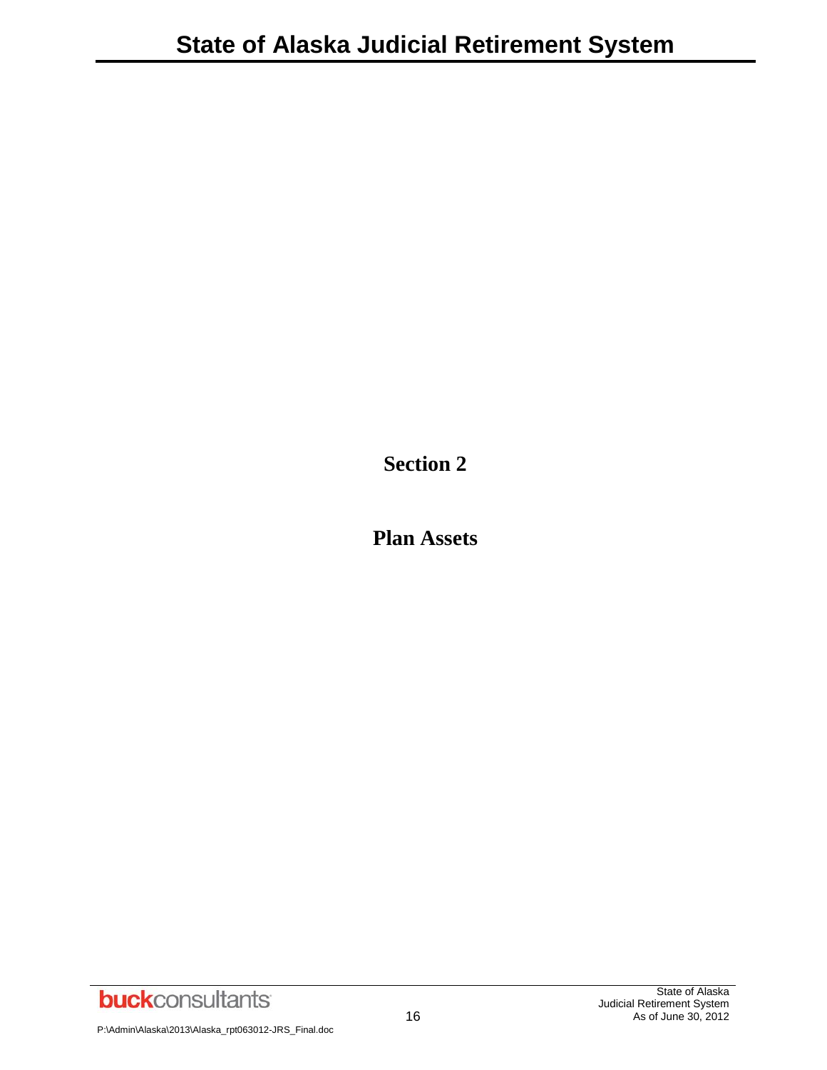# Section 2

# Plan Assets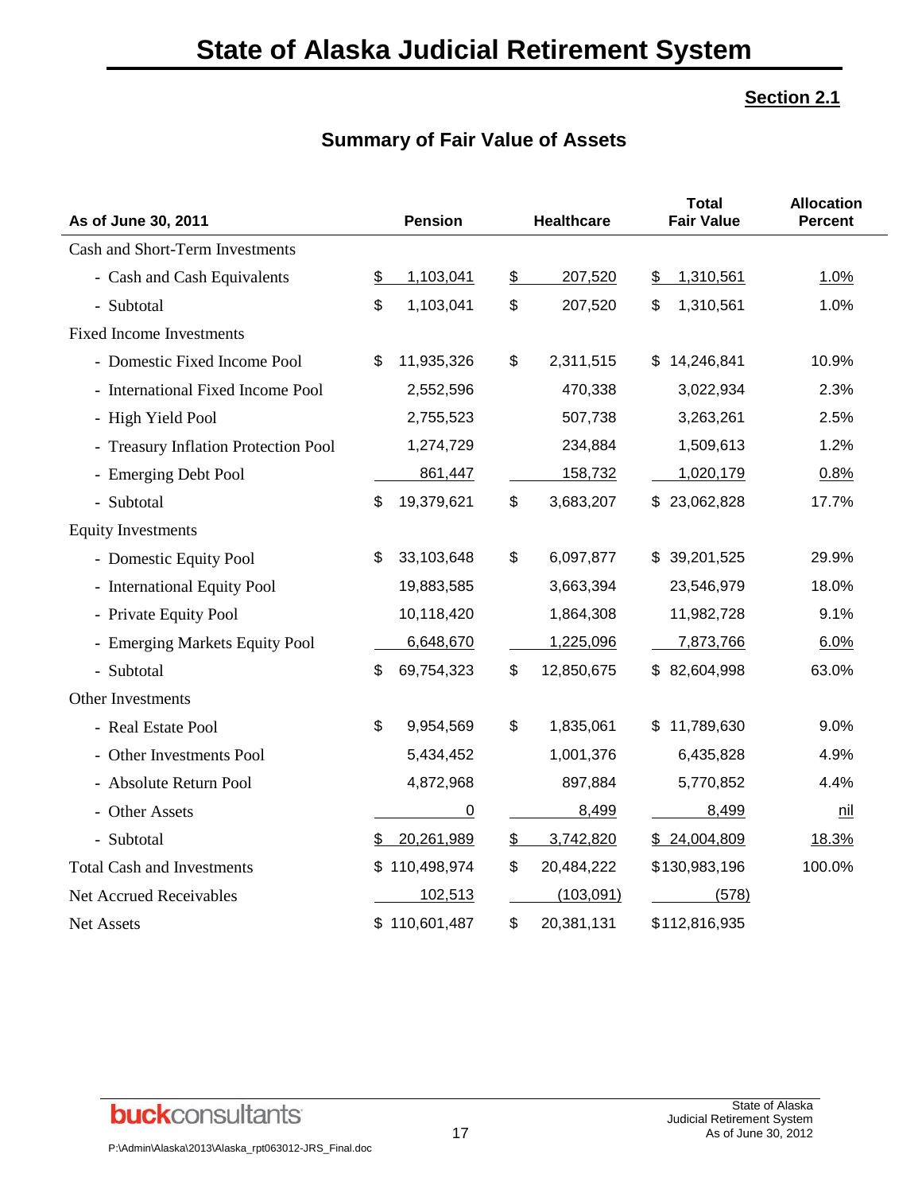# State of Alaska Judicial Retirement System

**Section 2.1**

## Summary of Fair Value of Assets

| As of June 30, 2011 | Pension | Healthcare | Total Fair Value | Allocation Percent |
|---|---|---|---|---|
| Cash and Short-Term Investments | | | | |
| - Cash and Cash Equivalents | $ 1,103,041 | $ 207,520 | $ 1,310,561 | 1.0% |
| - Subtotal | $ 1,103,041 | $ 207,520 | $ 1,310,561 | 1.0% |
| Fixed Income Investments | | | | |
| - Domestic Fixed Income Pool | $ 11,935,326 | $ 2,311,515 | $ 14,246,841 | 10.9% |
| - International Fixed Income Pool | 2,552,596 | 470,338 | 3,022,934 | 2.3% |
| - High Yield Pool | 2,755,523 | 507,738 | 3,263,261 | 2.5% |
| - Treasury Inflation Protection Pool | 1,274,729 | 234,884 | 1,509,613 | 1.2% |
| - Emerging Debt Pool | 861,447 | 158,732 | 1,020,179 | 0.8% |
| - Subtotal | $ 19,379,621 | $ 3,683,207 | $ 23,062,828 | 17.7% |
| Equity Investments | | | | |
| - Domestic Equity Pool | $ 33,103,648 | $ 6,097,877 | $ 39,201,525 | 29.9% |
| - International Equity Pool | 19,883,585 | 3,663,394 | 23,546,979 | 18.0% |
| - Private Equity Pool | 10,118,420 | 1,864,308 | 11,982,728 | 9.1% |
| - Emerging Markets Equity Pool | 6,648,670 | 1,225,096 | 7,873,766 | 6.0% |
| - Subtotal | $ 69,754,323 | $ 12,850,675 | $ 82,604,998 | 63.0% |
| Other Investments | | | | |
| - Real Estate Pool | $ 9,954,569 | $ 1,835,061 | $ 11,789,630 | 9.0% |
| - Other Investments Pool | 5,434,452 | 1,001,376 | 6,435,828 | 4.9% |
| - Absolute Return Pool | 4,872,968 | 897,884 | 5,770,852 | 4.4% |
| - Other Assets | 0 | 8,499 | 8,499 | nil |
| - Subtotal | $ 20,261,989 | $ 3,742,820 | $ 24,004,809 | 18.3% |
| Total Cash and Investments | $ 110,498,974 | $ 20,484,222 | $130,983,196 | 100.0% |
| Net Accrued Receivables | 102,513 | (103,091) | (578) | |
| Net Assets | $ 110,601,487 | $ 20,381,131 | $112,816,935 | |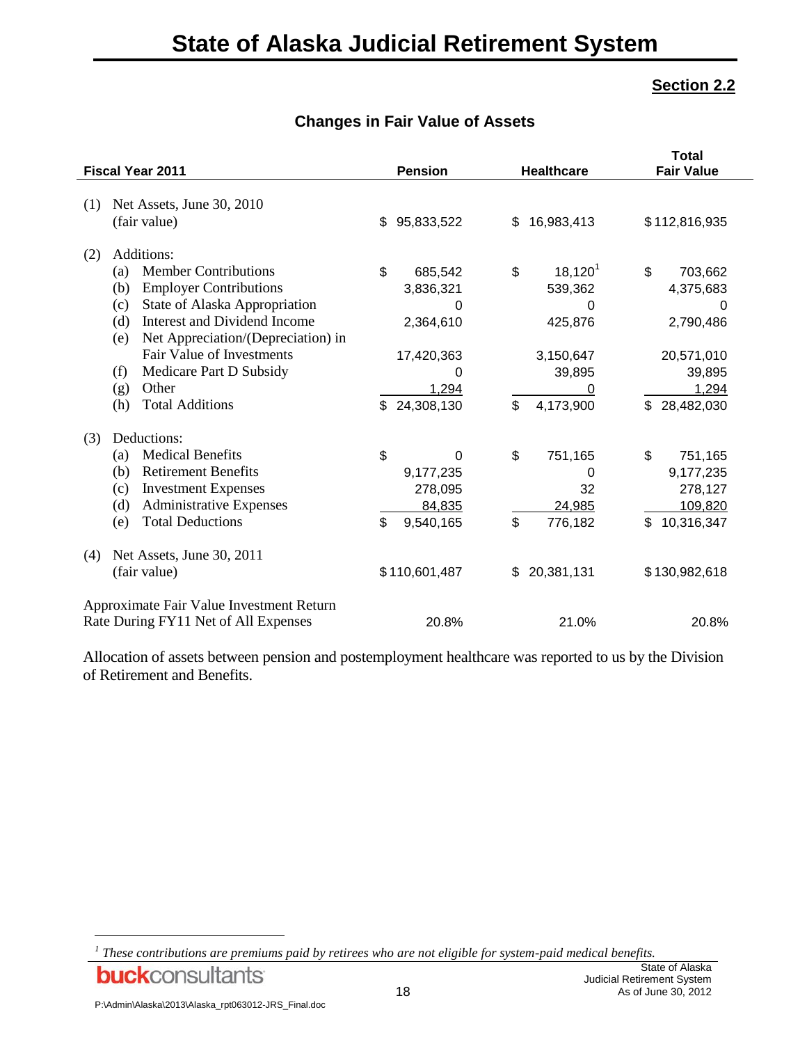# State of Alaska Judicial Retirement System

## Section 2.2

### Changes in Fair Value of Assets

| Fiscal Year 2011 | Pension | Healthcare | Total Fair Value |
|---|---|---|---|
| (1) Net Assets, June 30, 2010 (fair value) | $ 95,833,522 | $ 16,983,413 | $ 112,816,935 |
| (2) Additions: | | | |
| (a) Member Contributions | $ 685,542 | $ 18,120[1] | $ 703,662 |
| (b) Employer Contributions | 3,836,321 | 539,362 | 4,375,683 |
| (c) State of Alaska Appropriation | 0 | 0 | 0 |
| (d) Interest and Dividend Income | 2,364,610 | 425,876 | 2,790,486 |
| (e) Net Appreciation/(Depreciation) in Fair Value of Investments | 17,420,363 | 3,150,647 | 20,571,010 |
| (f) Medicare Part D Subsidy | 0 | 39,895 | 39,895 |
| (g) Other | 1,294 | 0 | 1,294 |
| (h) Total Additions | $ 24,308,130 | $ 4,173,900 | $ 28,482,030 |
| (3) Deductions: | | | |
| (a) Medical Benefits | $ 0 | $ 751,165 | $ 751,165 |
| (b) Retirement Benefits | 9,177,235 | 0 | 9,177,235 |
| (c) Investment Expenses | 278,095 | 32 | 278,127 |
| (d) Administrative Expenses | 84,835 | 24,985 | 109,820 |
| (e) Total Deductions | $ 9,540,165 | $ 776,182 | $ 10,316,347 |
| (4) Net Assets, June 30, 2011 (fair value) | $ 110,601,487 | $ 20,381,131 | $ 130,982,618 |
| Approximate Fair Value Investment Return Rate During FY11 Net of All Expenses | 20.8% | 21.0% | 20.8% |

Allocation of assets between pension and postemployment healthcare was reported to us by the Division of Retirement and Benefits.

[1] *These contributions are premiums paid by retirees who are not eligible for system-paid medical benefits.*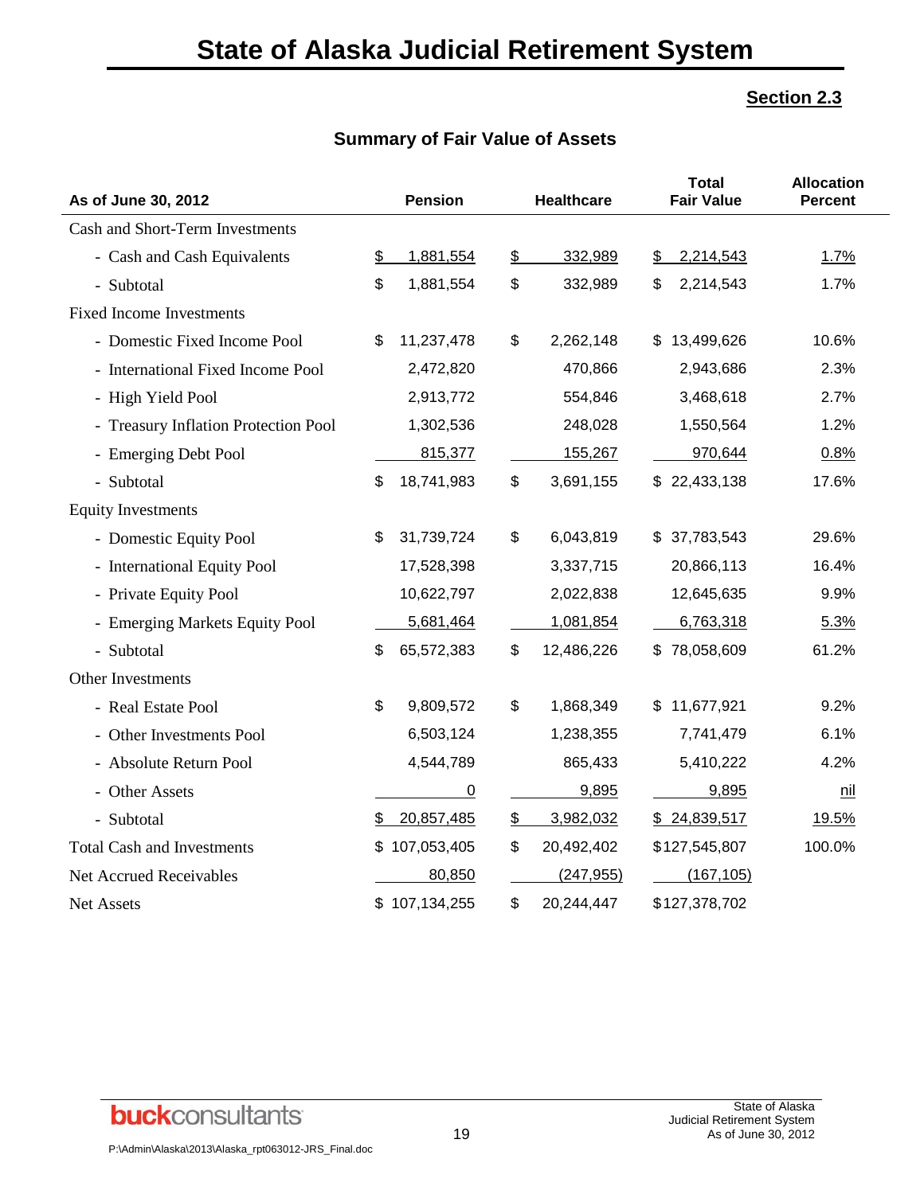# State of Alaska Judicial Retirement System

**Section 2.3**

## Summary of Fair Value of Assets

| As of June 30, 2012 | Pension | Healthcare | Total Fair Value | Allocation Percent |
|---|---|---|---|---|
| Cash and Short-Term Investments | | | | |
| - Cash and Cash Equivalents | $ 1,881,554 | $ 332,989 | $ 2,214,543 | 1.7% |
| - Subtotal | $ 1,881,554 | $ 332,989 | $ 2,214,543 | 1.7% |
| Fixed Income Investments | | | | |
| - Domestic Fixed Income Pool | $ 11,237,478 | $ 2,262,148 | $ 13,499,626 | 10.6% |
| - International Fixed Income Pool | 2,472,820 | 470,866 | 2,943,686 | 2.3% |
| - High Yield Pool | 2,913,772 | 554,846 | 3,468,618 | 2.7% |
| - Treasury Inflation Protection Pool | 1,302,536 | 248,028 | 1,550,564 | 1.2% |
| - Emerging Debt Pool | 815,377 | 155,267 | 970,644 | 0.8% |
| - Subtotal | $ 18,741,983 | $ 3,691,155 | $ 22,433,138 | 17.6% |
| Equity Investments | | | | |
| - Domestic Equity Pool | $ 31,739,724 | $ 6,043,819 | $ 37,783,543 | 29.6% |
| - International Equity Pool | 17,528,398 | 3,337,715 | 20,866,113 | 16.4% |
| - Private Equity Pool | 10,622,797 | 2,022,838 | 12,645,635 | 9.9% |
| - Emerging Markets Equity Pool | 5,681,464 | 1,081,854 | 6,763,318 | 5.3% |
| - Subtotal | $ 65,572,383 | $ 12,486,226 | $ 78,058,609 | 61.2% |
| Other Investments | | | | |
| - Real Estate Pool | $ 9,809,572 | $ 1,868,349 | $ 11,677,921 | 9.2% |
| - Other Investments Pool | 6,503,124 | 1,238,355 | 7,741,479 | 6.1% |
| - Absolute Return Pool | 4,544,789 | 865,433 | 5,410,222 | 4.2% |
| - Other Assets | 0 | 9,895 | 9,895 | nil |
| - Subtotal | $ 20,857,485 | $ 3,982,032 | $ 24,839,517 | 19.5% |
| Total Cash and Investments | $ 107,053,405 | $ 20,492,402 | $127,545,807 | 100.0% |
| Net Accrued Receivables | 80,850 | (247,955) | (167,105) | |
| Net Assets | $ 107,134,255 | $ 20,244,447 | $127,378,702 | |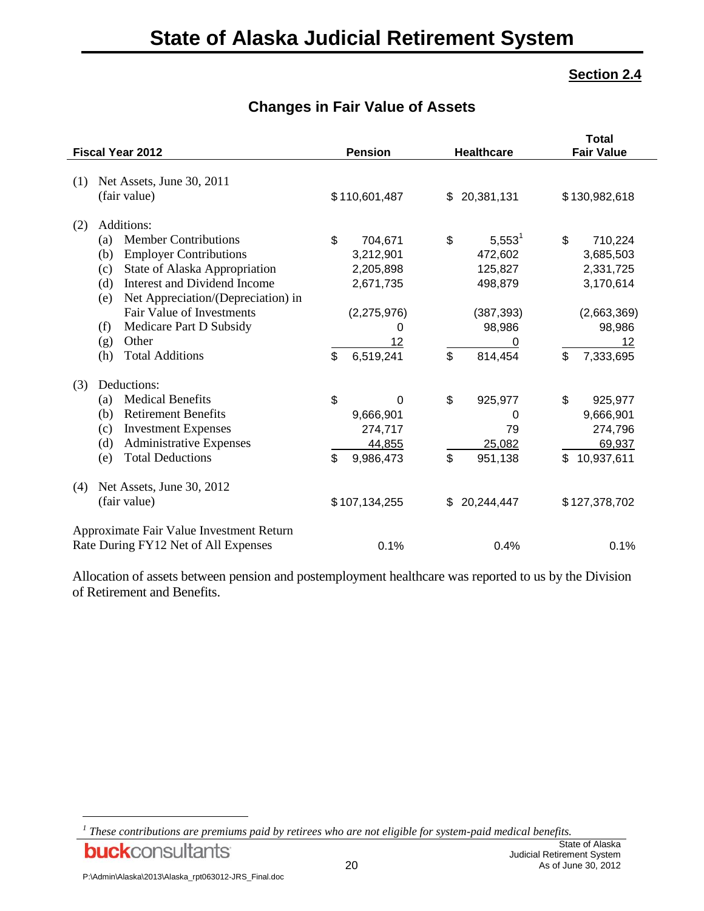# State of Alaska Judicial Retirement System

**Section 2.4**

## Changes in Fair Value of Assets

| Fiscal Year 2012 | Pension | Healthcare | Total Fair Value |
|---|---|---|---|
| (1) Net Assets, June 30, 2011 (fair value) | $ 110,601,487 | $ 20,381,131 | $ 130,982,618 |
| (2) Additions: | | | |
| (a) Member Contributions | $ 704,671 | $ 5,553[1] | $ 710,224 |
| (b) Employer Contributions | 3,212,901 | 472,602 | 3,685,503 |
| (c) State of Alaska Appropriation | 2,205,898 | 125,827 | 2,331,725 |
| (d) Interest and Dividend Income | 2,671,735 | 498,879 | 3,170,614 |
| (e) Net Appreciation/(Depreciation) in Fair Value of Investments | (2,275,976) | (387,393) | (2,663,369) |
| (f) Medicare Part D Subsidy | 0 | 98,986 | 98,986 |
| (g) Other | 12 | 0 | 12 |
| (h) Total Additions | $ 6,519,241 | $ 814,454 | $ 7,333,695 |
| (3) Deductions: | | | |
| (a) Medical Benefits | $ 0 | $ 925,977 | $ 925,977 |
| (b) Retirement Benefits | 9,666,901 | 0 | 9,666,901 |
| (c) Investment Expenses | 274,717 | 79 | 274,796 |
| (d) Administrative Expenses | 44,855 | 25,082 | 69,937 |
| (e) Total Deductions | $ 9,986,473 | $ 951,138 | $ 10,937,611 |
| (4) Net Assets, June 30, 2012 (fair value) | $ 107,134,255 | $ 20,244,447 | $ 127,378,702 |
| Approximate Fair Value Investment Return Rate During FY12 Net of All Expenses | 0.1% | 0.4% | 0.1% |

Allocation of assets between pension and postemployment healthcare was reported to us by the Division of Retirement and Benefits.

[1] *These contributions are premiums paid by retirees who are not eligible for system-paid medical benefits.*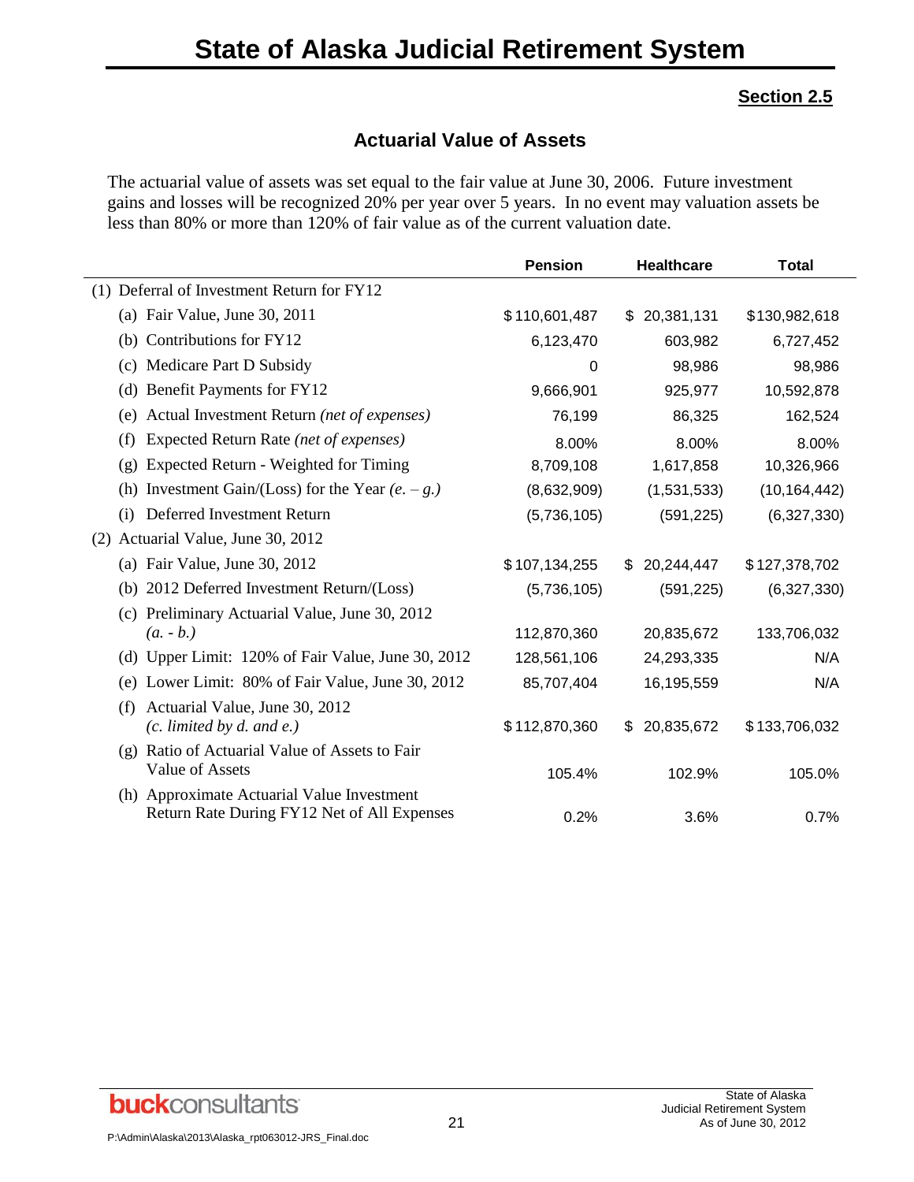# State of Alaska Judicial Retirement System

**Section 2.5**

## Actuarial Value of Assets

The actuarial value of assets was set equal to the fair value at June 30, 2006. Future investment gains and losses will be recognized 20% per year over 5 years. In no event may valuation assets be less than 80% or more than 120% of fair value as of the current valuation date.

| | Pension | Healthcare | Total |
|---|---|---|---|
| (1) Deferral of Investment Return for FY12 | | | |
| (a) Fair Value, June 30, 2011 | $110,601,487 | $ 20,381,131 | $130,982,618 |
| (b) Contributions for FY12 | 6,123,470 | 603,982 | 6,727,452 |
| (c) Medicare Part D Subsidy | 0 | 98,986 | 98,986 |
| (d) Benefit Payments for FY12 | 9,666,901 | 925,977 | 10,592,878 |
| (e) Actual Investment Return *(net of expenses)* | 76,199 | 86,325 | 162,524 |
| (f) Expected Return Rate *(net of expenses)* | 8.00% | 8.00% | 8.00% |
| (g) Expected Return - Weighted for Timing | 8,709,108 | 1,617,858 | 10,326,966 |
| (h) Investment Gain/(Loss) for the Year *(e. – g.)* | (8,632,909) | (1,531,533) | (10,164,442) |
| (i) Deferred Investment Return | (5,736,105) | (591,225) | (6,327,330) |
| (2) Actuarial Value, June 30, 2012 | | | |
| (a) Fair Value, June 30, 2012 | $107,134,255 | $ 20,244,447 | $127,378,702 |
| (b) 2012 Deferred Investment Return/(Loss) | (5,736,105) | (591,225) | (6,327,330) |
| (c) Preliminary Actuarial Value, June 30, 2012 *(a. - b.)* | 112,870,360 | 20,835,672 | 133,706,032 |
| (d) Upper Limit: 120% of Fair Value, June 30, 2012 | 128,561,106 | 24,293,335 | N/A |
| (e) Lower Limit: 80% of Fair Value, June 30, 2012 | 85,707,404 | 16,195,559 | N/A |
| (f) Actuarial Value, June 30, 2012 *(c. limited by d. and e.)* | $112,870,360 | $ 20,835,672 | $133,706,032 |
| (g) Ratio of Actuarial Value of Assets to Fair Value of Assets | 105.4% | 102.9% | 105.0% |
| (h) Approximate Actuarial Value Investment Return Rate During FY12 Net of All Expenses | 0.2% | 3.6% | 0.7% |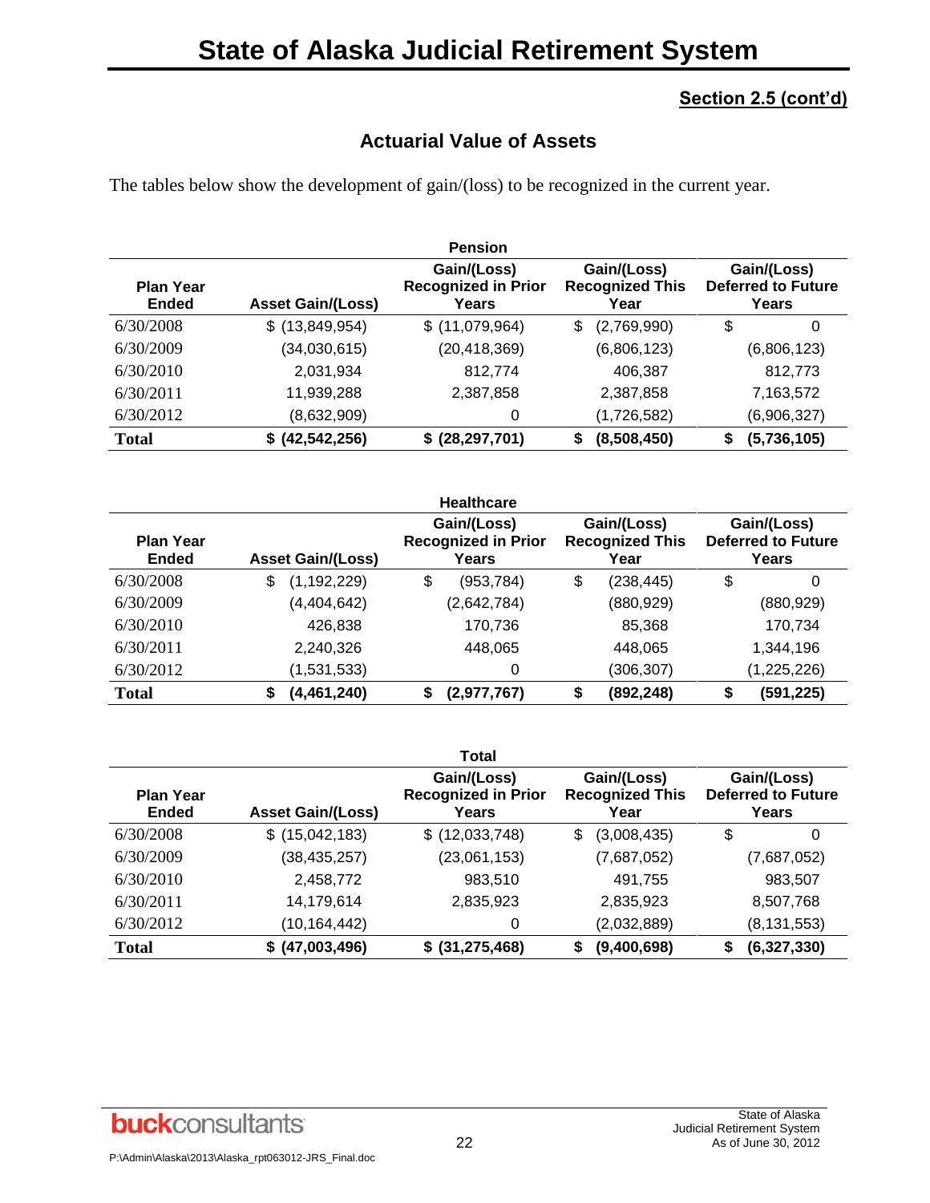# State of Alaska Judicial Retirement System

**Section 2.5 (cont'd)**

### Actuarial Value of Assets

The tables below show the development of gain/(loss) to be recognized in the current year.

**Pension**

| Plan Year Ended | Asset Gain/(Loss) | Gain/(Loss) Recognized in Prior Years | Gain/(Loss) Recognized This Year | Gain/(Loss) Deferred to Future Years |
|---|---|---|---|---|
| 6/30/2008 | $ (13,849,954) | $ (11,079,964) | $ (2,769,990) | $ 0 |
| 6/30/2009 | (34,030,615) | (20,418,369) | (6,806,123) | (6,806,123) |
| 6/30/2010 | 2,031,934 | 812,774 | 406,387 | 812,773 |
| 6/30/2011 | 11,939,288 | 2,387,858 | 2,387,858 | 7,163,572 |
| 6/30/2012 | (8,632,909) | 0 | (1,726,582) | (6,906,327) |
| **Total** | **$ (42,542,256)** | **$ (28,297,701)** | **$ (8,508,450)** | **$ (5,736,105)** |

**Healthcare**

| Plan Year Ended | Asset Gain/(Loss) | Gain/(Loss) Recognized in Prior Years | Gain/(Loss) Recognized This Year | Gain/(Loss) Deferred to Future Years |
|---|---|---|---|---|
| 6/30/2008 | $ (1,192,229) | $ (953,784) | $ (238,445) | $ 0 |
| 6/30/2009 | (4,404,642) | (2,642,784) | (880,929) | (880,929) |
| 6/30/2010 | 426,838 | 170,736 | 85,368 | 170,734 |
| 6/30/2011 | 2,240,326 | 448,065 | 448,065 | 1,344,196 |
| 6/30/2012 | (1,531,533) | 0 | (306,307) | (1,225,226) |
| **Total** | **$ (4,461,240)** | **$ (2,977,767)** | **$ (892,248)** | **$ (591,225)** |

**Total**

| Plan Year Ended | Asset Gain/(Loss) | Gain/(Loss) Recognized in Prior Years | Gain/(Loss) Recognized This Year | Gain/(Loss) Deferred to Future Years |
|---|---|---|---|---|
| 6/30/2008 | $ (15,042,183) | $ (12,033,748) | $ (3,008,435) | $ 0 |
| 6/30/2009 | (38,435,257) | (23,061,153) | (7,687,052) | (7,687,052) |
| 6/30/2010 | 2,458,772 | 983,510 | 491,755 | 983,507 |
| 6/30/2011 | 14,179,614 | 2,835,923 | 2,835,923 | 8,507,768 |
| 6/30/2012 | (10,164,442) | 0 | (2,032,889) | (8,131,553) |
| **Total** | **$ (47,003,496)** | **$ (31,275,468)** | **$ (9,400,698)** | **$ (6,327,330)** |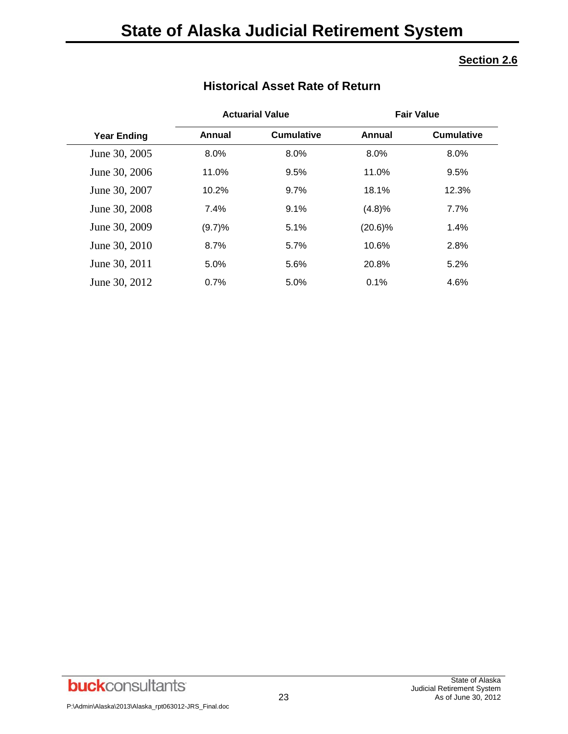# State of Alaska Judicial Retirement System

**Section 2.6**

## Historical Asset Rate of Return

| | Actuarial Value | | Fair Value | |
|---|---|---|---|---|
| **Year Ending** | **Annual** | **Cumulative** | **Annual** | **Cumulative** |
| June 30, 2005 | 8.0% | 8.0% | 8.0% | 8.0% |
| June 30, 2006 | 11.0% | 9.5% | 11.0% | 9.5% |
| June 30, 2007 | 10.2% | 9.7% | 18.1% | 12.3% |
| June 30, 2008 | 7.4% | 9.1% | (4.8)% | 7.7% |
| June 30, 2009 | (9.7)% | 5.1% | (20.6)% | 1.4% |
| June 30, 2010 | 8.7% | 5.7% | 10.6% | 2.8% |
| June 30, 2011 | 5.0% | 5.6% | 20.8% | 5.2% |
| June 30, 2012 | 0.7% | 5.0% | 0.1% | 4.6% |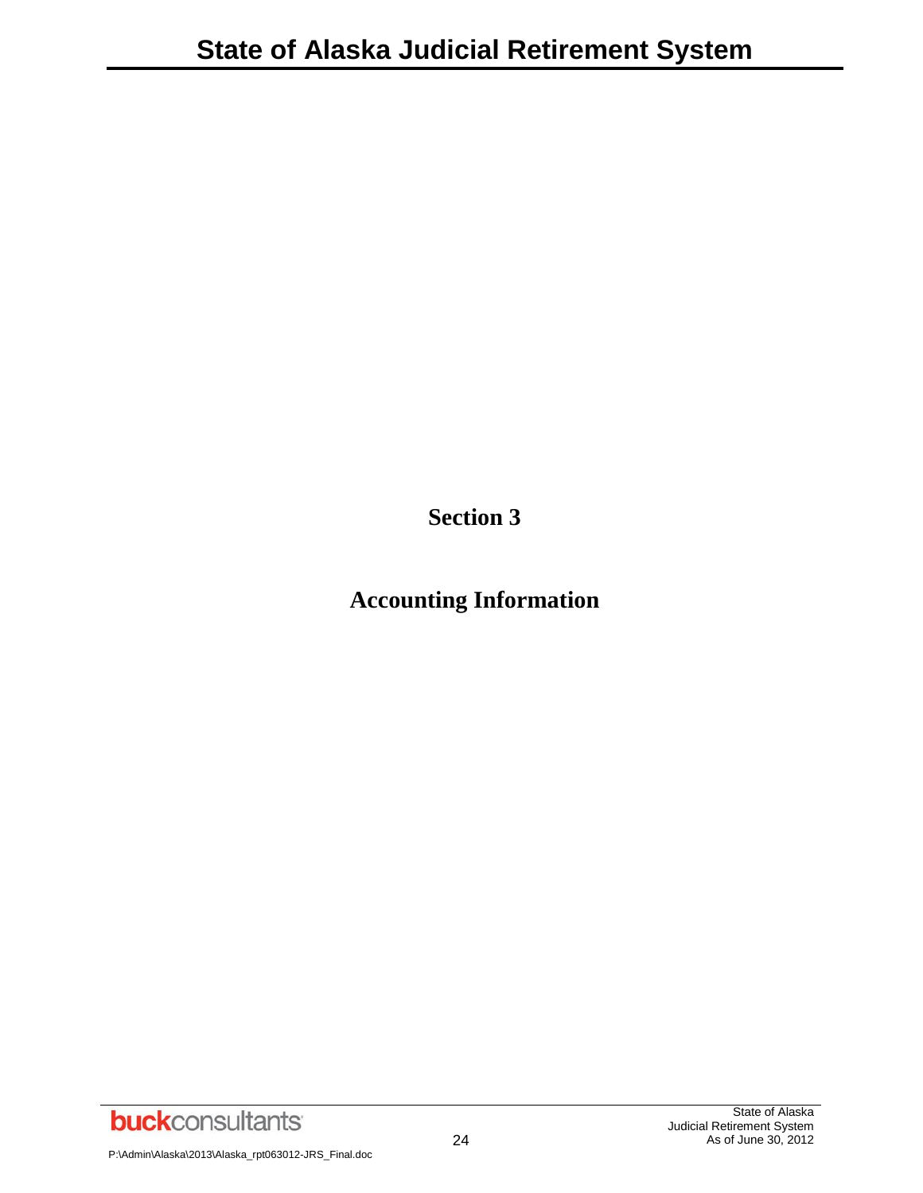# Section 3

## Accounting Information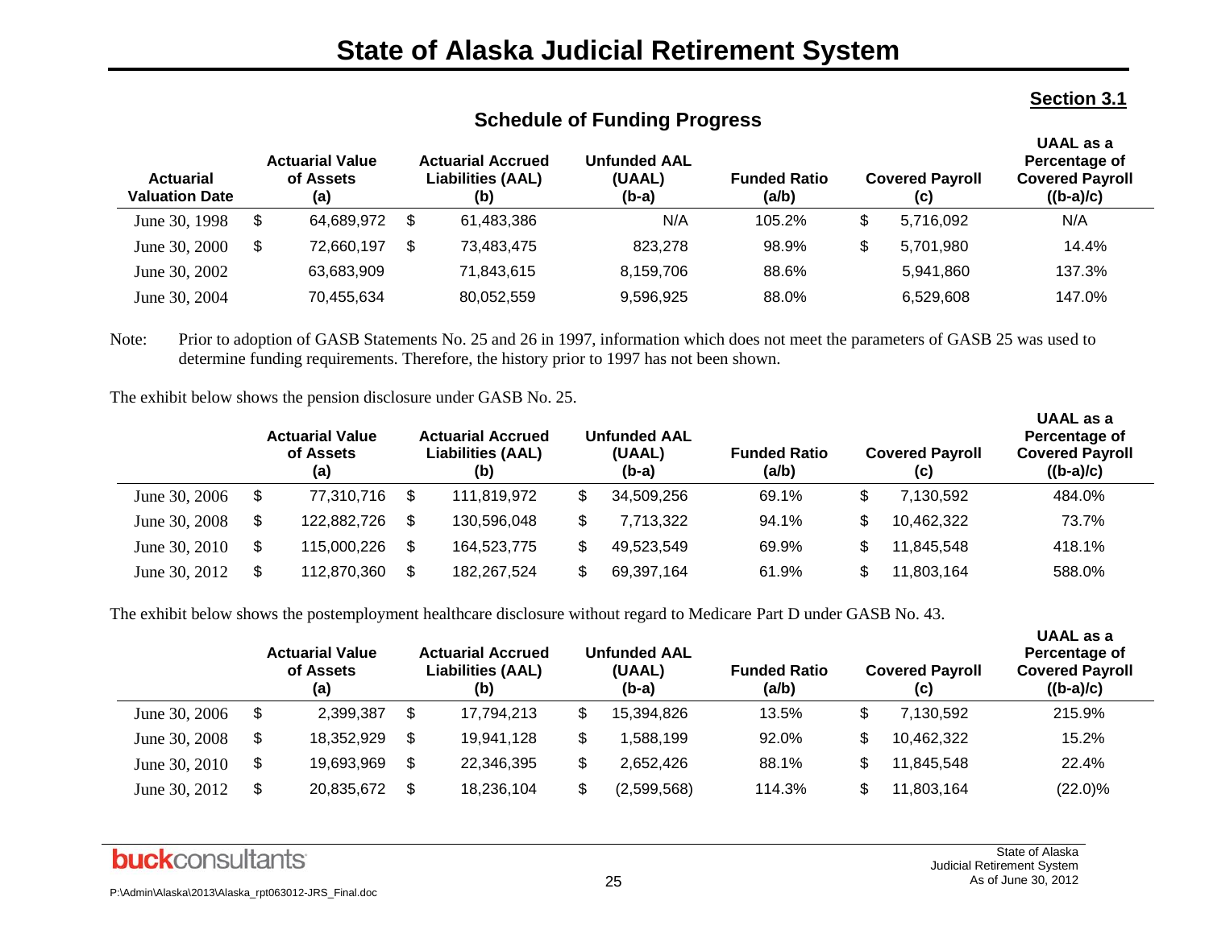# State of Alaska Judicial Retirement System

**Section 3.1**

## Schedule of Funding Progress

| Actuarial Valuation Date | Actuarial Value of Assets (a) | Actuarial Accrued Liabilities (AAL) (b) | Unfunded AAL (UAAL) (b-a) | Funded Ratio (a/b) | Covered Payroll (c) | UAAL as a Percentage of Covered Payroll ((b-a)/c) |
|---|---|---|---|---|---|---|
| June 30, 1998 | $ 64,689,972 | $ 61,483,386 | N/A | 105.2% | $ 5,716,092 | N/A |
| June 30, 2000 | $ 72,660,197 | $ 73,483,475 | 823,278 | 98.9% | $ 5,701,980 | 14.4% |
| June 30, 2002 | 63,683,909 | 71,843,615 | 8,159,706 | 88.6% | 5,941,860 | 137.3% |
| June 30, 2004 | 70,455,634 | 80,052,559 | 9,596,925 | 88.0% | 6,529,608 | 147.0% |

Note: Prior to adoption of GASB Statements No. 25 and 26 in 1997, information which does not meet the parameters of GASB 25 was used to determine funding requirements. Therefore, the history prior to 1997 has not been shown.

The exhibit below shows the pension disclosure under GASB No. 25.

| | Actuarial Value of Assets (a) | Actuarial Accrued Liabilities (AAL) (b) | Unfunded AAL (UAAL) (b-a) | Funded Ratio (a/b) | Covered Payroll (c) | UAAL as a Percentage of Covered Payroll ((b-a)/c) |
|---|---|---|---|---|---|---|
| June 30, 2006 | $ 77,310,716 | $ 111,819,972 | $ 34,509,256 | 69.1% | $ 7,130,592 | 484.0% |
| June 30, 2008 | $ 122,882,726 | $ 130,596,048 | $ 7,713,322 | 94.1% | $ 10,462,322 | 73.7% |
| June 30, 2010 | $ 115,000,226 | $ 164,523,775 | $ 49,523,549 | 69.9% | $ 11,845,548 | 418.1% |
| June 30, 2012 | $ 112,870,360 | $ 182,267,524 | $ 69,397,164 | 61.9% | $ 11,803,164 | 588.0% |

The exhibit below shows the postemployment healthcare disclosure without regard to Medicare Part D under GASB No. 43.

| | Actuarial Value of Assets (a) | Actuarial Accrued Liabilities (AAL) (b) | Unfunded AAL (UAAL) (b-a) | Funded Ratio (a/b) | Covered Payroll (c) | UAAL as a Percentage of Covered Payroll ((b-a)/c) |
|---|---|---|---|---|---|---|
| June 30, 2006 | $ 2,399,387 | $ 17,794,213 | $ 15,394,826 | 13.5% | $ 7,130,592 | 215.9% |
| June 30, 2008 | $ 18,352,929 | $ 19,941,128 | $ 1,588,199 | 92.0% | $ 10,462,322 | 15.2% |
| June 30, 2010 | $ 19,693,969 | $ 22,346,395 | $ 2,652,426 | 88.1% | $ 11,845,548 | 22.4% |
| June 30, 2012 | $ 20,835,672 | $ 18,236,104 | $ (2,599,568) | 114.3% | $ 11,803,164 | (22.0)% |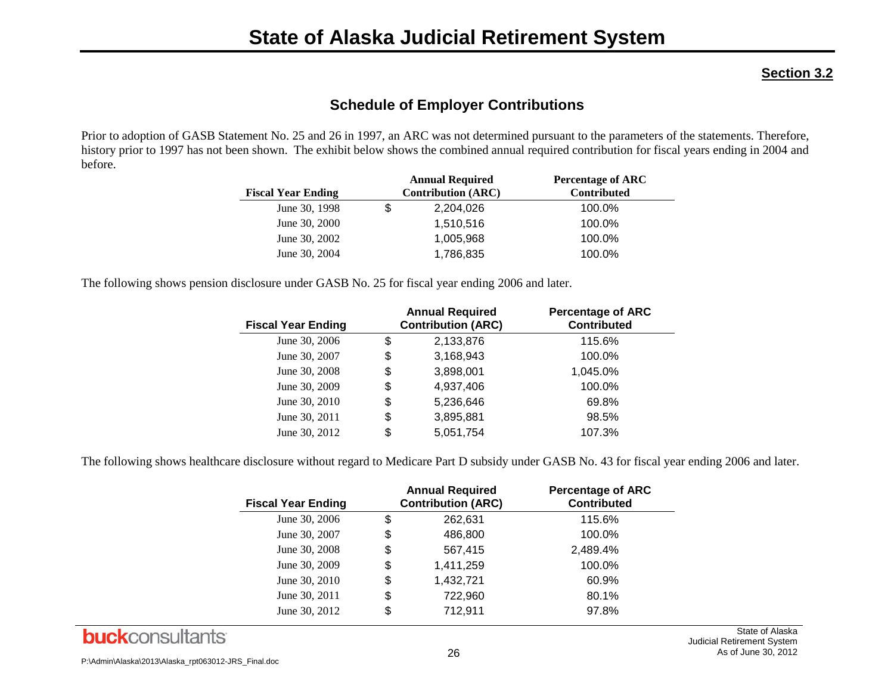# State of Alaska Judicial Retirement System

**Section 3.2**

## Schedule of Employer Contributions

Prior to adoption of GASB Statement No. 25 and 26 in 1997, an ARC was not determined pursuant to the parameters of the statements. Therefore, history prior to 1997 has not been shown. The exhibit below shows the combined annual required contribution for fiscal years ending in 2004 and before.

| Fiscal Year Ending | Annual Required Contribution (ARC) | Percentage of ARC Contributed |
|---|---|---|
| June 30, 1998 | $ 2,204,026 | 100.0% |
| June 30, 2000 | 1,510,516 | 100.0% |
| June 30, 2002 | 1,005,968 | 100.0% |
| June 30, 2004 | 1,786,835 | 100.0% |

The following shows pension disclosure under GASB No. 25 for fiscal year ending 2006 and later.

| Fiscal Year Ending | Annual Required Contribution (ARC) | Percentage of ARC Contributed |
|---|---|---|
| June 30, 2006 | $ 2,133,876 | 115.6% |
| June 30, 2007 | $ 3,168,943 | 100.0% |
| June 30, 2008 | $ 3,898,001 | 1,045.0% |
| June 30, 2009 | $ 4,937,406 | 100.0% |
| June 30, 2010 | $ 5,236,646 | 69.8% |
| June 30, 2011 | $ 3,895,881 | 98.5% |
| June 30, 2012 | $ 5,051,754 | 107.3% |

The following shows healthcare disclosure without regard to Medicare Part D subsidy under GASB No. 43 for fiscal year ending 2006 and later.

| Fiscal Year Ending | Annual Required Contribution (ARC) | Percentage of ARC Contributed |
|---|---|---|
| June 30, 2006 | $ 262,631 | 115.6% |
| June 30, 2007 | $ 486,800 | 100.0% |
| June 30, 2008 | $ 567,415 | 2,489.4% |
| June 30, 2009 | $ 1,411,259 | 100.0% |
| June 30, 2010 | $ 1,432,721 | 60.9% |
| June 30, 2011 | $ 722,960 | 80.1% |
| June 30, 2012 | $ 712,911 | 97.8% |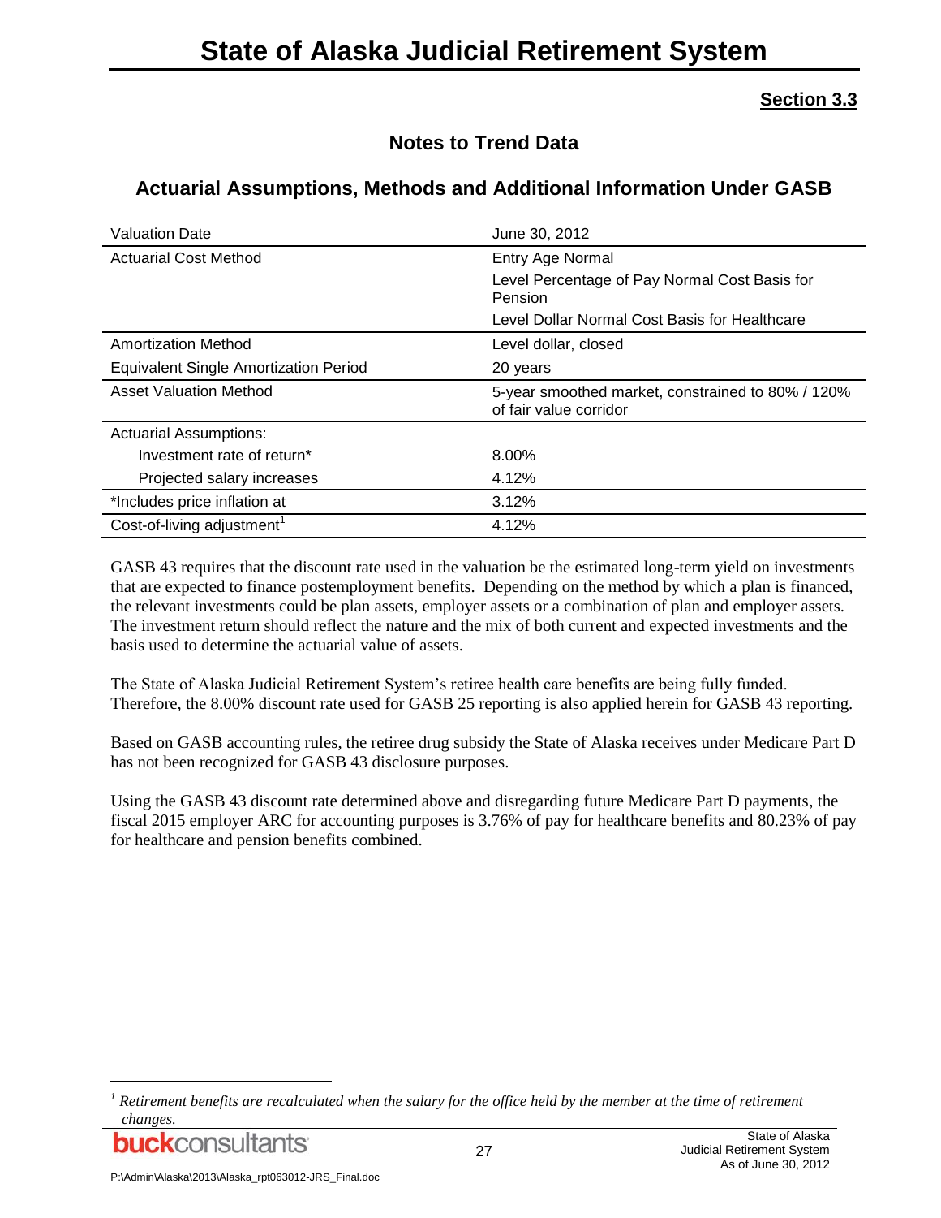# State of Alaska Judicial Retirement System

**Section 3.3**

## Notes to Trend Data

### Actuarial Assumptions, Methods and Additional Information Under GASB

| Valuation Date | June 30, 2012 |
|---|---|
| Actuarial Cost Method | Entry Age Normal<br>Level Percentage of Pay Normal Cost Basis for Pension<br>Level Dollar Normal Cost Basis for Healthcare |
| Amortization Method | Level dollar, closed |
| Equivalent Single Amortization Period | 20 years |
| Asset Valuation Method | 5-year smoothed market, constrained to 80% / 120% of fair value corridor |
| Actuarial Assumptions: | |
| Investment rate of return* | 8.00% |
| Projected salary increases | 4.12% |
| *Includes price inflation at | 3.12% |
| Cost-of-living adjustment[1] | 4.12% |

GASB 43 requires that the discount rate used in the valuation be the estimated long-term yield on investments that are expected to finance postemployment benefits. Depending on the method by which a plan is financed, the relevant investments could be plan assets, employer assets or a combination of plan and employer assets. The investment return should reflect the nature and the mix of both current and expected investments and the basis used to determine the actuarial value of assets.

The State of Alaska Judicial Retirement System's retiree health care benefits are being fully funded. Therefore, the 8.00% discount rate used for GASB 25 reporting is also applied herein for GASB 43 reporting.

Based on GASB accounting rules, the retiree drug subsidy the State of Alaska receives under Medicare Part D has not been recognized for GASB 43 disclosure purposes.

Using the GASB 43 discount rate determined above and disregarding future Medicare Part D payments, the fiscal 2015 employer ARC for accounting purposes is 3.76% of pay for healthcare benefits and 80.23% of pay for healthcare and pension benefits combined.

[1] *Retirement benefits are recalculated when the salary for the office held by the member at the time of retirement changes.*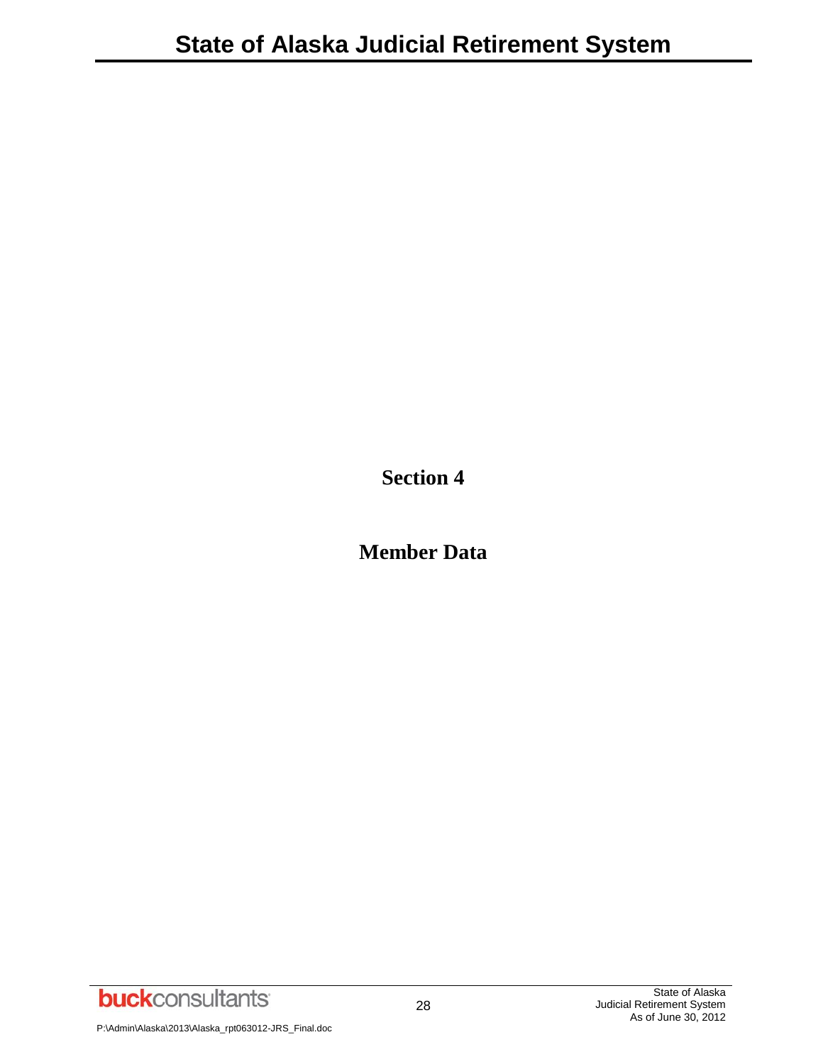# Section 4

# Member Data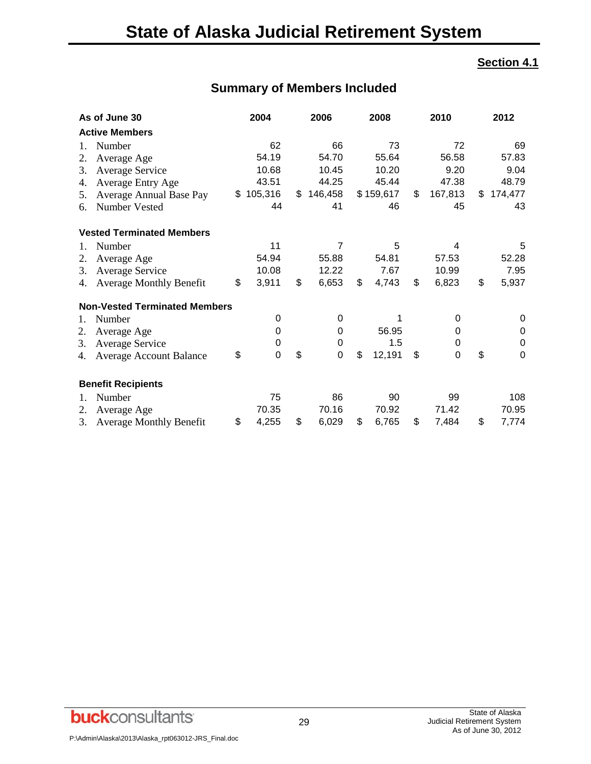# State of Alaska Judicial Retirement System

**Section 4.1**

## Summary of Members Included

| As of June 30 | 2004 | 2006 | 2008 | 2010 | 2012 |
|---|---|---|---|---|---|
| **Active Members** | | | | | |
| 1. Number | 62 | 66 | 73 | 72 | 69 |
| 2. Average Age | 54.19 | 54.70 | 55.64 | 56.58 | 57.83 |
| 3. Average Service | 10.68 | 10.45 | 10.20 | 9.20 | 9.04 |
| 4. Average Entry Age | 43.51 | 44.25 | 45.44 | 47.38 | 48.79 |
| 5. Average Annual Base Pay | $ 105,316 | $ 146,458 | $ 159,617 | $ 167,813 | $ 174,477 |
| 6. Number Vested | 44 | 41 | 46 | 45 | 43 |
| **Vested Terminated Members** | | | | | |
| 1. Number | 11 | 7 | 5 | 4 | 5 |
| 2. Average Age | 54.94 | 55.88 | 54.81 | 57.53 | 52.28 |
| 3. Average Service | 10.08 | 12.22 | 7.67 | 10.99 | 7.95 |
| 4. Average Monthly Benefit | $ 3,911 | $ 6,653 | $ 4,743 | $ 6,823 | $ 5,937 |
| **Non-Vested Terminated Members** | | | | | |
| 1. Number | 0 | 0 | 1 | 0 | 0 |
| 2. Average Age | 0 | 0 | 56.95 | 0 | 0 |
| 3. Average Service | 0 | 0 | 1.5 | 0 | 0 |
| 4. Average Account Balance | $ 0 | $ 0 | $ 12,191 | $ 0 | $ 0 |
| **Benefit Recipients** | | | | | |
| 1. Number | 75 | 86 | 90 | 99 | 108 |
| 2. Average Age | 70.35 | 70.16 | 70.92 | 71.42 | 70.95 |
| 3. Average Monthly Benefit | $ 4,255 | $ 6,029 | $ 6,765 | $ 7,484 | $ 7,774 |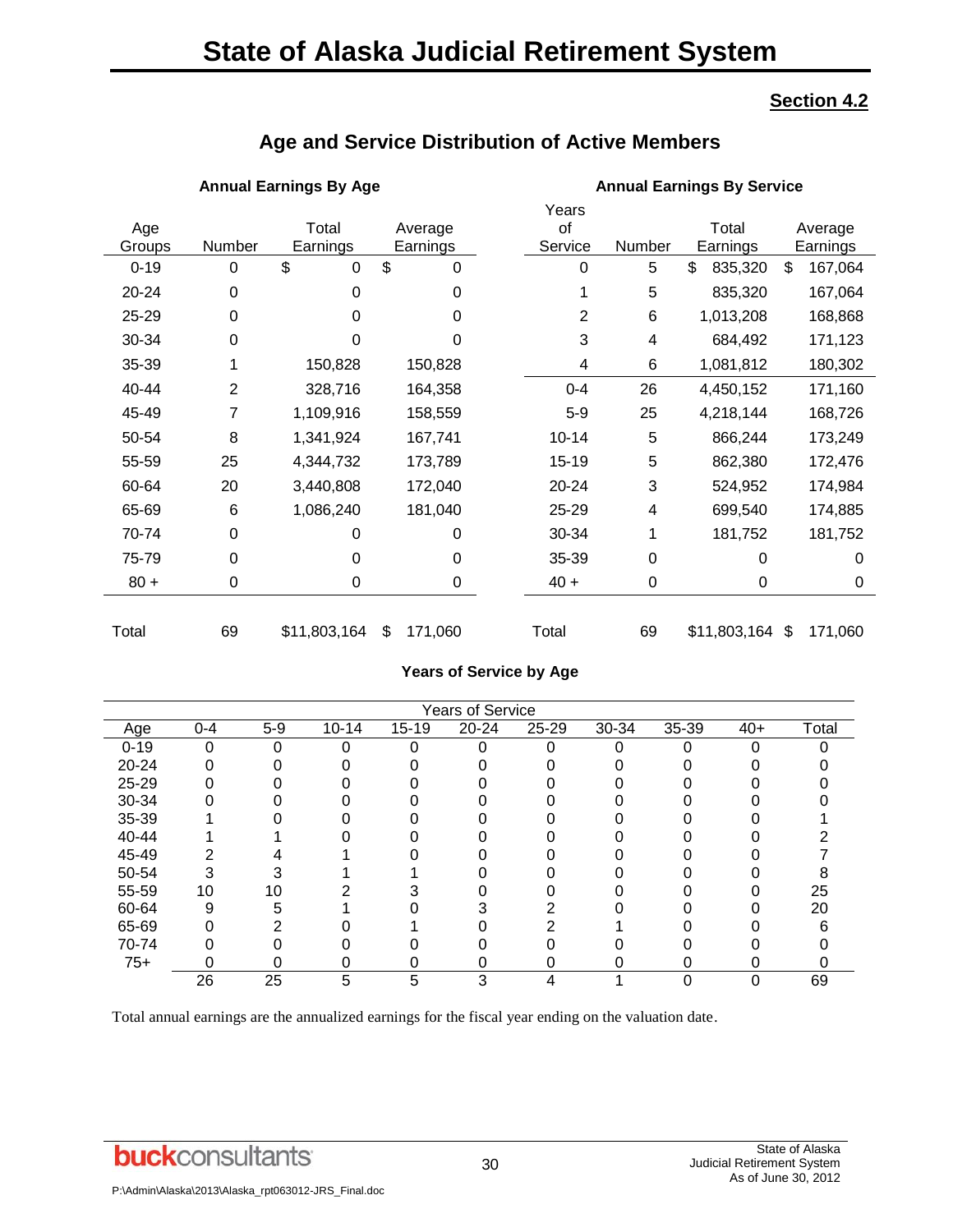# State of Alaska Judicial Retirement System

**Section 4.2**

## Age and Service Distribution of Active Members

### Annual Earnings By Age

| Age Groups | Number | Total Earnings | Average Earnings |
|---|---|---|---|
| 0-19 | 0 | $ 0 | $ 0 |
| 20-24 | 0 | 0 | 0 |
| 25-29 | 0 | 0 | 0 |
| 30-34 | 0 | 0 | 0 |
| 35-39 | 1 | 150,828 | 150,828 |
| 40-44 | 2 | 328,716 | 164,358 |
| 45-49 | 7 | 1,109,916 | 158,559 |
| 50-54 | 8 | 1,341,924 | 167,741 |
| 55-59 | 25 | 4,344,732 | 173,789 |
| 60-64 | 20 | 3,440,808 | 172,040 |
| 65-69 | 6 | 1,086,240 | 181,040 |
| 70-74 | 0 | 0 | 0 |
| 75-79 | 0 | 0 | 0 |
| 80 + | 0 | 0 | 0 |
| Total | 69 | $11,803,164 | $ 171,060 |

### Annual Earnings By Service

| Years of Service | Number | Total Earnings | Average Earnings |
|---|---|---|---|
| 0 | 5 | $ 835,320 | $ 167,064 |
| 1 | 5 | 835,320 | 167,064 |
| 2 | 6 | 1,013,208 | 168,868 |
| 3 | 4 | 684,492 | 171,123 |
| 4 | 6 | 1,081,812 | 180,302 |
| 0-4 | 26 | 4,450,152 | 171,160 |
| 5-9 | 25 | 4,218,144 | 168,726 |
| 10-14 | 5 | 866,244 | 173,249 |
| 15-19 | 5 | 862,380 | 172,476 |
| 20-24 | 3 | 524,952 | 174,984 |
| 25-29 | 4 | 699,540 | 174,885 |
| 30-34 | 1 | 181,752 | 181,752 |
| 35-39 | 0 | 0 | 0 |
| 40 + | 0 | 0 | 0 |
| Total | 69 | $11,803,164 | $ 171,060 |

### Years of Service by Age

| | Years of Service | | | | | | | | | |
|---|---|---|---|---|---|---|---|---|---|---|
| Age | 0-4 | 5-9 | 10-14 | 15-19 | 20-24 | 25-29 | 30-34 | 35-39 | 40+ | Total |
| 0-19 | 0 | 0 | 0 | 0 | 0 | 0 | 0 | 0 | 0 | 0 |
| 20-24 | 0 | 0 | 0 | 0 | 0 | 0 | 0 | 0 | 0 | 0 |
| 25-29 | 0 | 0 | 0 | 0 | 0 | 0 | 0 | 0 | 0 | 0 |
| 30-34 | 0 | 0 | 0 | 0 | 0 | 0 | 0 | 0 | 0 | 0 |
| 35-39 | 1 | 0 | 0 | 0 | 0 | 0 | 0 | 0 | 0 | 1 |
| 40-44 | 1 | 1 | 0 | 0 | 0 | 0 | 0 | 0 | 0 | 2 |
| 45-49 | 2 | 4 | 1 | 0 | 0 | 0 | 0 | 0 | 0 | 7 |
| 50-54 | 3 | 3 | 1 | 1 | 0 | 0 | 0 | 0 | 0 | 8 |
| 55-59 | 10 | 10 | 2 | 3 | 0 | 0 | 0 | 0 | 0 | 25 |
| 60-64 | 9 | 5 | 1 | 0 | 3 | 2 | 0 | 0 | 0 | 20 |
| 65-69 | 0 | 2 | 0 | 1 | 0 | 2 | 1 | 0 | 0 | 6 |
| 70-74 | 0 | 0 | 0 | 0 | 0 | 0 | 0 | 0 | 0 | 0 |
| 75+ | 0 | 0 | 0 | 0 | 0 | 0 | 0 | 0 | 0 | 0 |
| | 26 | 25 | 5 | 5 | 3 | 4 | 1 | 0 | 0 | 69 |

Total annual earnings are the annualized earnings for the fiscal year ending on the valuation date.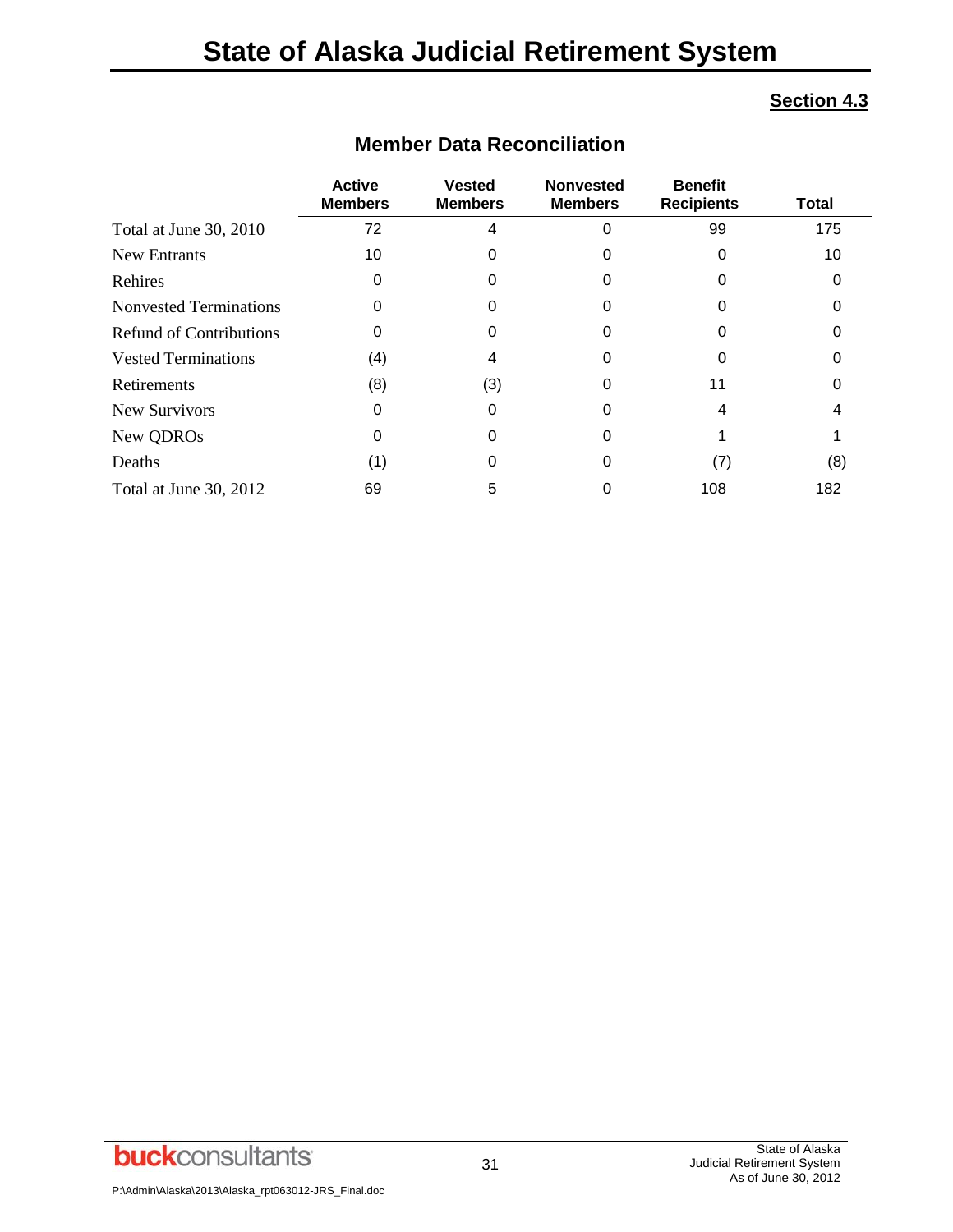# State of Alaska Judicial Retirement System

**Section 4.3**

## Member Data Reconciliation

| | Active Members | Vested Members | Nonvested Members | Benefit Recipients | Total |
|---|---|---|---|---|---|
| Total at June 30, 2010 | 72 | 4 | 0 | 99 | 175 |
| New Entrants | 10 | 0 | 0 | 0 | 10 |
| Rehires | 0 | 0 | 0 | 0 | 0 |
| Nonvested Terminations | 0 | 0 | 0 | 0 | 0 |
| Refund of Contributions | 0 | 0 | 0 | 0 | 0 |
| Vested Terminations | (4) | 4 | 0 | 0 | 0 |
| Retirements | (8) | (3) | 0 | 11 | 0 |
| New Survivors | 0 | 0 | 0 | 4 | 4 |
| New QDROs | 0 | 0 | 0 | 1 | 1 |
| Deaths | (1) | 0 | 0 | (7) | (8) |
| Total at June 30, 2012 | 69 | 5 | 0 | 108 | 182 |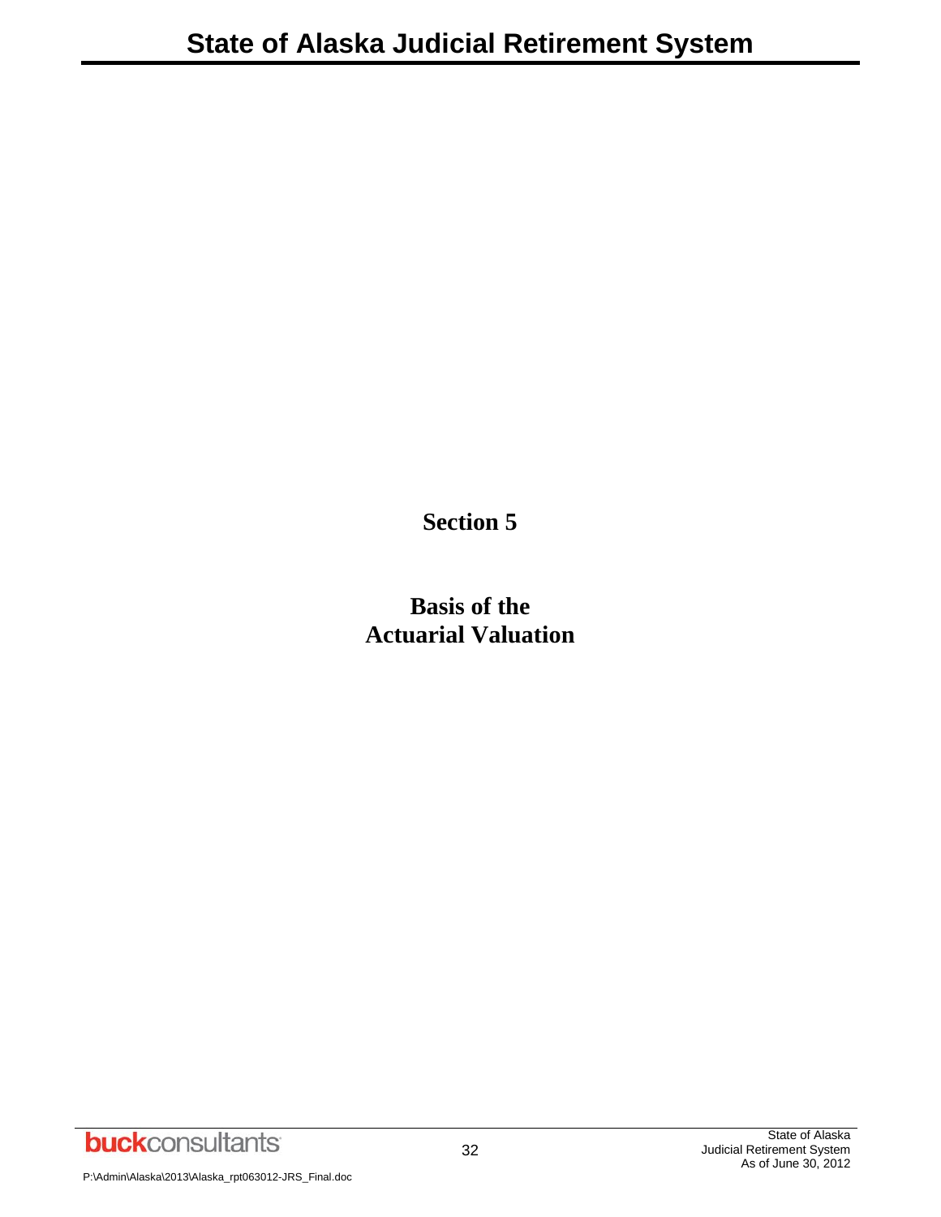# Section 5

## Basis of the Actuarial Valuation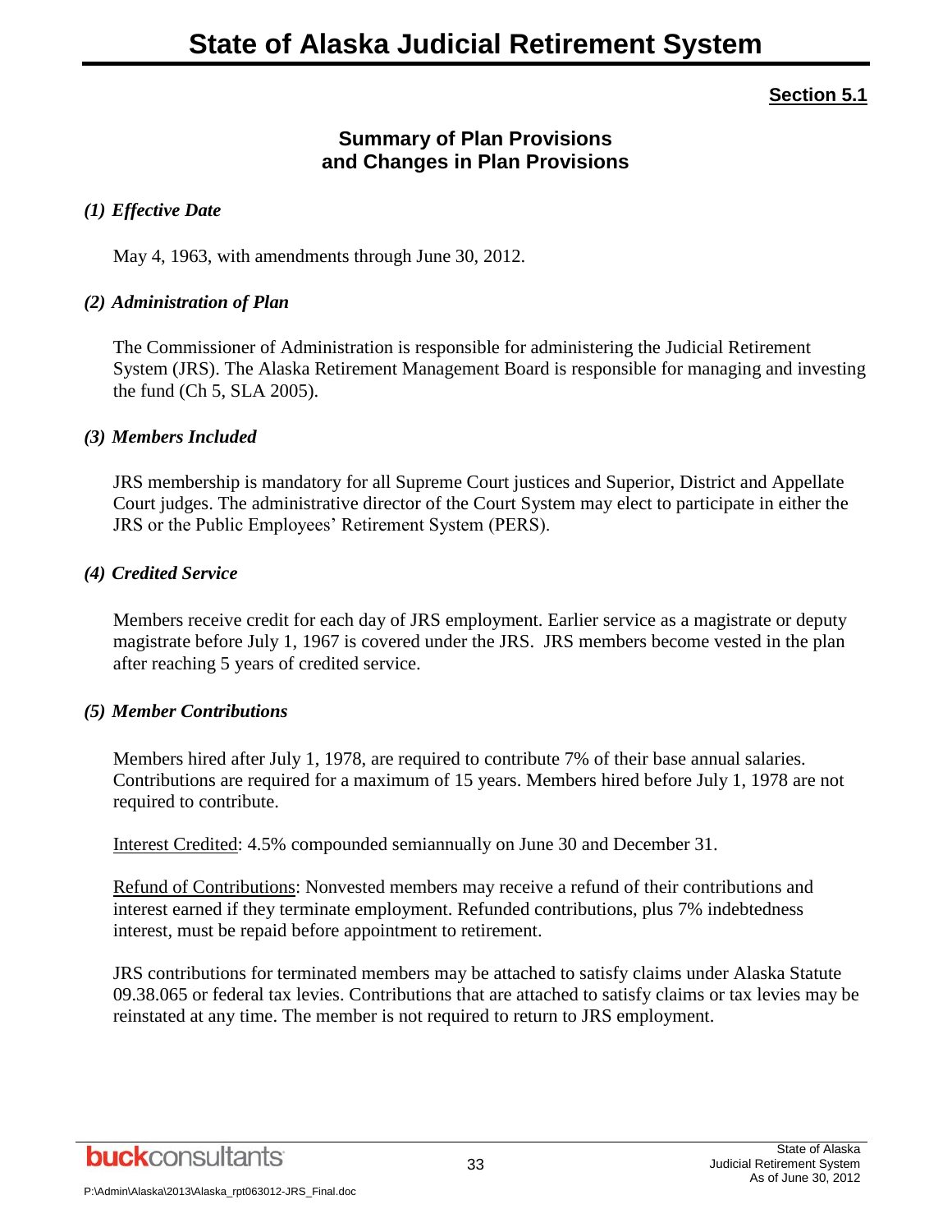# State of Alaska Judicial Retirement System

**Section 5.1**

## Summary of Plan Provisions and Changes in Plan Provisions

### *(1) Effective Date*

May 4, 1963, with amendments through June 30, 2012.

### *(2) Administration of Plan*

The Commissioner of Administration is responsible for administering the Judicial Retirement System (JRS). The Alaska Retirement Management Board is responsible for managing and investing the fund (Ch 5, SLA 2005).

### *(3) Members Included*

JRS membership is mandatory for all Supreme Court justices and Superior, District and Appellate Court judges. The administrative director of the Court System may elect to participate in either the JRS or the Public Employees' Retirement System (PERS).

### *(4) Credited Service*

Members receive credit for each day of JRS employment. Earlier service as a magistrate or deputy magistrate before July 1, 1967 is covered under the JRS. JRS members become vested in the plan after reaching 5 years of credited service.

### *(5) Member Contributions*

Members hired after July 1, 1978, are required to contribute 7% of their base annual salaries. Contributions are required for a maximum of 15 years. Members hired before July 1, 1978 are not required to contribute.

Interest Credited: 4.5% compounded semiannually on June 30 and December 31.

Refund of Contributions: Nonvested members may receive a refund of their contributions and interest earned if they terminate employment. Refunded contributions, plus 7% indebtedness interest, must be repaid before appointment to retirement.

JRS contributions for terminated members may be attached to satisfy claims under Alaska Statute 09.38.065 or federal tax levies. Contributions that are attached to satisfy claims or tax levies may be reinstated at any time. The member is not required to return to JRS employment.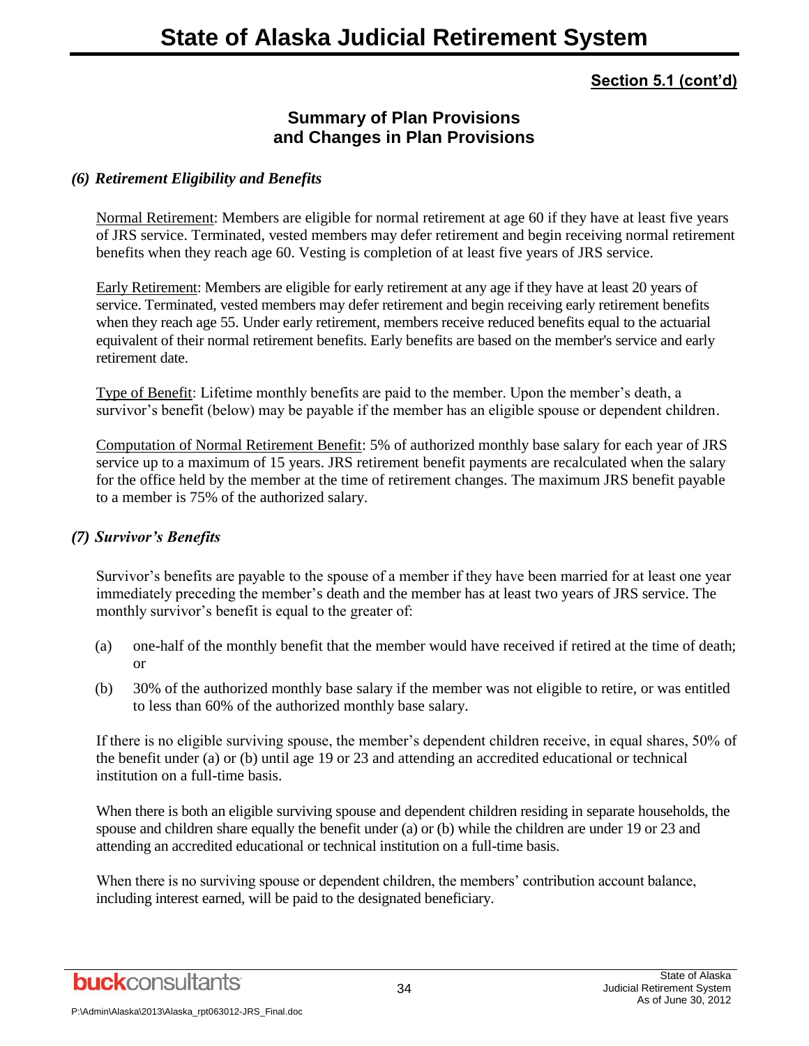**Section 5.1 (cont'd)**

## Summary of Plan Provisions and Changes in Plan Provisions

### *(6) Retirement Eligibility and Benefits*

Normal Retirement: Members are eligible for normal retirement at age 60 if they have at least five years of JRS service. Terminated, vested members may defer retirement and begin receiving normal retirement benefits when they reach age 60. Vesting is completion of at least five years of JRS service.

Early Retirement: Members are eligible for early retirement at any age if they have at least 20 years of service. Terminated, vested members may defer retirement and begin receiving early retirement benefits when they reach age 55. Under early retirement, members receive reduced benefits equal to the actuarial equivalent of their normal retirement benefits. Early benefits are based on the member's service and early retirement date.

Type of Benefit: Lifetime monthly benefits are paid to the member. Upon the member's death, a survivor's benefit (below) may be payable if the member has an eligible spouse or dependent children.

Computation of Normal Retirement Benefit: 5% of authorized monthly base salary for each year of JRS service up to a maximum of 15 years. JRS retirement benefit payments are recalculated when the salary for the office held by the member at the time of retirement changes. The maximum JRS benefit payable to a member is 75% of the authorized salary.

### *(7) Survivor's Benefits*

Survivor's benefits are payable to the spouse of a member if they have been married for at least one year immediately preceding the member's death and the member has at least two years of JRS service. The monthly survivor's benefit is equal to the greater of:

(a) one-half of the monthly benefit that the member would have received if retired at the time of death; or

(b) 30% of the authorized monthly base salary if the member was not eligible to retire, or was entitled to less than 60% of the authorized monthly base salary.

If there is no eligible surviving spouse, the member's dependent children receive, in equal shares, 50% of the benefit under (a) or (b) until age 19 or 23 and attending an accredited educational or technical institution on a full-time basis.

When there is both an eligible surviving spouse and dependent children residing in separate households, the spouse and children share equally the benefit under (a) or (b) while the children are under 19 or 23 and attending an accredited educational or technical institution on a full-time basis.

When there is no surviving spouse or dependent children, the members' contribution account balance, including interest earned, will be paid to the designated beneficiary.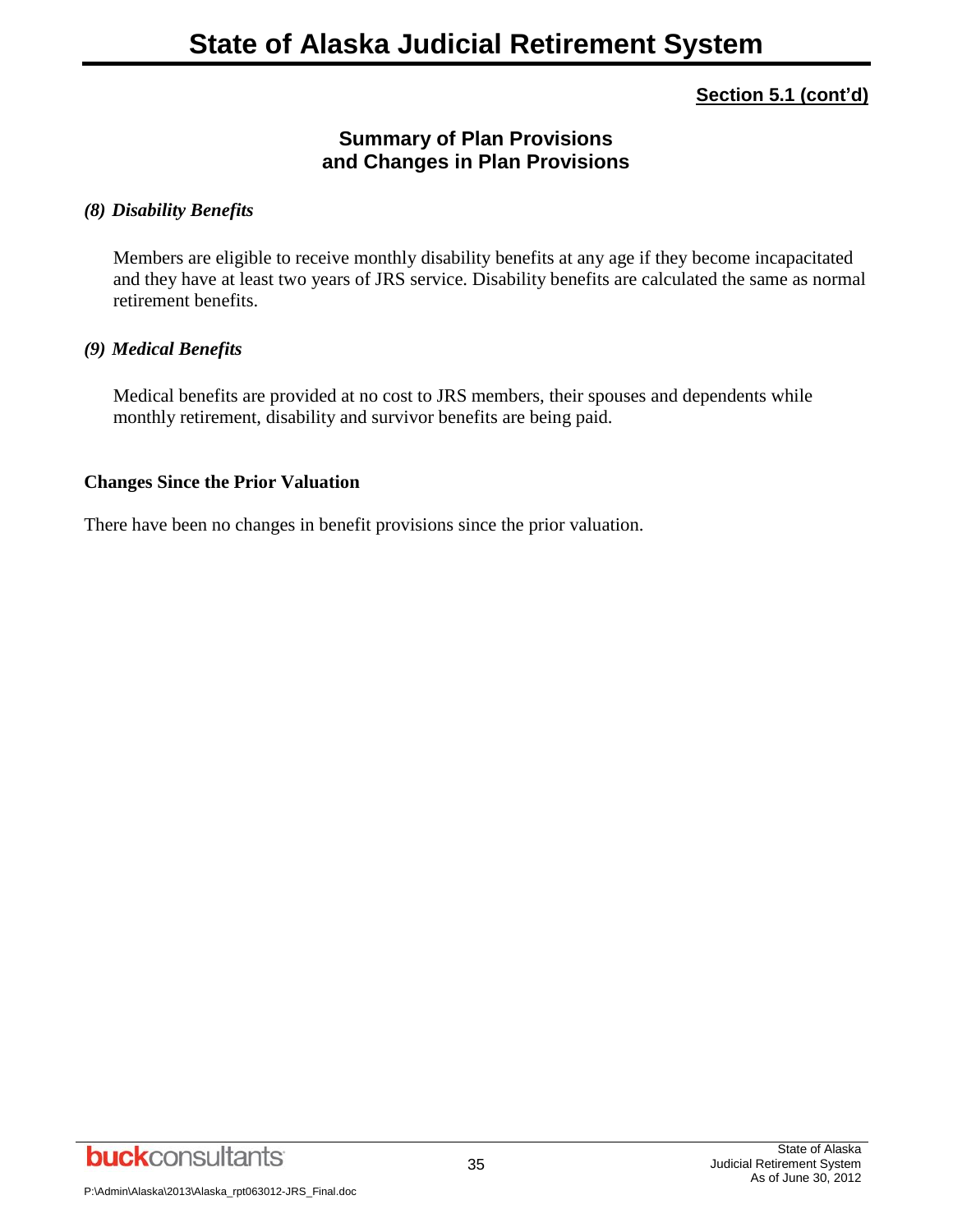**Section 5.1 (cont'd)**

## Summary of Plan Provisions and Changes in Plan Provisions

### *(8) Disability Benefits*

Members are eligible to receive monthly disability benefits at any age if they become incapacitated and they have at least two years of JRS service. Disability benefits are calculated the same as normal retirement benefits.

### *(9) Medical Benefits*

Medical benefits are provided at no cost to JRS members, their spouses and dependents while monthly retirement, disability and survivor benefits are being paid.

### Changes Since the Prior Valuation

There have been no changes in benefit provisions since the prior valuation.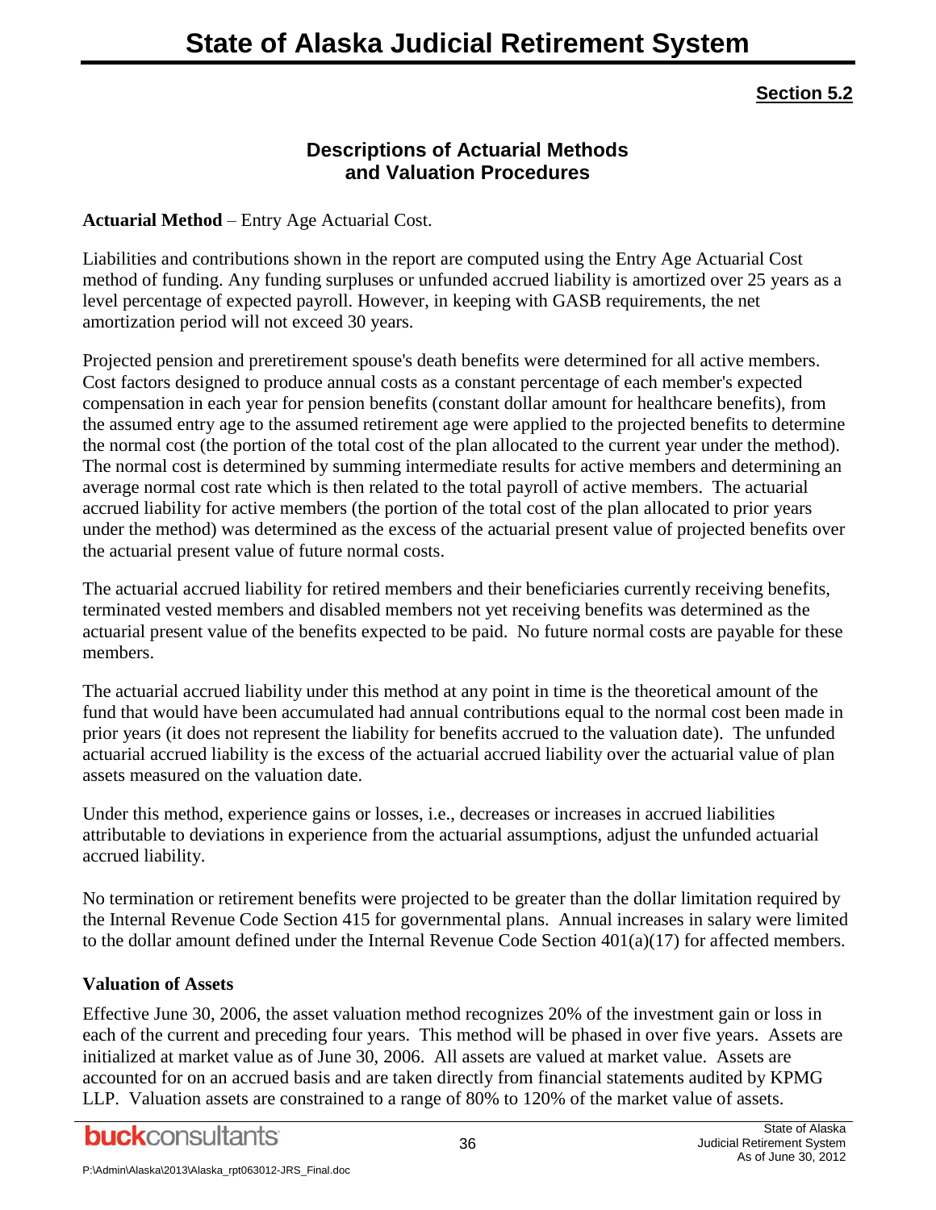## Section 5.2

### Descriptions of Actuarial Methods and Valuation Procedures

**Actuarial Method** – Entry Age Actuarial Cost.

Liabilities and contributions shown in the report are computed using the Entry Age Actuarial Cost method of funding. Any funding surpluses or unfunded accrued liability is amortized over 25 years as a level percentage of expected payroll. However, in keeping with GASB requirements, the net amortization period will not exceed 30 years.

Projected pension and preretirement spouse's death benefits were determined for all active members. Cost factors designed to produce annual costs as a constant percentage of each member's expected compensation in each year for pension benefits (constant dollar amount for healthcare benefits), from the assumed entry age to the assumed retirement age were applied to the projected benefits to determine the normal cost (the portion of the total cost of the plan allocated to the current year under the method). The normal cost is determined by summing intermediate results for active members and determining an average normal cost rate which is then related to the total payroll of active members. The actuarial accrued liability for active members (the portion of the total cost of the plan allocated to prior years under the method) was determined as the excess of the actuarial present value of projected benefits over the actuarial present value of future normal costs.

The actuarial accrued liability for retired members and their beneficiaries currently receiving benefits, terminated vested members and disabled members not yet receiving benefits was determined as the actuarial present value of the benefits expected to be paid. No future normal costs are payable for these members.

The actuarial accrued liability under this method at any point in time is the theoretical amount of the fund that would have been accumulated had annual contributions equal to the normal cost been made in prior years (it does not represent the liability for benefits accrued to the valuation date). The unfunded actuarial accrued liability is the excess of the actuarial accrued liability over the actuarial value of plan assets measured on the valuation date.

Under this method, experience gains or losses, i.e., decreases or increases in accrued liabilities attributable to deviations in experience from the actuarial assumptions, adjust the unfunded actuarial accrued liability.

No termination or retirement benefits were projected to be greater than the dollar limitation required by the Internal Revenue Code Section 415 for governmental plans. Annual increases in salary were limited to the dollar amount defined under the Internal Revenue Code Section 401(a)(17) for affected members.

**Valuation of Assets**

Effective June 30, 2006, the asset valuation method recognizes 20% of the investment gain or loss in each of the current and preceding four years. This method will be phased in over five years. Assets are initialized at market value as of June 30, 2006. All assets are valued at market value. Assets are accounted for on an accrued basis and are taken directly from financial statements audited by KPMG LLP. Valuation assets are constrained to a range of 80% to 120% of the market value of assets.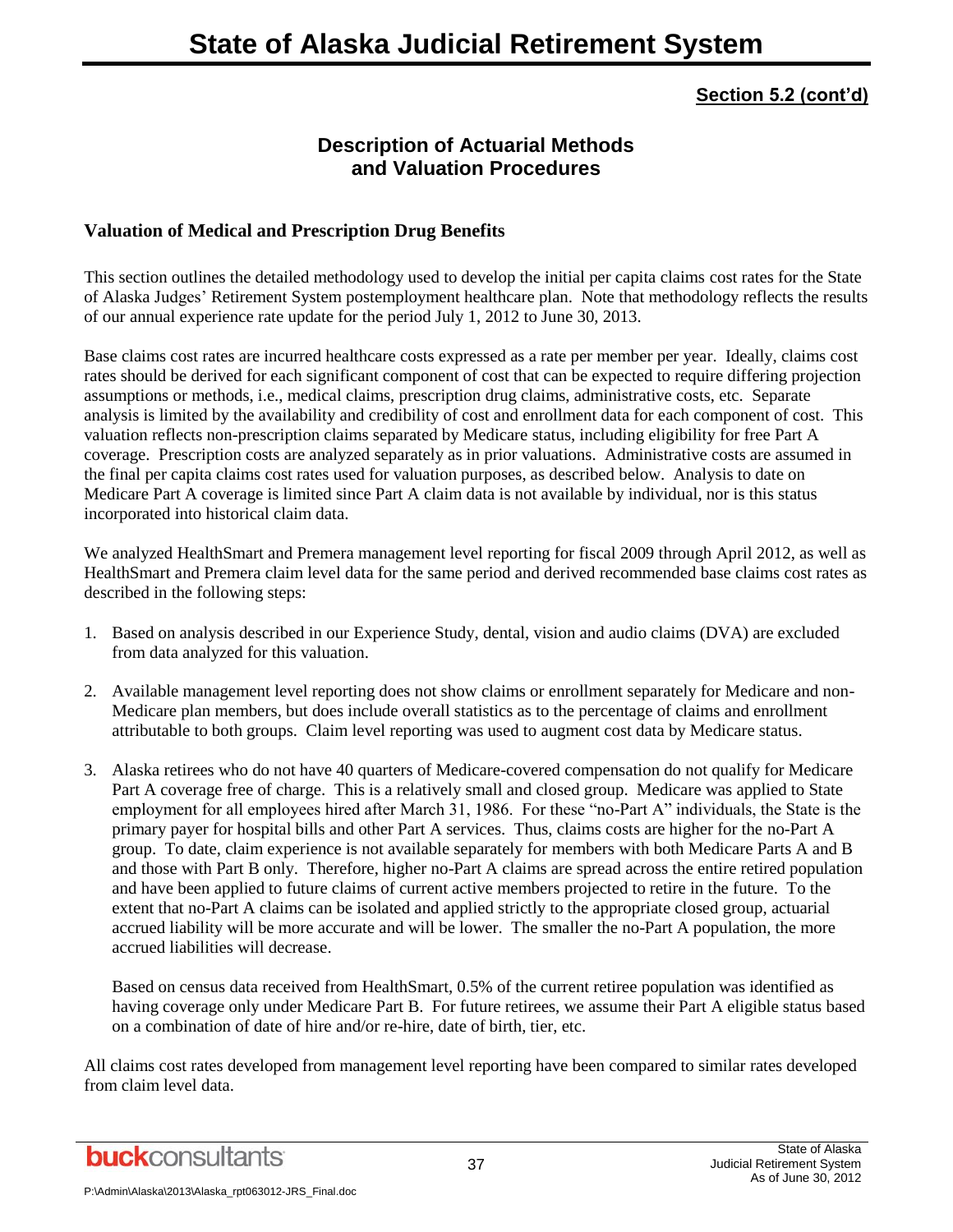**Section 5.2 (cont'd)**

## Description of Actuarial Methods and Valuation Procedures

### Valuation of Medical and Prescription Drug Benefits

This section outlines the detailed methodology used to develop the initial per capita claims cost rates for the State of Alaska Judges' Retirement System postemployment healthcare plan. Note that methodology reflects the results of our annual experience rate update for the period July 1, 2012 to June 30, 2013.

Base claims cost rates are incurred healthcare costs expressed as a rate per member per year. Ideally, claims cost rates should be derived for each significant component of cost that can be expected to require differing projection assumptions or methods, i.e., medical claims, prescription drug claims, administrative costs, etc. Separate analysis is limited by the availability and credibility of cost and enrollment data for each component of cost. This valuation reflects non-prescription claims separated by Medicare status, including eligibility for free Part A coverage. Prescription costs are analyzed separately as in prior valuations. Administrative costs are assumed in the final per capita claims cost rates used for valuation purposes, as described below. Analysis to date on Medicare Part A coverage is limited since Part A claim data is not available by individual, nor is this status incorporated into historical claim data.

We analyzed HealthSmart and Premera management level reporting for fiscal 2009 through April 2012, as well as HealthSmart and Premera claim level data for the same period and derived recommended base claims cost rates as described in the following steps:

1. Based on analysis described in our Experience Study, dental, vision and audio claims (DVA) are excluded from data analyzed for this valuation.

2. Available management level reporting does not show claims or enrollment separately for Medicare and non-Medicare plan members, but does include overall statistics as to the percentage of claims and enrollment attributable to both groups. Claim level reporting was used to augment cost data by Medicare status.

3. Alaska retirees who do not have 40 quarters of Medicare-covered compensation do not qualify for Medicare Part A coverage free of charge. This is a relatively small and closed group. Medicare was applied to State employment for all employees hired after March 31, 1986. For these "no-Part A" individuals, the State is the primary payer for hospital bills and other Part A services. Thus, claims costs are higher for the no-Part A group. To date, claim experience is not available separately for members with both Medicare Parts A and B and those with Part B only. Therefore, higher no-Part A claims are spread across the entire retired population and have been applied to future claims of current active members projected to retire in the future. To the extent that no-Part A claims can be isolated and applied strictly to the appropriate closed group, actuarial accrued liability will be more accurate and will be lower. The smaller the no-Part A population, the more accrued liabilities will decrease.

   Based on census data received from HealthSmart, 0.5% of the current retiree population was identified as having coverage only under Medicare Part B. For future retirees, we assume their Part A eligible status based on a combination of date of hire and/or re-hire, date of birth, tier, etc.

All claims cost rates developed from management level reporting have been compared to similar rates developed from claim level data.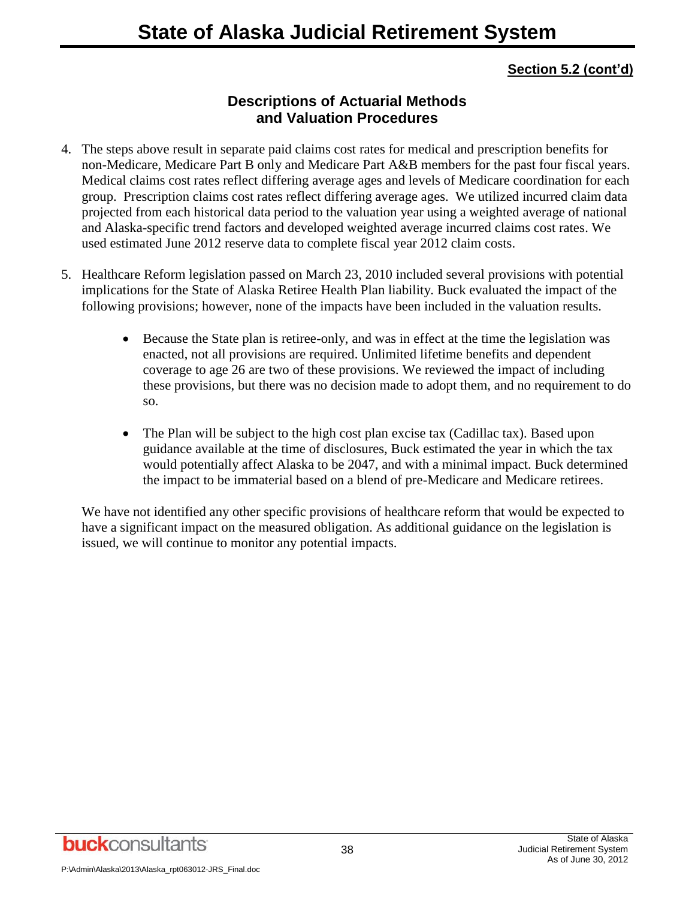## Section 5.2 (cont'd)

### Descriptions of Actuarial Methods and Valuation Procedures

4. The steps above result in separate paid claims cost rates for medical and prescription benefits for non-Medicare, Medicare Part B only and Medicare Part A&B members for the past four fiscal years. Medical claims cost rates reflect differing average ages and levels of Medicare coordination for each group. Prescription claims cost rates reflect differing average ages. We utilized incurred claim data projected from each historical data period to the valuation year using a weighted average of national and Alaska-specific trend factors and developed weighted average incurred claims cost rates. We used estimated June 2012 reserve data to complete fiscal year 2012 claim costs.

5. Healthcare Reform legislation passed on March 23, 2010 included several provisions with potential implications for the State of Alaska Retiree Health Plan liability. Buck evaluated the impact of the following provisions; however, none of the impacts have been included in the valuation results.

   - Because the State plan is retiree-only, and was in effect at the time the legislation was enacted, not all provisions are required. Unlimited lifetime benefits and dependent coverage to age 26 are two of these provisions. We reviewed the impact of including these provisions, but there was no decision made to adopt them, and no requirement to do so.

   - The Plan will be subject to the high cost plan excise tax (Cadillac tax). Based upon guidance available at the time of disclosures, Buck estimated the year in which the tax would potentially affect Alaska to be 2047, and with a minimal impact. Buck determined the impact to be immaterial based on a blend of pre-Medicare and Medicare retirees.

   We have not identified any other specific provisions of healthcare reform that would be expected to have a significant impact on the measured obligation. As additional guidance on the legislation is issued, we will continue to monitor any potential impacts.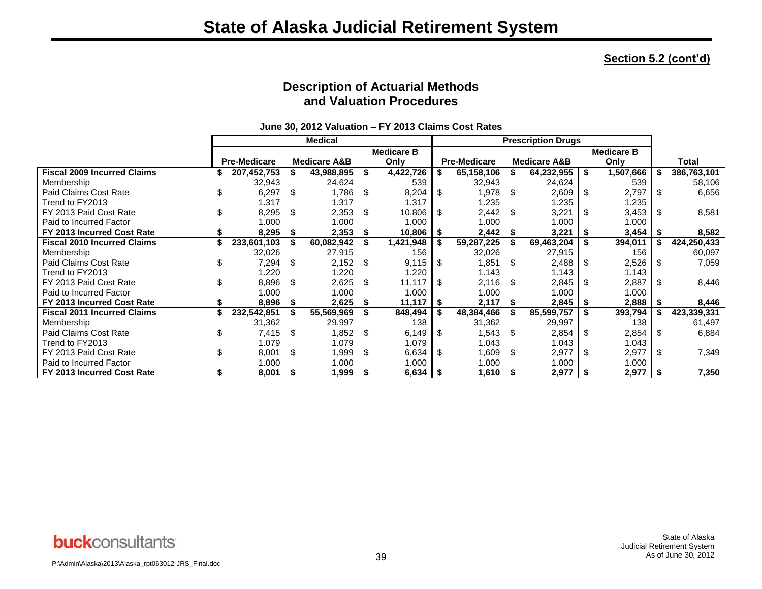# State of Alaska Judicial Retirement System

**Section 5.2 (cont'd)**

## Description of Actuarial Methods and Valuation Procedures

**June 30, 2012 Valuation – FY 2013 Claims Cost Rates**

| | Medical | | | Prescription Drugs | | | |
|---|---|---|---|---|---|---|---|
| | Pre-Medicare | Medicare A&B | Medicare B Only | Pre-Medicare | Medicare A&B | Medicare B Only | Total |
| **Fiscal 2009 Incurred Claims** | **$ 207,452,753** | **$ 43,988,895** | **$ 4,422,726** | **$ 65,158,106** | **$ 64,232,955** | **$ 1,507,666** | **$ 386,763,101** |
| Membership | 32,943 | 24,624 | 539 | 32,943 | 24,624 | 539 | 58,106 |
| Paid Claims Cost Rate | $ 6,297 | $ 1,786 | $ 8,204 | $ 1,978 | $ 2,609 | $ 2,797 | $ 6,656 |
| Trend to FY2013 | 1.317 | 1.317 | 1.317 | 1.235 | 1.235 | 1.235 | |
| FY 2013 Paid Cost Rate | $ 8,295 | $ 2,353 | $ 10,806 | $ 2,442 | $ 3,221 | $ 3,453 | $ 8,581 |
| Paid to Incurred Factor | 1.000 | 1.000 | 1.000 | 1.000 | 1.000 | 1.000 | |
| **FY 2013 Incurred Cost Rate** | **$ 8,295** | **$ 2,353** | **$ 10,806** | **$ 2,442** | **$ 3,221** | **$ 3,454** | **$ 8,582** |
| **Fiscal 2010 Incurred Claims** | **$ 233,601,103** | **$ 60,082,942** | **$ 1,421,948** | **$ 59,287,225** | **$ 69,463,204** | **$ 394,011** | **$ 424,250,433** |
| Membership | 32,026 | 27,915 | 156 | 32,026 | 27,915 | 156 | 60,097 |
| Paid Claims Cost Rate | $ 7,294 | $ 2,152 | $ 9,115 | $ 1,851 | $ 2,488 | $ 2,526 | $ 7,059 |
| Trend to FY2013 | 1.220 | 1.220 | 1.220 | 1.143 | 1.143 | 1.143 | |
| FY 2013 Paid Cost Rate | $ 8,896 | $ 2,625 | $ 11,117 | $ 2,116 | $ 2,845 | $ 2,887 | $ 8,446 |
| Paid to Incurred Factor | 1.000 | 1.000 | 1.000 | 1.000 | 1.000 | 1.000 | |
| **FY 2013 Incurred Cost Rate** | **$ 8,896** | **$ 2,625** | **$ 11,117** | **$ 2,117** | **$ 2,845** | **$ 2,888** | **$ 8,446** |
| **Fiscal 2011 Incurred Claims** | **$ 232,542,851** | **$ 55,569,969** | **$ 848,494** | **$ 48,384,466** | **$ 85,599,757** | **$ 393,794** | **$ 423,339,331** |
| Membership | 31,362 | 29,997 | 138 | 31,362 | 29,997 | 138 | 61,497 |
| Paid Claims Cost Rate | $ 7,415 | $ 1,852 | $ 6,149 | $ 1,543 | $ 2,854 | $ 2,854 | $ 6,884 |
| Trend to FY2013 | 1.079 | 1.079 | 1.079 | 1.043 | 1.043 | 1.043 | |
| FY 2013 Paid Cost Rate | $ 8,001 | $ 1,999 | $ 6,634 | $ 1,609 | $ 2,977 | $ 2,977 | $ 7,349 |
| Paid to Incurred Factor | 1.000 | 1.000 | 1.000 | 1.000 | 1.000 | 1.000 | |
| **FY 2013 Incurred Cost Rate** | **$ 8,001** | **$ 1,999** | **$ 6,634** | **$ 1,610** | **$ 2,977** | **$ 2,977** | **$ 7,350** |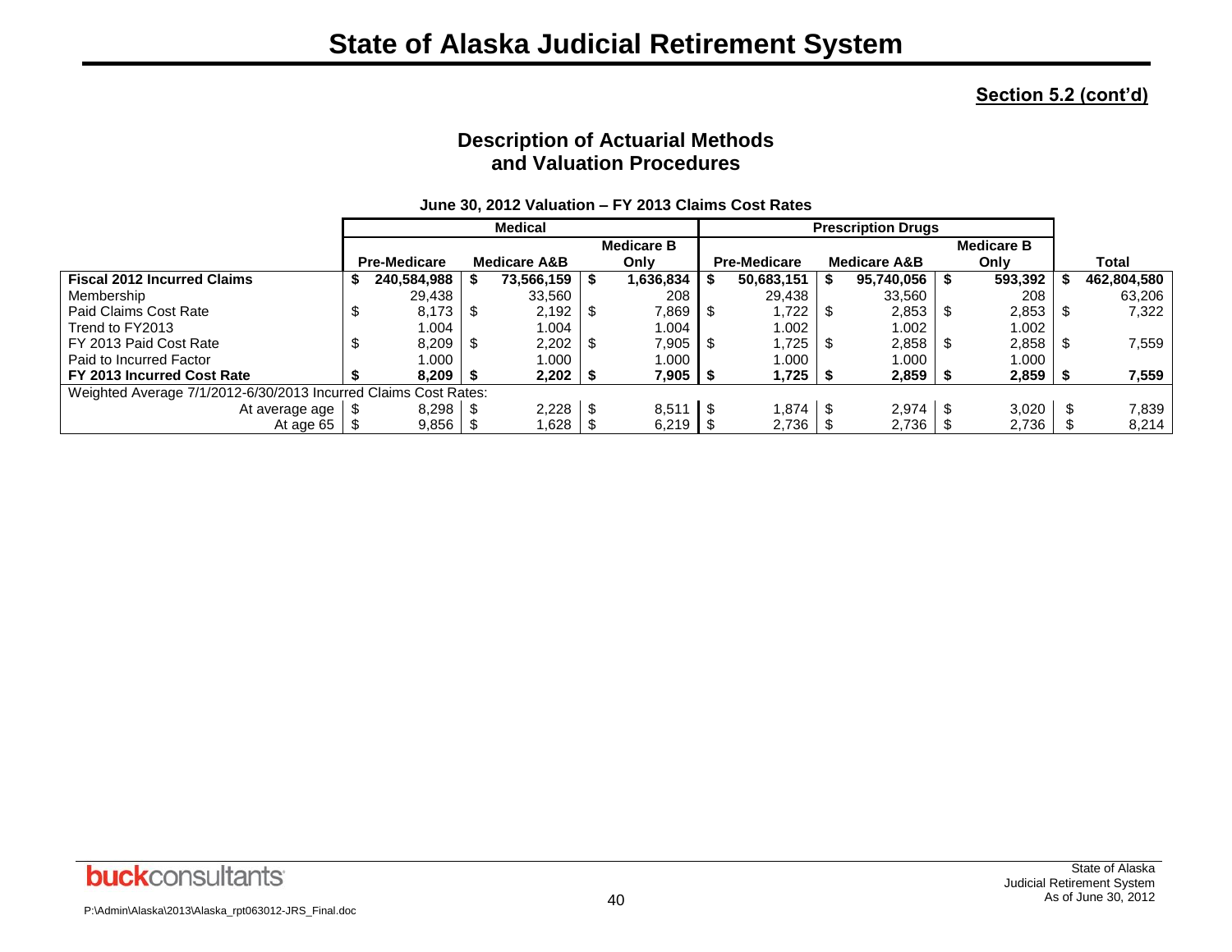## Section 5.2 (cont'd)

### Description of Actuarial Methods and Valuation Procedures

**June 30, 2012 Valuation – FY 2013 Claims Cost Rates**

| | Medical | | | Prescription Drugs | | | |
|---|---|---|---|---|---|---|---|
| | Pre-Medicare | Medicare A&B | Medicare B Only | Pre-Medicare | Medicare A&B | Medicare B Only | Total |
| **Fiscal 2012 Incurred Claims** | **$ 240,584,988** | **$ 73,566,159** | **$ 1,636,834** | **$ 50,683,151** | **$ 95,740,056** | **$ 593,392** | **$ 462,804,580** |
| Membership | 29,438 | 33,560 | 208 | 29,438 | 33,560 | 208 | 63,206 |
| Paid Claims Cost Rate | $ 8,173 | $ 2,192 | $ 7,869 | $ 1,722 | $ 2,853 | $ 2,853 | $ 7,322 |
| Trend to FY2013 | 1.004 | 1.004 | 1.004 | 1.002 | 1.002 | 1.002 | |
| FY 2013 Paid Cost Rate | $ 8,209 | $ 2,202 | $ 7,905 | $ 1,725 | $ 2,858 | $ 2,858 | $ 7,559 |
| Paid to Incurred Factor | 1.000 | 1.000 | 1.000 | 1.000 | 1.000 | 1.000 | |
| **FY 2013 Incurred Cost Rate** | **$ 8,209** | **$ 2,202** | **$ 7,905** | **$ 1,725** | **$ 2,859** | **$ 2,859** | **$ 7,559** |
| Weighted Average 7/1/2012-6/30/2013 Incurred Claims Cost Rates: | | | | | | | |
| At average age | $ 8,298 | $ 2,228 | $ 8,511 | $ 1,874 | $ 2,974 | $ 3,020 | $ 7,839 |
| At age 65 | $ 9,856 | $ 1,628 | $ 6,219 | $ 2,736 | $ 2,736 | $ 2,736 | $ 8,214 |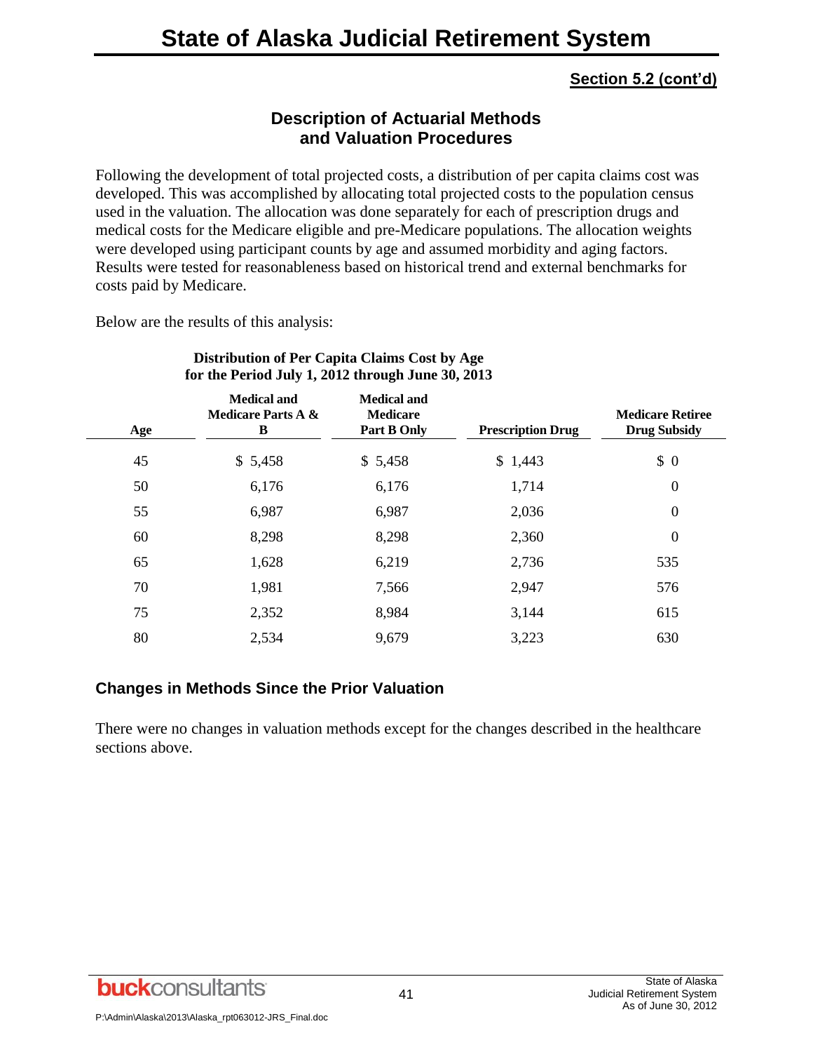## Section 5.2 (cont'd)

### Description of Actuarial Methods and Valuation Procedures

Following the development of total projected costs, a distribution of per capita claims cost was developed. This was accomplished by allocating total projected costs to the population census used in the valuation. The allocation was done separately for each of prescription drugs and medical costs for the Medicare eligible and pre-Medicare populations. The allocation weights were developed using participant counts by age and assumed morbidity and aging factors. Results were tested for reasonableness based on historical trend and external benchmarks for costs paid by Medicare.

Below are the results of this analysis:

**Distribution of Per Capita Claims Cost by Age for the Period July 1, 2012 through June 30, 2013**

| Age | Medical and Medicare Parts A & B | Medical and Medicare Part B Only | Prescription Drug | Medicare Retiree Drug Subsidy |
|---|---|---|---|---|
| 45 | $ 5,458 | $ 5,458 | $ 1,443 | $ 0 |
| 50 | 6,176 | 6,176 | 1,714 | 0 |
| 55 | 6,987 | 6,987 | 2,036 | 0 |
| 60 | 8,298 | 8,298 | 2,360 | 0 |
| 65 | 1,628 | 6,219 | 2,736 | 535 |
| 70 | 1,981 | 7,566 | 2,947 | 576 |
| 75 | 2,352 | 8,984 | 3,144 | 615 |
| 80 | 2,534 | 9,679 | 3,223 | 630 |

### Changes in Methods Since the Prior Valuation

There were no changes in valuation methods except for the changes described in the healthcare sections above.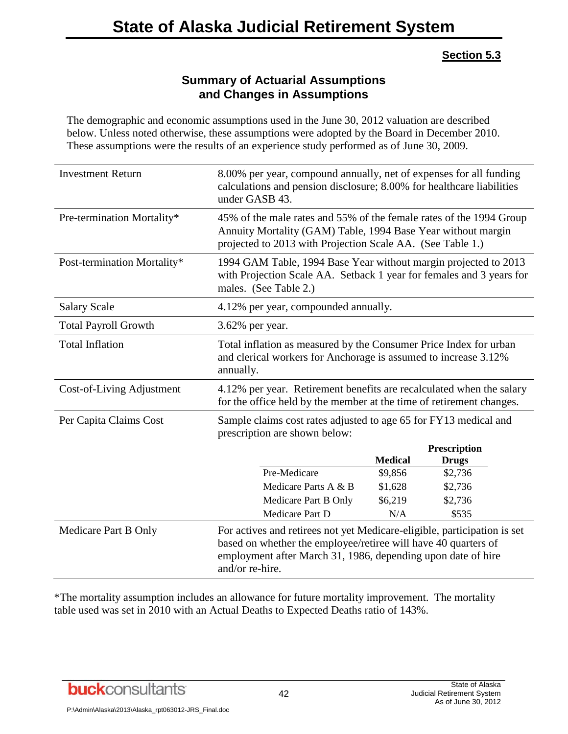# State of Alaska Judicial Retirement System

**Section 5.3**

## Summary of Actuarial Assumptions and Changes in Assumptions

The demographic and economic assumptions used in the June 30, 2012 valuation are described below. Unless noted otherwise, these assumptions were adopted by the Board in December 2010. These assumptions were the results of an experience study performed as of June 30, 2009.

| | |
|---|---|
| Investment Return | 8.00% per year, compound annually, net of expenses for all funding calculations and pension disclosure; 8.00% for healthcare liabilities under GASB 43. |
| Pre-termination Mortality* | 45% of the male rates and 55% of the female rates of the 1994 Group Annuity Mortality (GAM) Table, 1994 Base Year without margin projected to 2013 with Projection Scale AA. (See Table 1.) |
| Post-termination Mortality* | 1994 GAM Table, 1994 Base Year without margin projected to 2013 with Projection Scale AA. Setback 1 year for females and 3 years for males. (See Table 2.) |
| Salary Scale | 4.12% per year, compounded annually. |
| Total Payroll Growth | 3.62% per year. |
| Total Inflation | Total inflation as measured by the Consumer Price Index for urban and clerical workers for Anchorage is assumed to increase 3.12% annually. |
| Cost-of-Living Adjustment | 4.12% per year. Retirement benefits are recalculated when the salary for the office held by the member at the time of retirement changes. |
| Per Capita Claims Cost | Sample claims cost rates adjusted to age 65 for FY13 medical and prescription are shown below: |

| | Medical | Prescription Drugs |
|---|---|---|
| Pre-Medicare | $9,856 | $2,736 |
| Medicare Parts A & B | $1,628 | $2,736 |
| Medicare Part B Only | $6,219 | $2,736 |
| Medicare Part D | N/A | $535 |

| | |
|---|---|
| Medicare Part B Only | For actives and retirees not yet Medicare-eligible, participation is set based on whether the employee/retiree will have 40 quarters of employment after March 31, 1986, depending upon date of hire and/or re-hire. |

*The mortality assumption includes an allowance for future mortality improvement. The mortality table used was set in 2010 with an Actual Deaths to Expected Deaths ratio of 143%.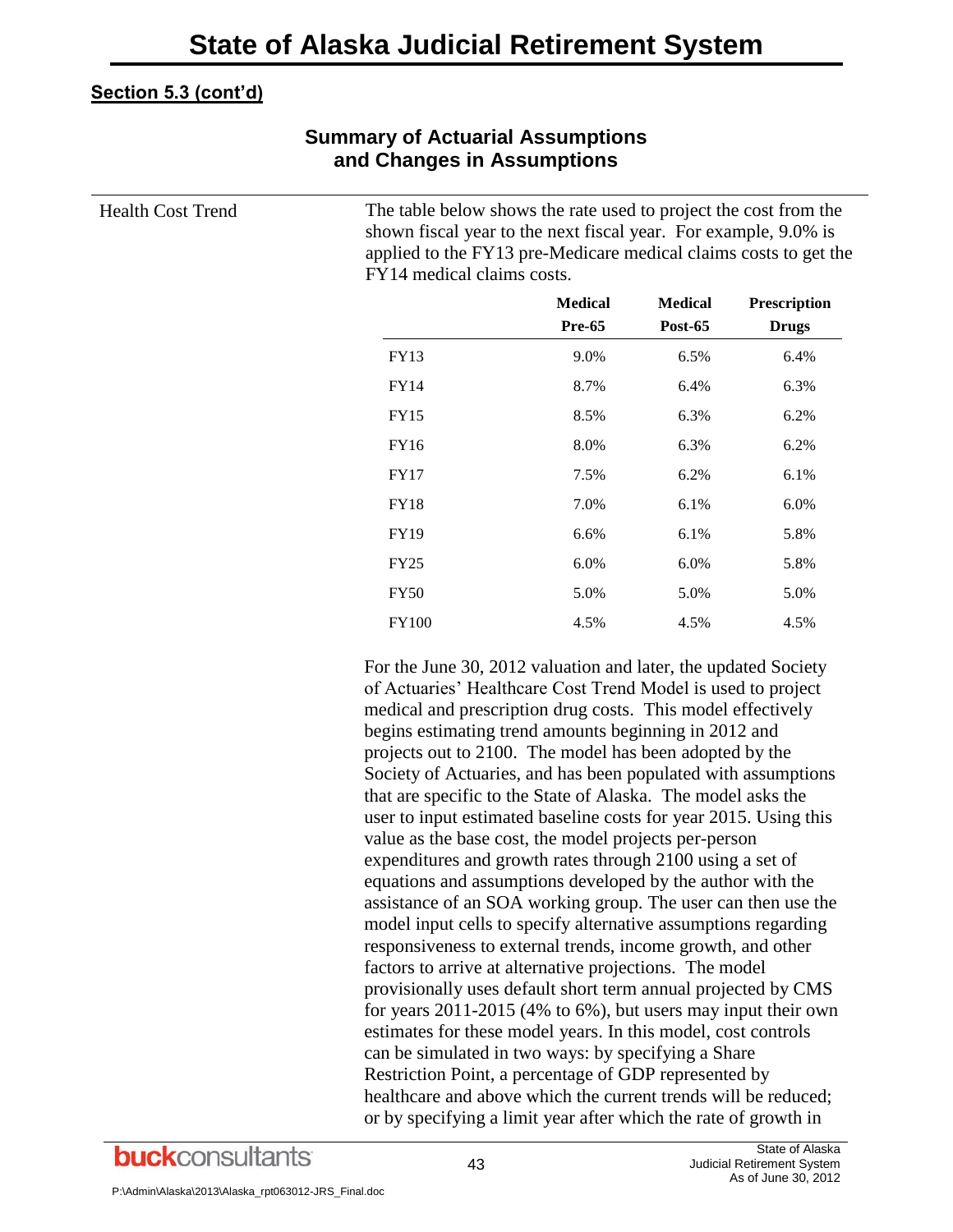**Section 5.3 (cont'd)**

## Summary of Actuarial Assumptions and Changes in Assumptions

Health Cost Trend

The table below shows the rate used to project the cost from the shown fiscal year to the next fiscal year. For example, 9.0% is applied to the FY13 pre-Medicare medical claims costs to get the FY14 medical claims costs.

| | Medical Pre-65 | Medical Post-65 | Prescription Drugs |
|---|---|---|---|
| FY13 | 9.0% | 6.5% | 6.4% |
| FY14 | 8.7% | 6.4% | 6.3% |
| FY15 | 8.5% | 6.3% | 6.2% |
| FY16 | 8.0% | 6.3% | 6.2% |
| FY17 | 7.5% | 6.2% | 6.1% |
| FY18 | 7.0% | 6.1% | 6.0% |
| FY19 | 6.6% | 6.1% | 5.8% |
| FY25 | 6.0% | 6.0% | 5.8% |
| FY50 | 5.0% | 5.0% | 5.0% |
| FY100 | 4.5% | 4.5% | 4.5% |

For the June 30, 2012 valuation and later, the updated Society of Actuaries' Healthcare Cost Trend Model is used to project medical and prescription drug costs. This model effectively begins estimating trend amounts beginning in 2012 and projects out to 2100. The model has been adopted by the Society of Actuaries, and has been populated with assumptions that are specific to the State of Alaska. The model asks the user to input estimated baseline costs for year 2015. Using this value as the base cost, the model projects per-person expenditures and growth rates through 2100 using a set of equations and assumptions developed by the author with the assistance of an SOA working group. The user can then use the model input cells to specify alternative assumptions regarding responsiveness to external trends, income growth, and other factors to arrive at alternative projections. The model provisionally uses default short term annual projected by CMS for years 2011-2015 (4% to 6%), but users may input their own estimates for these model years. In this model, cost controls can be simulated in two ways: by specifying a Share Restriction Point, a percentage of GDP represented by healthcare and above which the current trends will be reduced; or by specifying a limit year after which the rate of growth in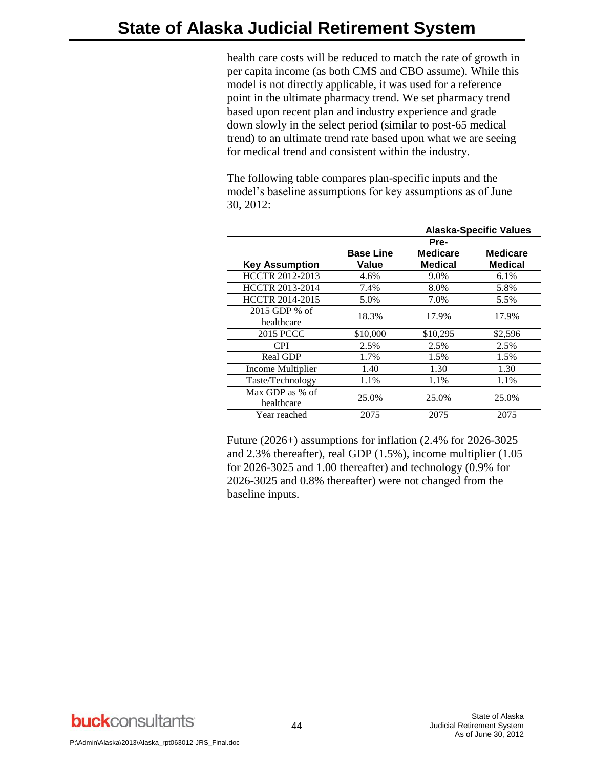health care costs will be reduced to match the rate of growth in per capita income (as both CMS and CBO assume). While this model is not directly applicable, it was used for a reference point in the ultimate pharmacy trend. We set pharmacy trend based upon recent plan and industry experience and grade down slowly in the select period (similar to post-65 medical trend) to an ultimate trend rate based upon what we are seeing for medical trend and consistent within the industry.

The following table compares plan-specific inputs and the model's baseline assumptions for key assumptions as of June 30, 2012:

| | | Alaska-Specific Values | |
|---|---|---|---|
| **Key Assumption** | **Base Line Value** | **Pre-Medicare Medical** | **Medicare Medical** |
| HCCTR 2012-2013 | 4.6% | 9.0% | 6.1% |
| HCCTR 2013-2014 | 7.4% | 8.0% | 5.8% |
| HCCTR 2014-2015 | 5.0% | 7.0% | 5.5% |
| 2015 GDP % of healthcare | 18.3% | 17.9% | 17.9% |
| 2015 PCCC | $10,000 | $10,295 | $2,596 |
| CPI | 2.5% | 2.5% | 2.5% |
| Real GDP | 1.7% | 1.5% | 1.5% |
| Income Multiplier | 1.40 | 1.30 | 1.30 |
| Taste/Technology | 1.1% | 1.1% | 1.1% |
| Max GDP as % of healthcare | 25.0% | 25.0% | 25.0% |
| Year reached | 2075 | 2075 | 2075 |

Future (2026+) assumptions for inflation (2.4% for 2026-3025 and 2.3% thereafter), real GDP (1.5%), income multiplier (1.05 for 2026-3025 and 1.00 thereafter) and technology (0.9% for 2026-3025 and 0.8% thereafter) were not changed from the baseline inputs.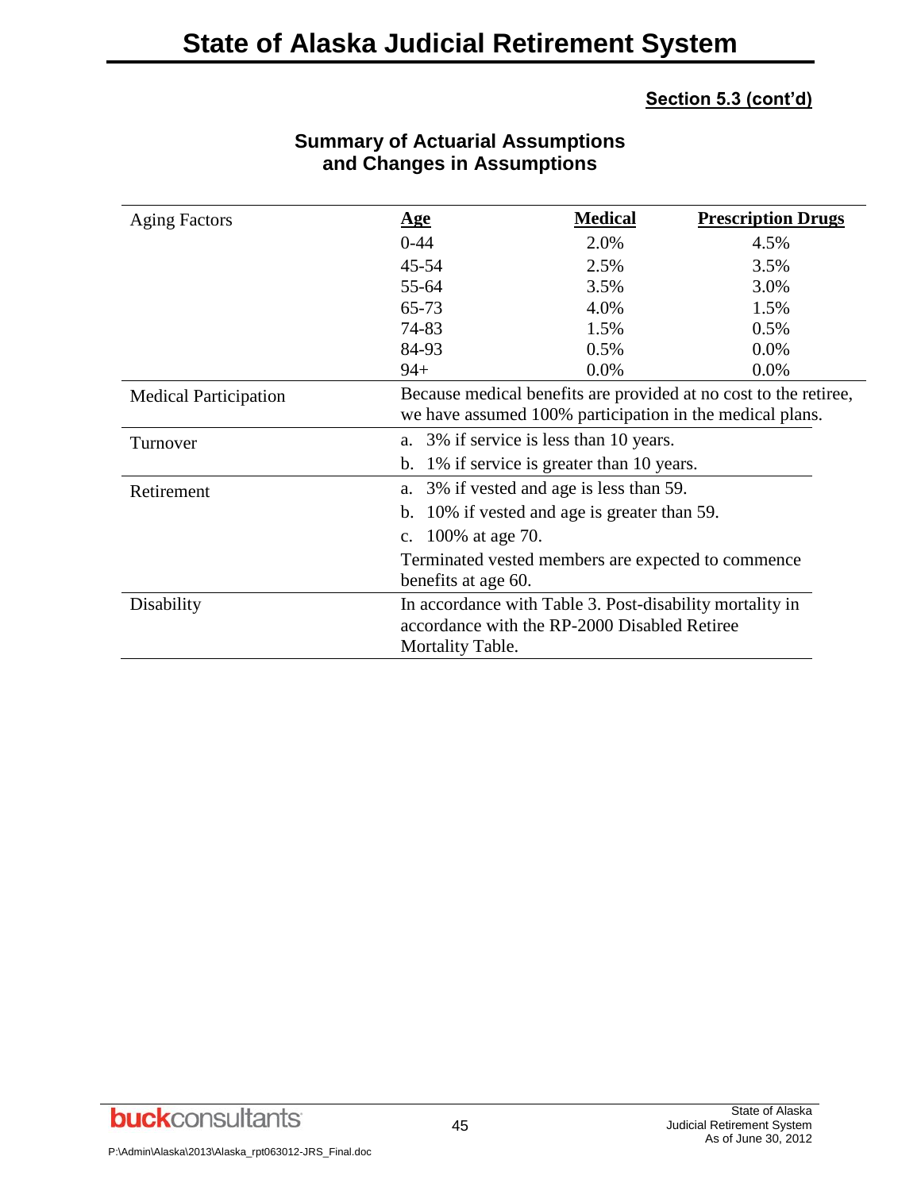**Section 5.3 (cont'd)**

## Summary of Actuarial Assumptions and Changes in Assumptions

| Aging Factors | Age | Medical | Prescription Drugs |
|---|---|---|---|
| | 0-44 | 2.0% | 4.5% |
| | 45-54 | 2.5% | 3.5% |
| | 55-64 | 3.5% | 3.0% |
| | 65-73 | 4.0% | 1.5% |
| | 74-83 | 1.5% | 0.5% |
| | 84-93 | 0.5% | 0.0% |
| | 94+ | 0.0% | 0.0% |

| | |
|---|---|
| Medical Participation | Because medical benefits are provided at no cost to the retiree, we have assumed 100% participation in the medical plans. |
| Turnover | a. 3% if service is less than 10 years.<br>b. 1% if service is greater than 10 years. |
| Retirement | a. 3% if vested and age is less than 59.<br>b. 10% if vested and age is greater than 59.<br>c. 100% at age 70.<br>Terminated vested members are expected to commence benefits at age 60. |
| Disability | In accordance with Table 3. Post-disability mortality in accordance with the RP-2000 Disabled Retiree Mortality Table. |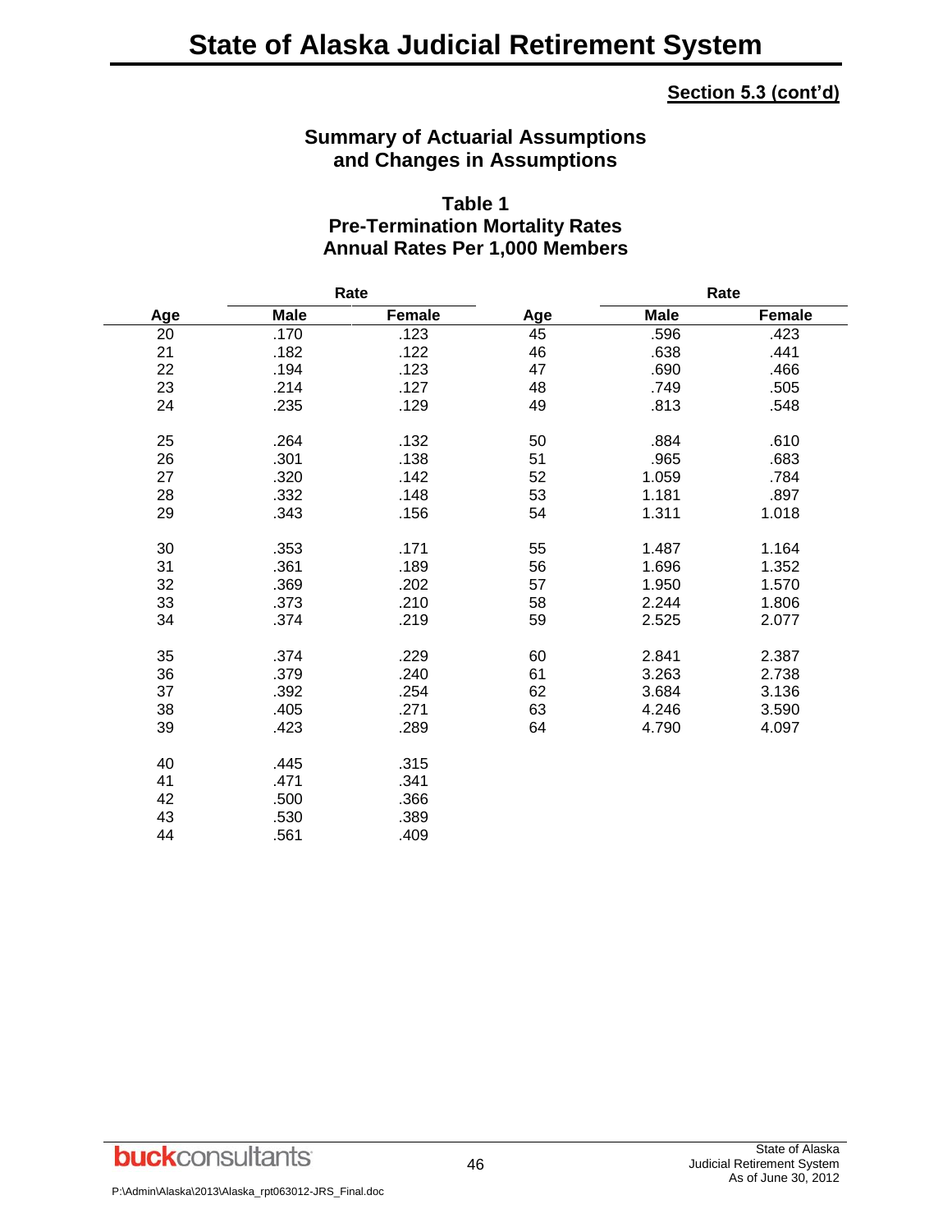**Section 5.3 (cont'd)**

## Summary of Actuarial Assumptions and Changes in Assumptions

### Table 1
### Pre-Termination Mortality Rates
### Annual Rates Per 1,000 Members

| | Rate | | | Rate | |
|---|---|---|---|---|---|
| **Age** | **Male** | **Female** | **Age** | **Male** | **Female** |
| 20 | .170 | .123 | 45 | .596 | .423 |
| 21 | .182 | .122 | 46 | .638 | .441 |
| 22 | .194 | .123 | 47 | .690 | .466 |
| 23 | .214 | .127 | 48 | .749 | .505 |
| 24 | .235 | .129 | 49 | .813 | .548 |
| 25 | .264 | .132 | 50 | .884 | .610 |
| 26 | .301 | .138 | 51 | .965 | .683 |
| 27 | .320 | .142 | 52 | 1.059 | .784 |
| 28 | .332 | .148 | 53 | 1.181 | .897 |
| 29 | .343 | .156 | 54 | 1.311 | 1.018 |
| 30 | .353 | .171 | 55 | 1.487 | 1.164 |
| 31 | .361 | .189 | 56 | 1.696 | 1.352 |
| 32 | .369 | .202 | 57 | 1.950 | 1.570 |
| 33 | .373 | .210 | 58 | 2.244 | 1.806 |
| 34 | .374 | .219 | 59 | 2.525 | 2.077 |
| 35 | .374 | .229 | 60 | 2.841 | 2.387 |
| 36 | .379 | .240 | 61 | 3.263 | 2.738 |
| 37 | .392 | .254 | 62 | 3.684 | 3.136 |
| 38 | .405 | .271 | 63 | 4.246 | 3.590 |
| 39 | .423 | .289 | 64 | 4.790 | 4.097 |
| 40 | .445 | .315 | | | |
| 41 | .471 | .341 | | | |
| 42 | .500 | .366 | | | |
| 43 | .530 | .389 | | | |
| 44 | .561 | .409 | | | |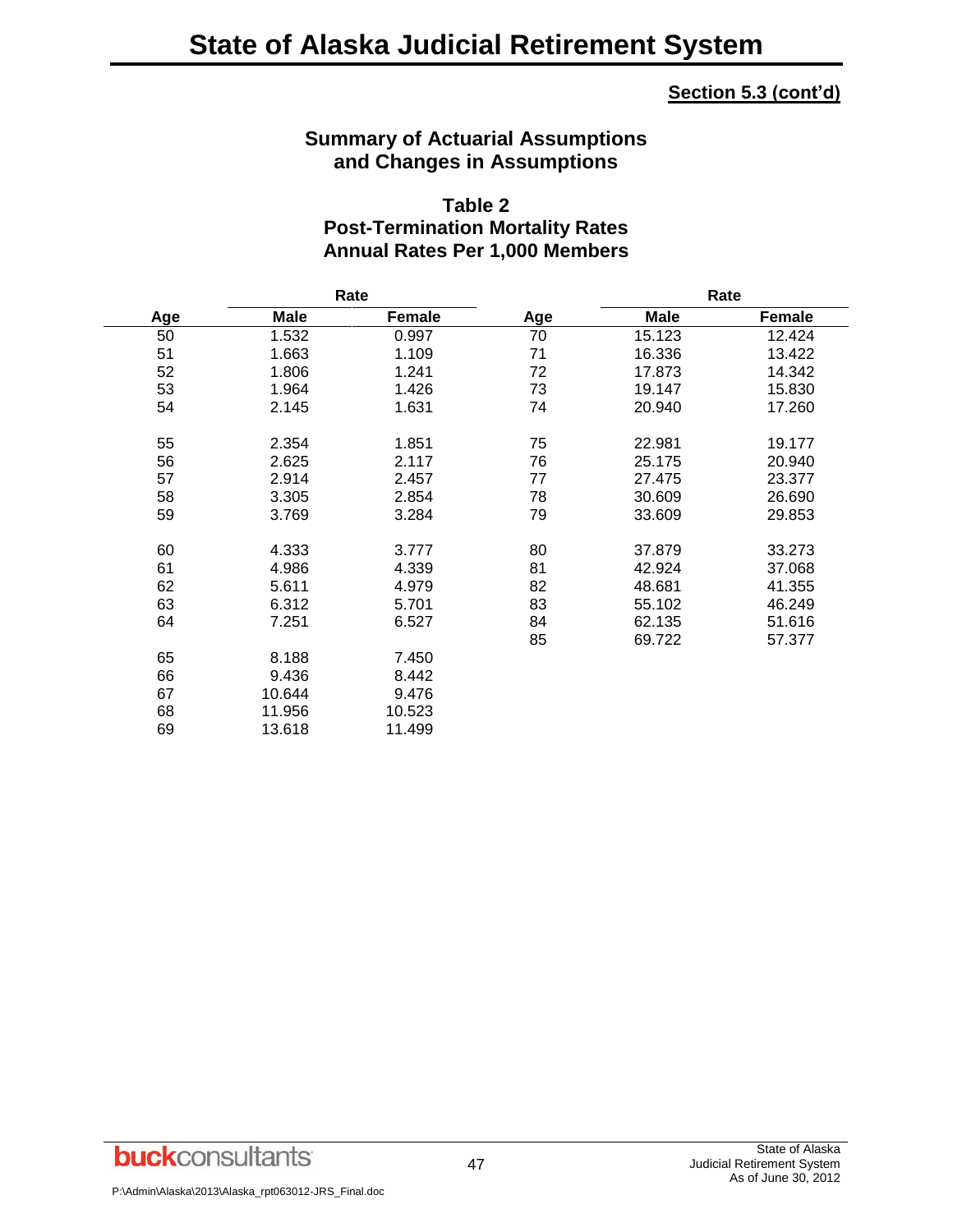**Section 5.3 (cont'd)**

## Summary of Actuarial Assumptions and Changes in Assumptions

### Table 2
### Post-Termination Mortality Rates
### Annual Rates Per 1,000 Members

| Age | Rate | | Age | Rate | |
|---|---|---|---|---|---|
| | Male | Female | | Male | Female |
| 50 | 1.532 | 0.997 | 70 | 15.123 | 12.424 |
| 51 | 1.663 | 1.109 | 71 | 16.336 | 13.422 |
| 52 | 1.806 | 1.241 | 72 | 17.873 | 14.342 |
| 53 | 1.964 | 1.426 | 73 | 19.147 | 15.830 |
| 54 | 2.145 | 1.631 | 74 | 20.940 | 17.260 |
| 55 | 2.354 | 1.851 | 75 | 22.981 | 19.177 |
| 56 | 2.625 | 2.117 | 76 | 25.175 | 20.940 |
| 57 | 2.914 | 2.457 | 77 | 27.475 | 23.377 |
| 58 | 3.305 | 2.854 | 78 | 30.609 | 26.690 |
| 59 | 3.769 | 3.284 | 79 | 33.609 | 29.853 |
| 60 | 4.333 | 3.777 | 80 | 37.879 | 33.273 |
| 61 | 4.986 | 4.339 | 81 | 42.924 | 37.068 |
| 62 | 5.611 | 4.979 | 82 | 48.681 | 41.355 |
| 63 | 6.312 | 5.701 | 83 | 55.102 | 46.249 |
| 64 | 7.251 | 6.527 | 84 | 62.135 | 51.616 |
| | | | 85 | 69.722 | 57.377 |
| 65 | 8.188 | 7.450 | | | |
| 66 | 9.436 | 8.442 | | | |
| 67 | 10.644 | 9.476 | | | |
| 68 | 11.956 | 10.523 | | | |
| 69 | 13.618 | 11.499 | | | |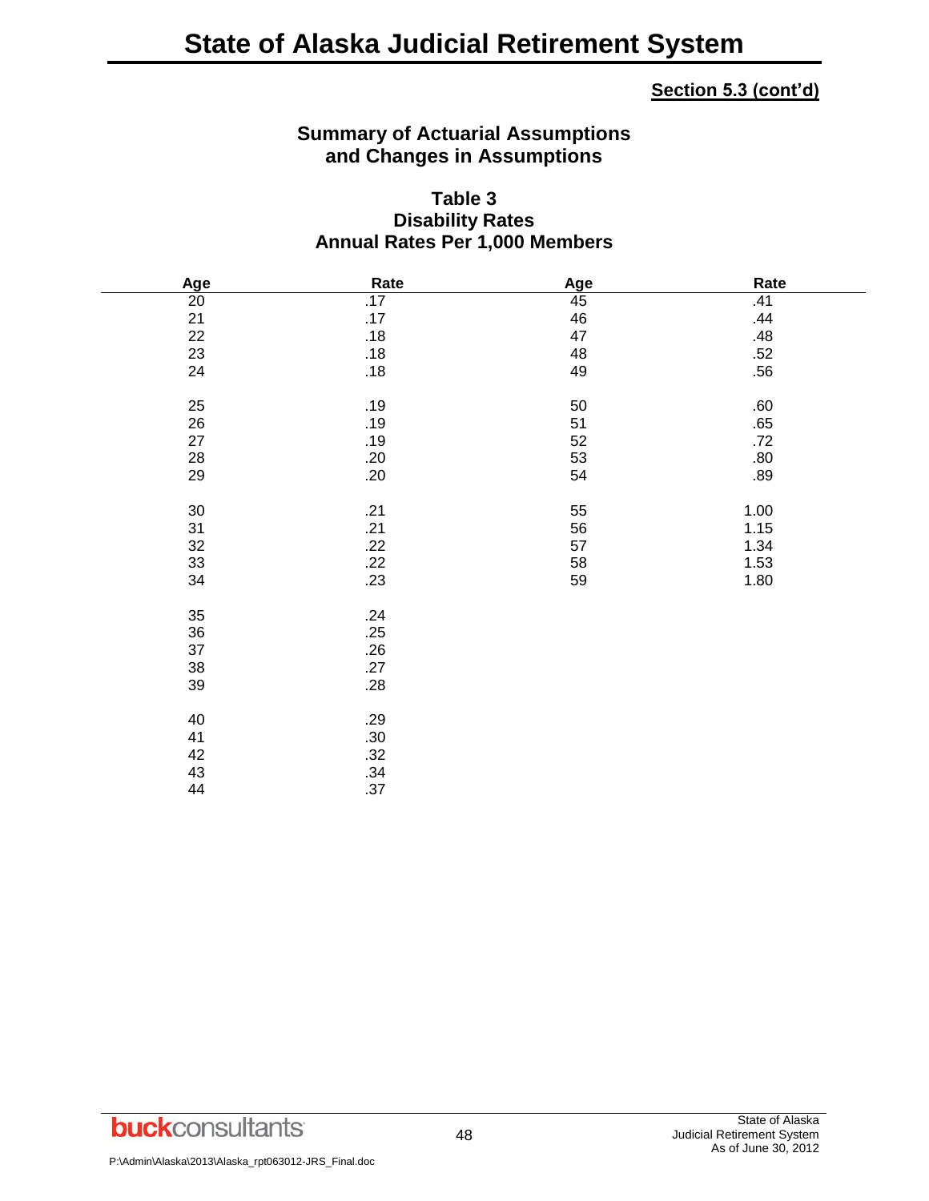# State of Alaska Judicial Retirement System

**Section 5.3 (cont'd)**

## Summary of Actuarial Assumptions and Changes in Assumptions

### Table 3
### Disability Rates
### Annual Rates Per 1,000 Members

| Age | Rate | Age | Rate |
|---|---|---|---|
| 20 | .17 | 45 | .41 |
| 21 | .17 | 46 | .44 |
| 22 | .18 | 47 | .48 |
| 23 | .18 | 48 | .52 |
| 24 | .18 | 49 | .56 |
| 25 | .19 | 50 | .60 |
| 26 | .19 | 51 | .65 |
| 27 | .19 | 52 | .72 |
| 28 | .20 | 53 | .80 |
| 29 | .20 | 54 | .89 |
| 30 | .21 | 55 | 1.00 |
| 31 | .21 | 56 | 1.15 |
| 32 | .22 | 57 | 1.34 |
| 33 | .22 | 58 | 1.53 |
| 34 | .23 | 59 | 1.80 |
| 35 | .24 | | |
| 36 | .25 | | |
| 37 | .26 | | |
| 38 | .27 | | |
| 39 | .28 | | |
| 40 | .29 | | |
| 41 | .30 | | |
| 42 | .32 | | |
| 43 | .34 | | |
| 44 | .37 | | |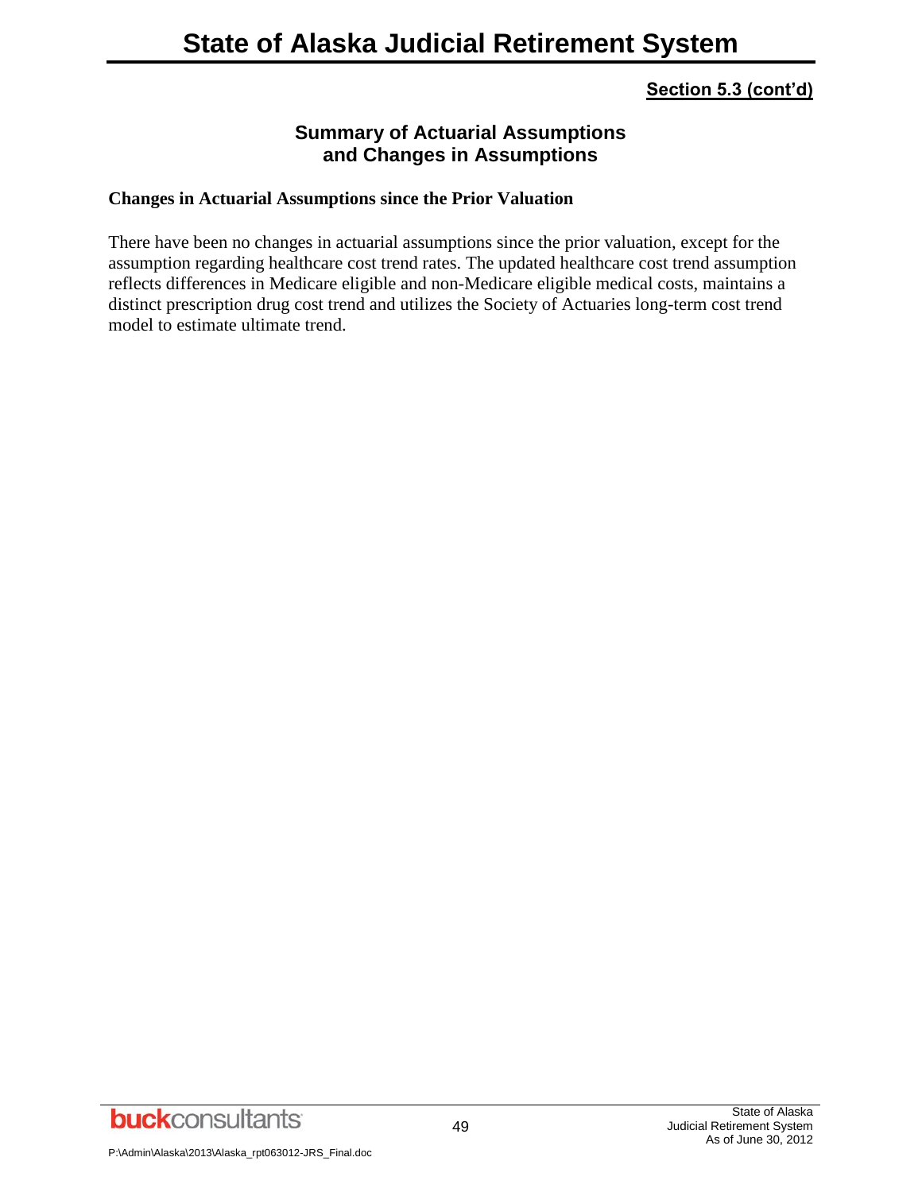**Section 5.3 (cont'd)**

## Summary of Actuarial Assumptions and Changes in Assumptions

### Changes in Actuarial Assumptions since the Prior Valuation

There have been no changes in actuarial assumptions since the prior valuation, except for the assumption regarding healthcare cost trend rates. The updated healthcare cost trend assumption reflects differences in Medicare eligible and non-Medicare eligible medical costs, maintains a distinct prescription drug cost trend and utilizes the Society of Actuaries long-term cost trend model to estimate ultimate trend.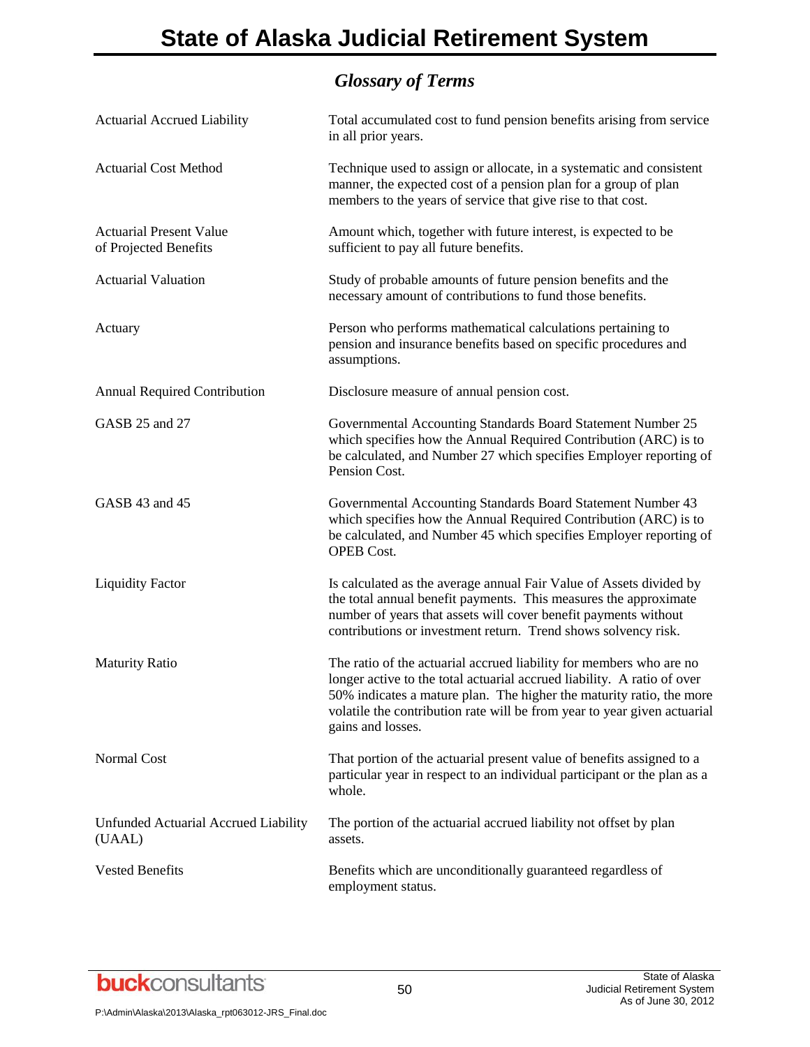# State of Alaska Judicial Retirement System

## *Glossary of Terms*

| | |
|---|---|
| Actuarial Accrued Liability | Total accumulated cost to fund pension benefits arising from service in all prior years. |
| Actuarial Cost Method | Technique used to assign or allocate, in a systematic and consistent manner, the expected cost of a pension plan for a group of plan members to the years of service that give rise to that cost. |
| Actuarial Present Value of Projected Benefits | Amount which, together with future interest, is expected to be sufficient to pay all future benefits. |
| Actuarial Valuation | Study of probable amounts of future pension benefits and the necessary amount of contributions to fund those benefits. |
| Actuary | Person who performs mathematical calculations pertaining to pension and insurance benefits based on specific procedures and assumptions. |
| Annual Required Contribution | Disclosure measure of annual pension cost. |
| GASB 25 and 27 | Governmental Accounting Standards Board Statement Number 25 which specifies how the Annual Required Contribution (ARC) is to be calculated, and Number 27 which specifies Employer reporting of Pension Cost. |
| GASB 43 and 45 | Governmental Accounting Standards Board Statement Number 43 which specifies how the Annual Required Contribution (ARC) is to be calculated, and Number 45 which specifies Employer reporting of OPEB Cost. |
| Liquidity Factor | Is calculated as the average annual Fair Value of Assets divided by the total annual benefit payments. This measures the approximate number of years that assets will cover benefit payments without contributions or investment return. Trend shows solvency risk. |
| Maturity Ratio | The ratio of the actuarial accrued liability for members who are no longer active to the total actuarial accrued liability. A ratio of over 50% indicates a mature plan. The higher the maturity ratio, the more volatile the contribution rate will be from year to year given actuarial gains and losses. |
| Normal Cost | That portion of the actuarial present value of benefits assigned to a particular year in respect to an individual participant or the plan as a whole. |
| Unfunded Actuarial Accrued Liability (UAAL) | The portion of the actuarial accrued liability not offset by plan assets. |
| Vested Benefits | Benefits which are unconditionally guaranteed regardless of employment status. |